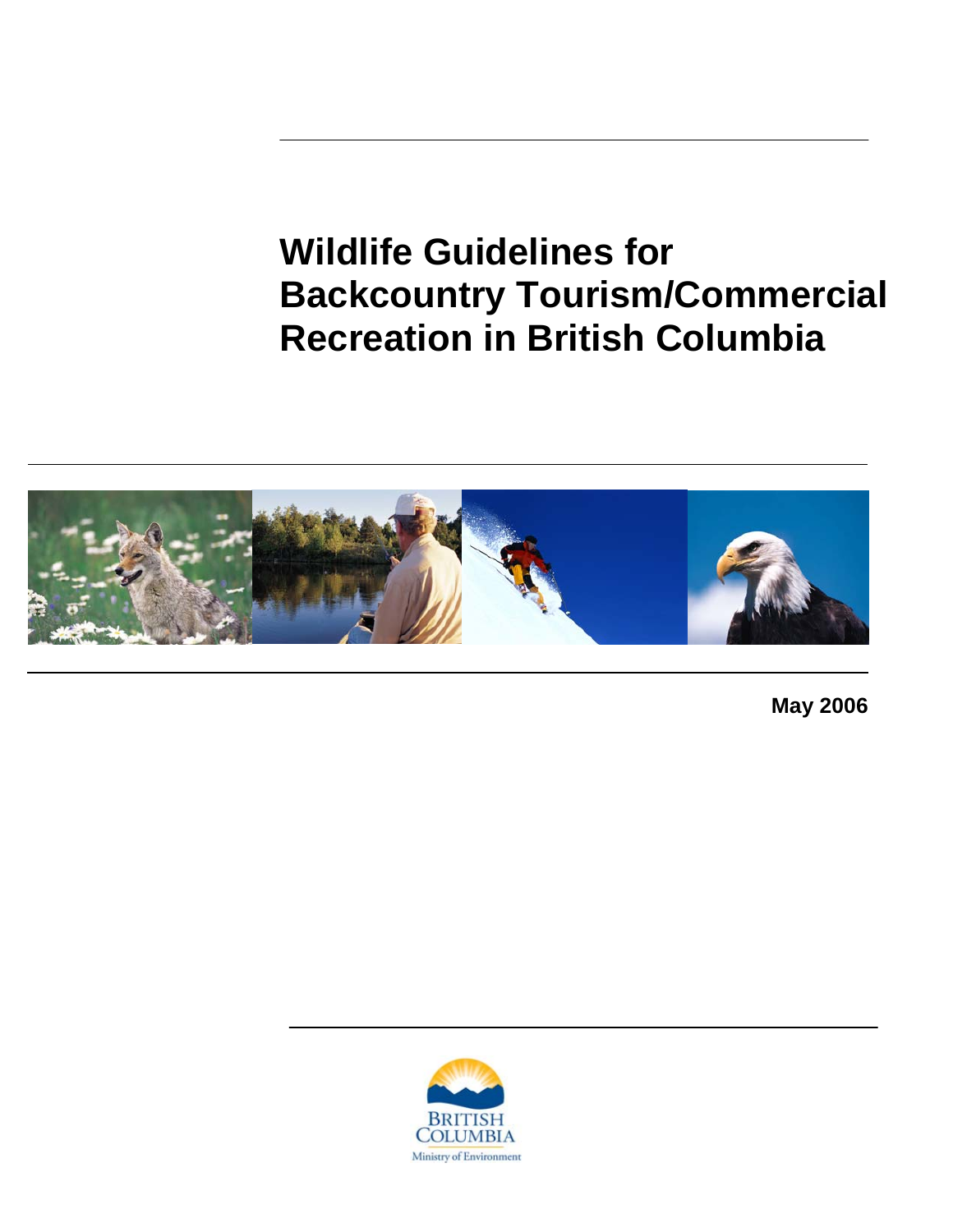# Wildlife Guidelines for Backcountry Tourism/Commercial Recreation in British Columbia

**May 2006**

BRITISH COLUMBIA

Ministry of Environment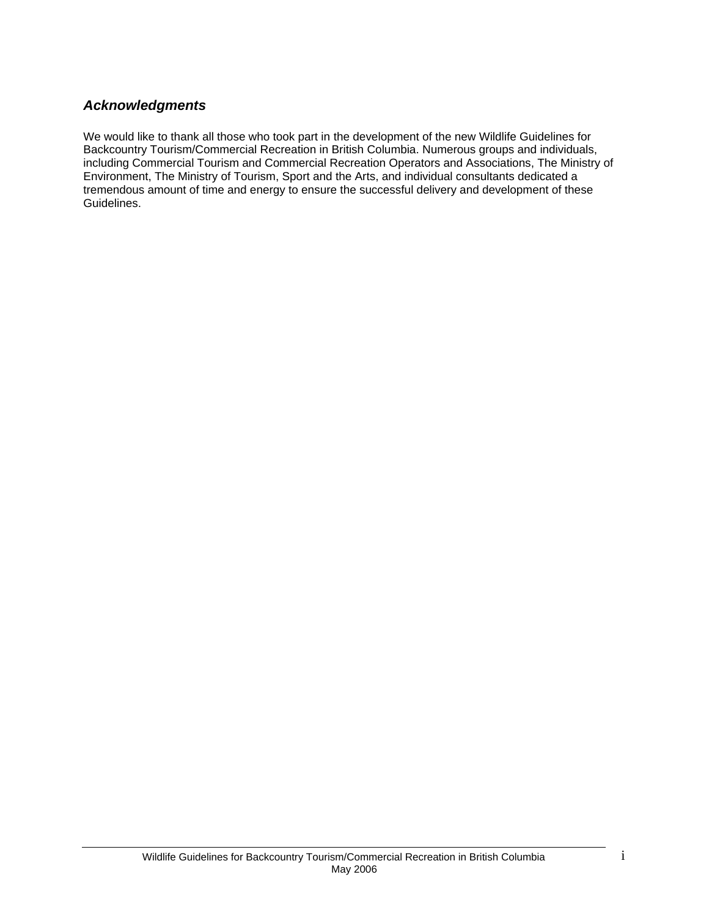## *Acknowledgments*

We would like to thank all those who took part in the development of the new Wildlife Guidelines for Backcountry Tourism/Commercial Recreation in British Columbia. Numerous groups and individuals, including Commercial Tourism and Commercial Recreation Operators and Associations, The Ministry of Environment, The Ministry of Tourism, Sport and the Arts, and individual consultants dedicated a tremendous amount of time and energy to ensure the successful delivery and development of these Guidelines.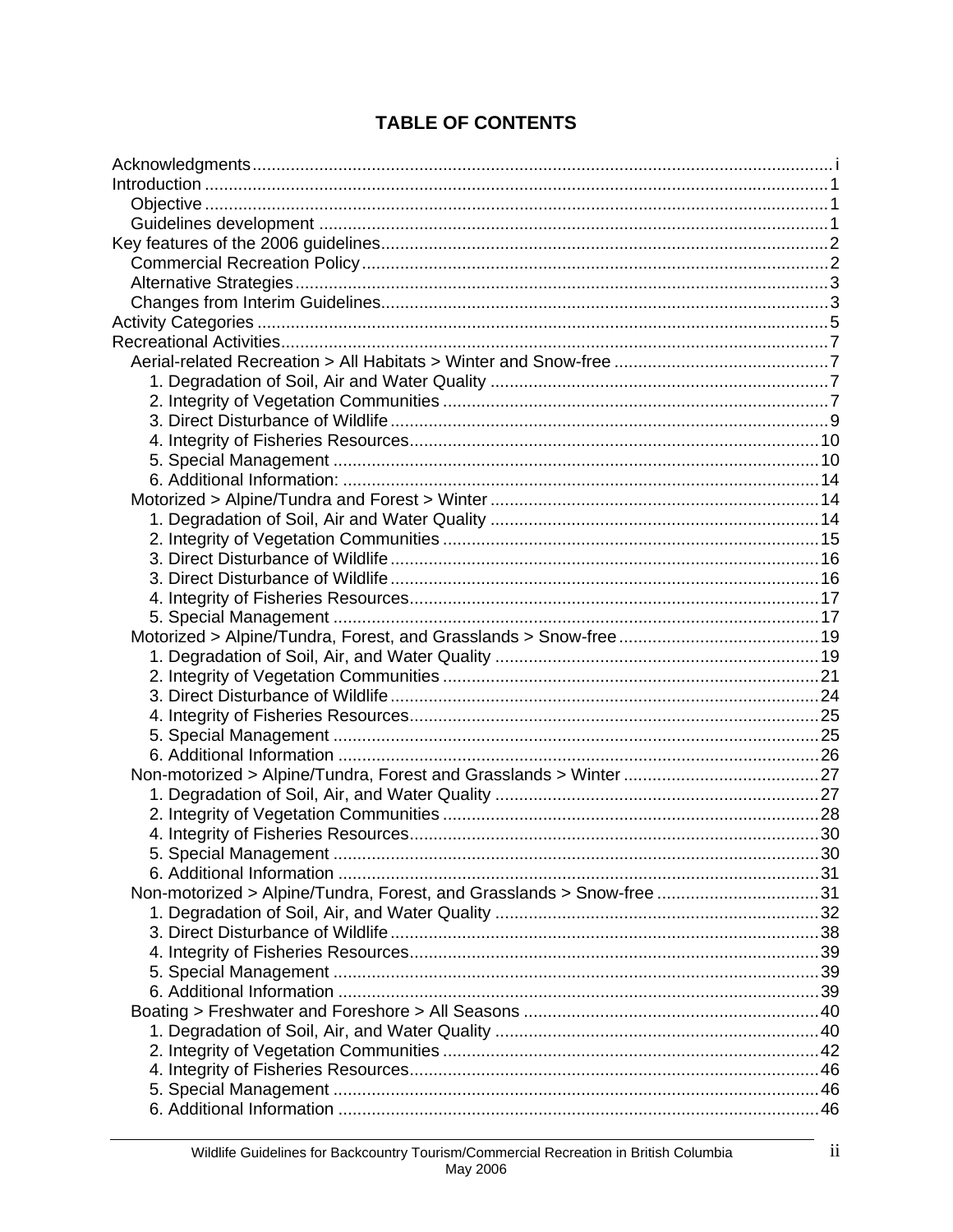# TABLE OF CONTENTS

- Acknowledgments ..... i
- Introduction ..... 1
  - Objective ..... 1
  - Guidelines development ..... 1
- Key features of the 2006 guidelines ..... 2
  - Commercial Recreation Policy ..... 2
  - Alternative Strategies ..... 3
  - Changes from Interim Guidelines ..... 3
- Activity Categories ..... 5
- Recreational Activities ..... 7
  - Aerial-related Recreation > All Habitats > Winter and Snow-free ..... 7
    - 1. Degradation of Soil, Air and Water Quality ..... 7
    - 2. Integrity of Vegetation Communities ..... 7
    - 3. Direct Disturbance of Wildlife ..... 9
    - 4. Integrity of Fisheries Resources ..... 10
    - 5. Special Management ..... 10
    - 6. Additional Information: ..... 14
  - Motorized > Alpine/Tundra and Forest > Winter ..... 14
    - 1. Degradation of Soil, Air and Water Quality ..... 14
    - 2. Integrity of Vegetation Communities ..... 15
    - 3. Direct Disturbance of Wildlife ..... 16
    - 3. Direct Disturbance of Wildlife ..... 16
    - 4. Integrity of Fisheries Resources ..... 17
    - 5. Special Management ..... 17
  - Motorized > Alpine/Tundra, Forest, and Grasslands > Snow-free ..... 19
    - 1. Degradation of Soil, Air, and Water Quality ..... 19
    - 2. Integrity of Vegetation Communities ..... 21
    - 3. Direct Disturbance of Wildlife ..... 24
    - 4. Integrity of Fisheries Resources ..... 25
    - 5. Special Management ..... 25
    - 6. Additional Information ..... 26
  - Non-motorized > Alpine/Tundra, Forest and Grasslands > Winter ..... 27
    - 1. Degradation of Soil, Air, and Water Quality ..... 27
    - 2. Integrity of Vegetation Communities ..... 28
    - 4. Integrity of Fisheries Resources ..... 30
    - 5. Special Management ..... 30
    - 6. Additional Information ..... 31
  - Non-motorized > Alpine/Tundra, Forest, and Grasslands > Snow-free ..... 31
    - 1. Degradation of Soil, Air, and Water Quality ..... 32
    - 3. Direct Disturbance of Wildlife ..... 38
    - 4. Integrity of Fisheries Resources ..... 39
    - 5. Special Management ..... 39
    - 6. Additional Information ..... 39
  - Boating > Freshwater and Foreshore > All Seasons ..... 40
    - 1. Degradation of Soil, Air, and Water Quality ..... 40
    - 2. Integrity of Vegetation Communities ..... 42
    - 4. Integrity of Fisheries Resources ..... 46
    - 5. Special Management ..... 46
    - 6. Additional Information ..... 46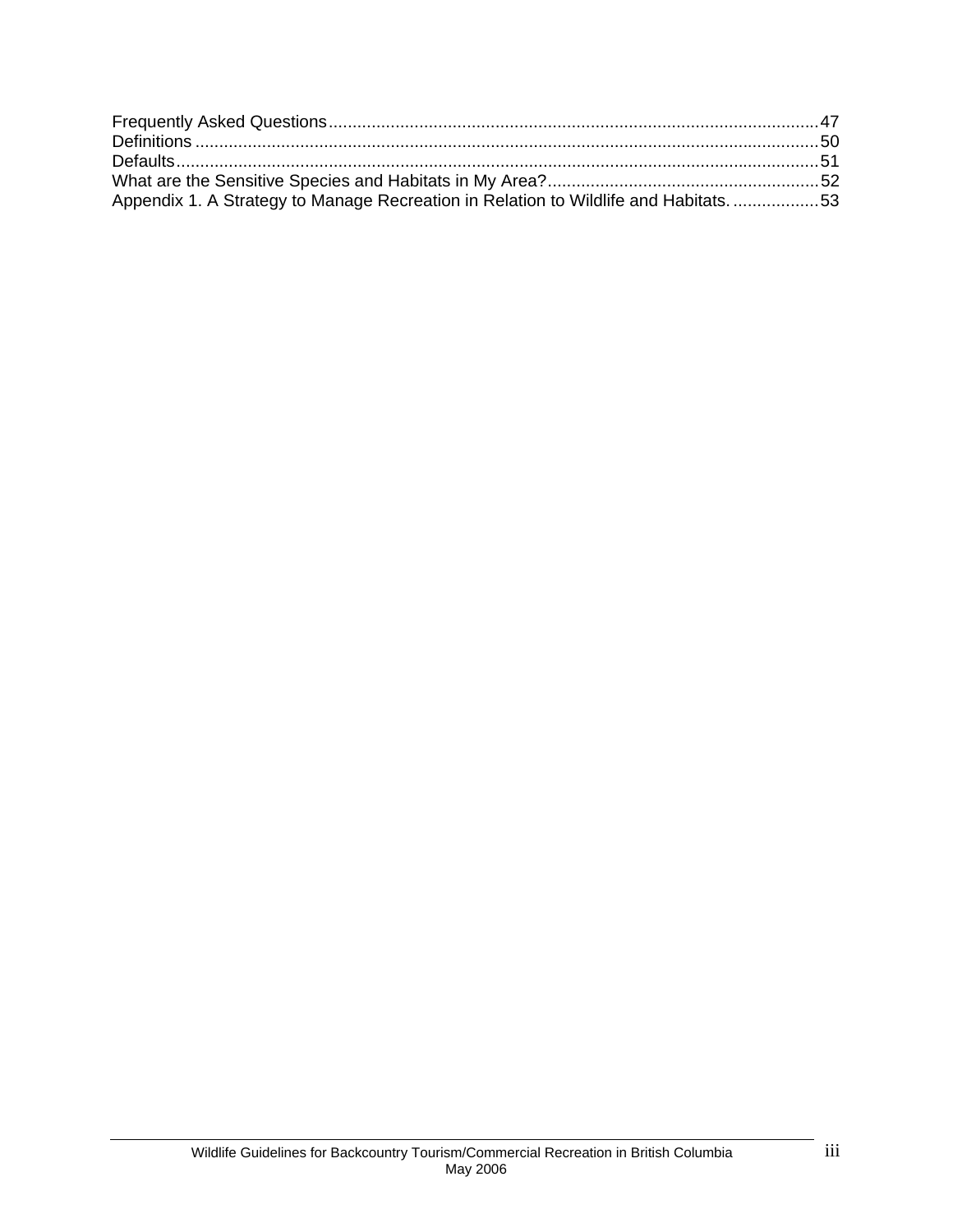Frequently Asked Questions....................................................................................................47
Definitions ..............................................................................................................................50
Defaults..................................................................................................................................51
What are the Sensitive Species and Habitats in My Area?.....................................................52
Appendix 1. A Strategy to Manage Recreation in Relation to Wildlife and Habitats. ..................53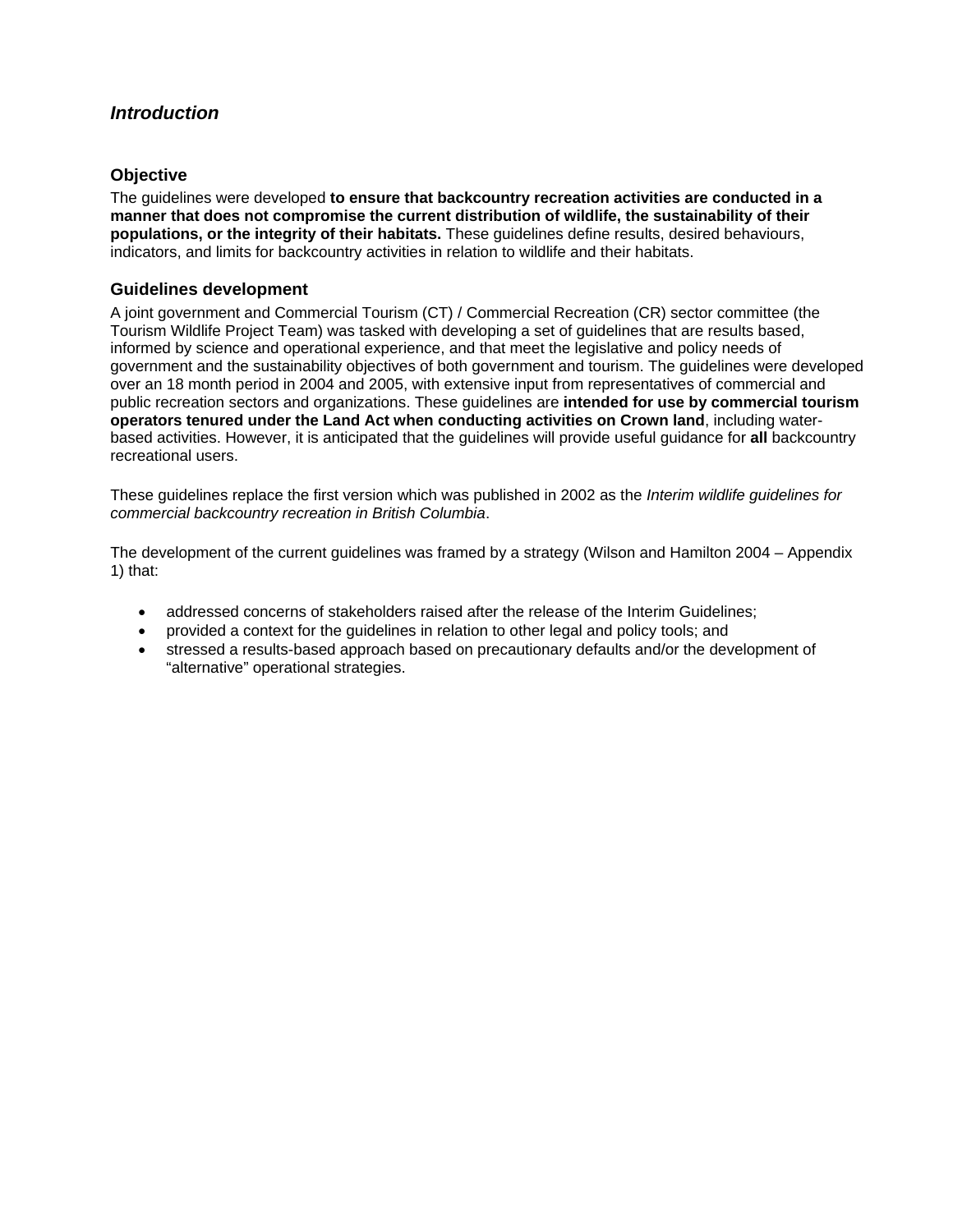## *Introduction*

### Objective

The guidelines were developed **to ensure that backcountry recreation activities are conducted in a manner that does not compromise the current distribution of wildlife, the sustainability of their populations, or the integrity of their habitats.** These guidelines define results, desired behaviours, indicators, and limits for backcountry activities in relation to wildlife and their habitats.

### Guidelines development

A joint government and Commercial Tourism (CT) / Commercial Recreation (CR) sector committee (the Tourism Wildlife Project Team) was tasked with developing a set of guidelines that are results based, informed by science and operational experience, and that meet the legislative and policy needs of government and the sustainability objectives of both government and tourism. The guidelines were developed over an 18 month period in 2004 and 2005, with extensive input from representatives of commercial and public recreation sectors and organizations. These guidelines are **intended for use by commercial tourism operators tenured under the Land Act when conducting activities on Crown land**, including water-based activities. However, it is anticipated that the guidelines will provide useful guidance for **all** backcountry recreational users.

These guidelines replace the first version which was published in 2002 as the *Interim wildlife guidelines for commercial backcountry recreation in British Columbia*.

The development of the current guidelines was framed by a strategy (Wilson and Hamilton 2004 – Appendix 1) that:

- addressed concerns of stakeholders raised after the release of the Interim Guidelines;
- provided a context for the guidelines in relation to other legal and policy tools; and
- stressed a results-based approach based on precautionary defaults and/or the development of "alternative" operational strategies.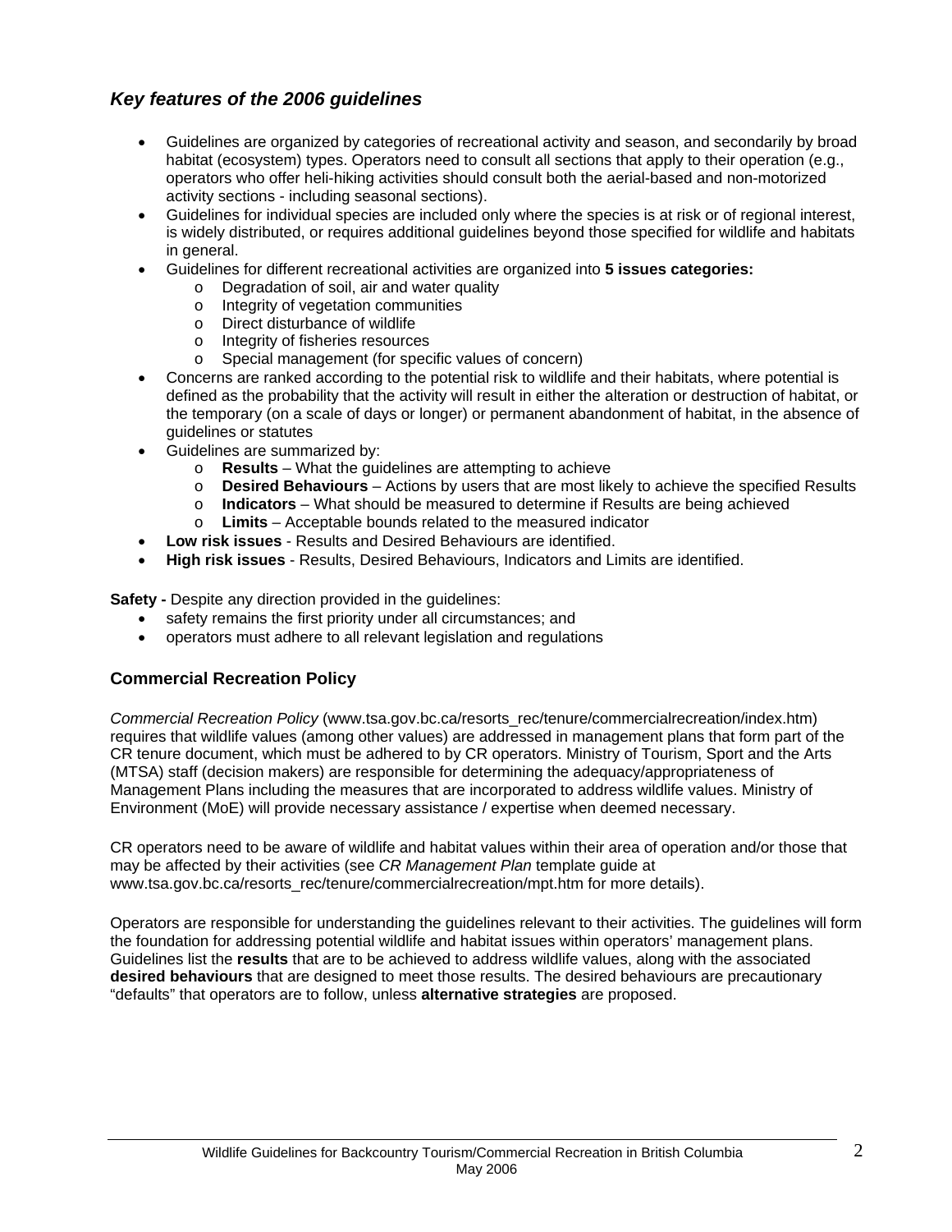### *Key features of the 2006 guidelines*

- Guidelines are organized by categories of recreational activity and season, and secondarily by broad habitat (ecosystem) types. Operators need to consult all sections that apply to their operation (e.g., operators who offer heli-hiking activities should consult both the aerial-based and non-motorized activity sections - including seasonal sections).
- Guidelines for individual species are included only where the species is at risk or of regional interest, is widely distributed, or requires additional guidelines beyond those specified for wildlife and habitats in general.
- Guidelines for different recreational activities are organized into **5 issues categories:**
  - Degradation of soil, air and water quality
  - Integrity of vegetation communities
  - Direct disturbance of wildlife
  - Integrity of fisheries resources
  - Special management (for specific values of concern)
- Concerns are ranked according to the potential risk to wildlife and their habitats, where potential is defined as the probability that the activity will result in either the alteration or destruction of habitat, or the temporary (on a scale of days or longer) or permanent abandonment of habitat, in the absence of guidelines or statutes
- Guidelines are summarized by:
  - **Results** – What the guidelines are attempting to achieve
  - **Desired Behaviours** – Actions by users that are most likely to achieve the specified Results
  - **Indicators** – What should be measured to determine if Results are being achieved
  - **Limits** – Acceptable bounds related to the measured indicator
- **Low risk issues** - Results and Desired Behaviours are identified.
- **High risk issues** - Results, Desired Behaviours, Indicators and Limits are identified.

**Safety -** Despite any direction provided in the guidelines:

- safety remains the first priority under all circumstances; and
- operators must adhere to all relevant legislation and regulations

## Commercial Recreation Policy

*Commercial Recreation Policy* (www.tsa.gov.bc.ca/resorts_rec/tenure/commercialrecreation/index.htm) requires that wildlife values (among other values) are addressed in management plans that form part of the CR tenure document, which must be adhered to by CR operators. Ministry of Tourism, Sport and the Arts (MTSA) staff (decision makers) are responsible for determining the adequacy/appropriateness of Management Plans including the measures that are incorporated to address wildlife values. Ministry of Environment (MoE) will provide necessary assistance / expertise when deemed necessary.

CR operators need to be aware of wildlife and habitat values within their area of operation and/or those that may be affected by their activities (see *CR Management Plan* template guide at www.tsa.gov.bc.ca/resorts_rec/tenure/commercialrecreation/mpt.htm for more details).

Operators are responsible for understanding the guidelines relevant to their activities. The guidelines will form the foundation for addressing potential wildlife and habitat issues within operators' management plans. Guidelines list the **results** that are to be achieved to address wildlife values, along with the associated **desired behaviours** that are designed to meet those results. The desired behaviours are precautionary "defaults" that operators are to follow, unless **alternative strategies** are proposed.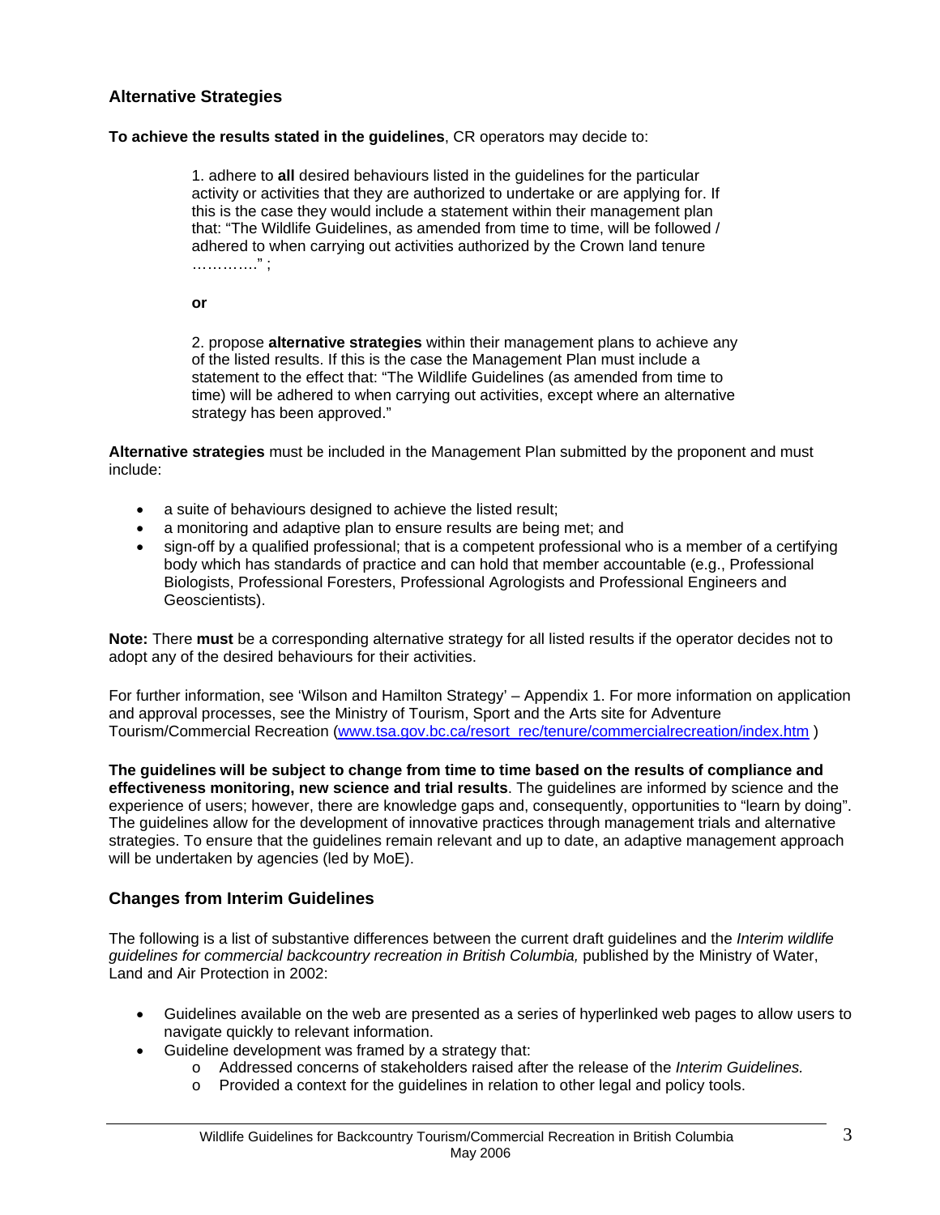## Alternative Strategies

**To achieve the results stated in the guidelines**, CR operators may decide to:

> 1. adhere to **all** desired behaviours listed in the guidelines for the particular activity or activities that they are authorized to undertake or are applying for. If this is the case they would include a statement within their management plan that: "The Wildlife Guidelines, as amended from time to time, will be followed / adhered to when carrying out activities authorized by the Crown land tenure …………" ;
>
> **or**
>
> 2. propose **alternative strategies** within their management plans to achieve any of the listed results. If this is the case the Management Plan must include a statement to the effect that: "The Wildlife Guidelines (as amended from time to time) will be adhered to when carrying out activities, except where an alternative strategy has been approved."

**Alternative strategies** must be included in the Management Plan submitted by the proponent and must include:

- a suite of behaviours designed to achieve the listed result;
- a monitoring and adaptive plan to ensure results are being met; and
- sign-off by a qualified professional; that is a competent professional who is a member of a certifying body which has standards of practice and can hold that member accountable (e.g., Professional Biologists, Professional Foresters, Professional Agrologists and Professional Engineers and Geoscientists).

**Note:** There **must** be a corresponding alternative strategy for all listed results if the operator decides not to adopt any of the desired behaviours for their activities.

For further information, see 'Wilson and Hamilton Strategy' – Appendix 1. For more information on application and approval processes, see the Ministry of Tourism, Sport and the Arts site for Adventure Tourism/Commercial Recreation (www.tsa.gov.bc.ca/resort_rec/tenure/commercialrecreation/index.htm )

**The guidelines will be subject to change from time to time based on the results of compliance and effectiveness monitoring, new science and trial results**. The guidelines are informed by science and the experience of users; however, there are knowledge gaps and, consequently, opportunities to "learn by doing". The guidelines allow for the development of innovative practices through management trials and alternative strategies. To ensure that the guidelines remain relevant and up to date, an adaptive management approach will be undertaken by agencies (led by MoE).

## Changes from Interim Guidelines

The following is a list of substantive differences between the current draft guidelines and the *Interim wildlife guidelines for commercial backcountry recreation in British Columbia,* published by the Ministry of Water, Land and Air Protection in 2002:

- Guidelines available on the web are presented as a series of hyperlinked web pages to allow users to navigate quickly to relevant information.
- Guideline development was framed by a strategy that:
  - Addressed concerns of stakeholders raised after the release of the *Interim Guidelines.*
  - Provided a context for the guidelines in relation to other legal and policy tools.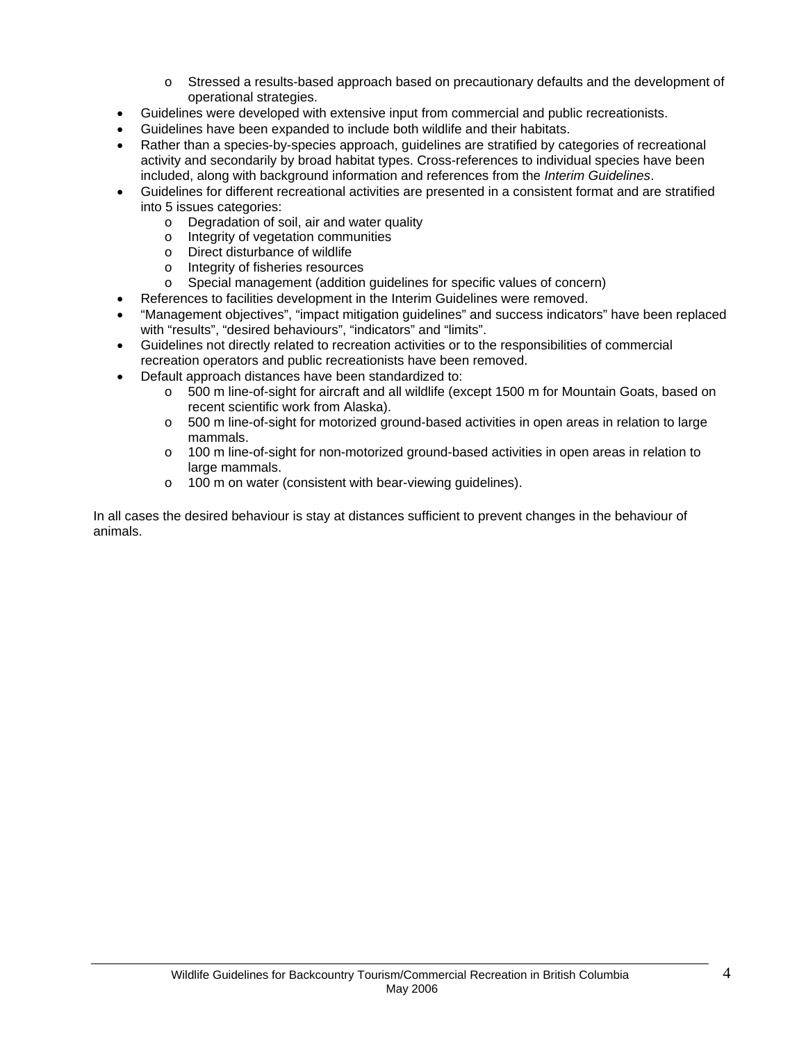- Stressed a results-based approach based on precautionary defaults and the development of operational strategies.
- Guidelines were developed with extensive input from commercial and public recreationists.
- Guidelines have been expanded to include both wildlife and their habitats.
- Rather than a species-by-species approach, guidelines are stratified by categories of recreational activity and secondarily by broad habitat types. Cross-references to individual species have been included, along with background information and references from the *Interim Guidelines*.
- Guidelines for different recreational activities are presented in a consistent format and are stratified into 5 issues categories:
  - Degradation of soil, air and water quality
  - Integrity of vegetation communities
  - Direct disturbance of wildlife
  - Integrity of fisheries resources
  - Special management (addition guidelines for specific values of concern)
- References to facilities development in the Interim Guidelines were removed.
- "Management objectives", "impact mitigation guidelines" and success indicators" have been replaced with "results", "desired behaviours", "indicators" and "limits".
- Guidelines not directly related to recreation activities or to the responsibilities of commercial recreation operators and public recreationists have been removed.
- Default approach distances have been standardized to:
  - 500 m line-of-sight for aircraft and all wildlife (except 1500 m for Mountain Goats, based on recent scientific work from Alaska).
  - 500 m line-of-sight for motorized ground-based activities in open areas in relation to large mammals.
  - 100 m line-of-sight for non-motorized ground-based activities in open areas in relation to large mammals.
  - 100 m on water (consistent with bear-viewing guidelines).

In all cases the desired behaviour is stay at distances sufficient to prevent changes in the behaviour of animals.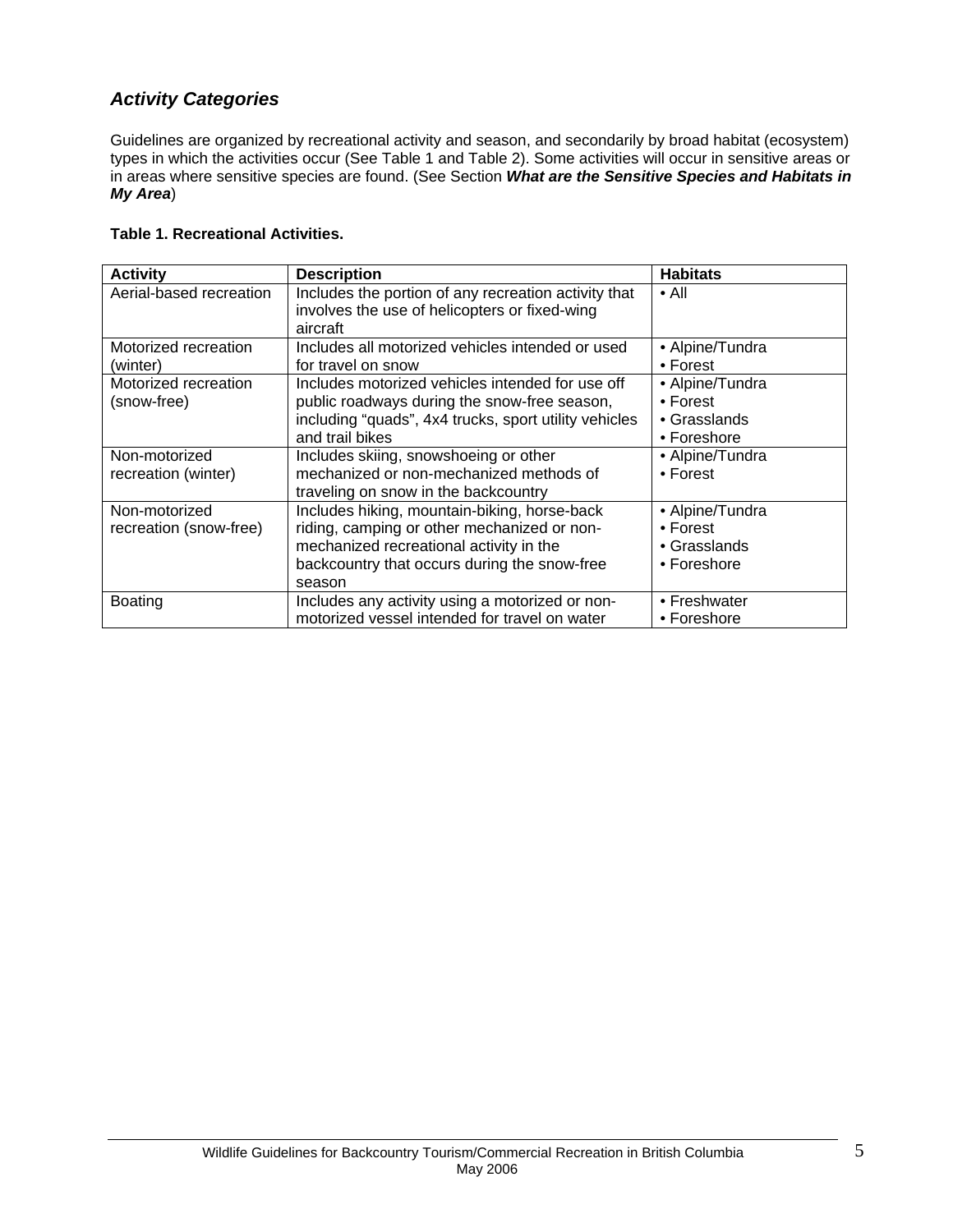## *Activity Categories*

Guidelines are organized by recreational activity and season, and secondarily by broad habitat (ecosystem) types in which the activities occur (See Table 1 and Table 2). Some activities will occur in sensitive areas or in areas where sensitive species are found. (See Section ***What are the Sensitive Species and Habitats in My Area***)

**Table 1. Recreational Activities.**

| Activity | Description | Habitats |
|---|---|---|
| Aerial-based recreation | Includes the portion of any recreation activity that involves the use of helicopters or fixed-wing aircraft | • All |
| Motorized recreation (winter) | Includes all motorized vehicles intended or used for travel on snow | • Alpine/Tundra<br>• Forest |
| Motorized recreation (snow-free) | Includes motorized vehicles intended for use off public roadways during the snow-free season, including “quads”, 4x4 trucks, sport utility vehicles and trail bikes | • Alpine/Tundra<br>• Forest<br>• Grasslands<br>• Foreshore |
| Non-motorized recreation (winter) | Includes skiing, snowshoeing or other mechanized or non-mechanized methods of traveling on snow in the backcountry | • Alpine/Tundra<br>• Forest |
| Non-motorized recreation (snow-free) | Includes hiking, mountain-biking, horse-back riding, camping or other mechanized or non-mechanized recreational activity in the backcountry that occurs during the snow-free season | • Alpine/Tundra<br>• Forest<br>• Grasslands<br>• Foreshore |
| Boating | Includes any activity using a motorized or non-motorized vessel intended for travel on water | • Freshwater<br>• Foreshore |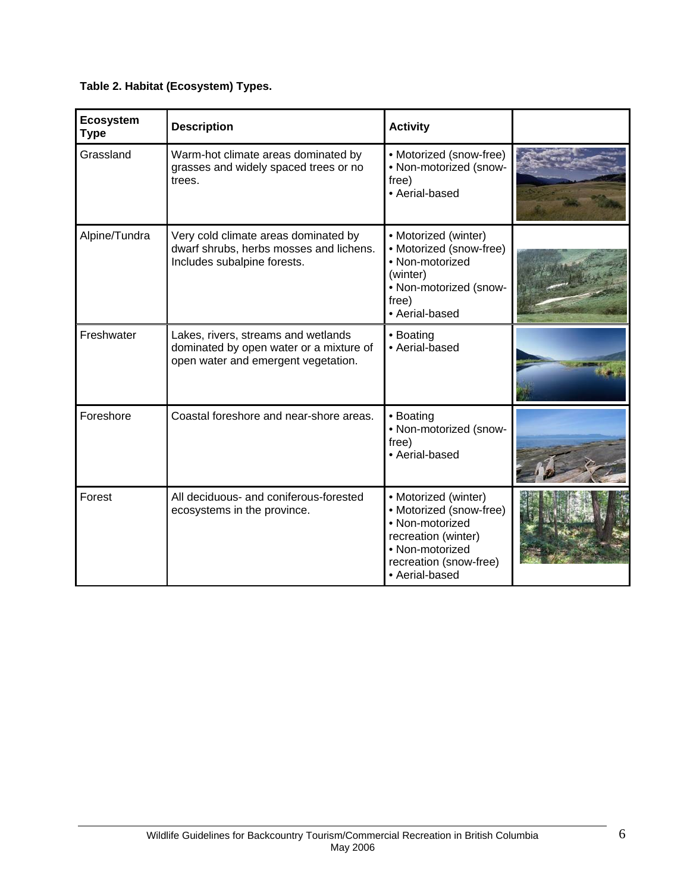**Table 2. Habitat (Ecosystem) Types.**

| Ecosystem Type | Description | Activity | |
|---|---|---|---|
| Grassland | Warm-hot climate areas dominated by grasses and widely spaced trees or no trees. | • Motorized (snow-free)<br>• Non-motorized (snow-free)<br>• Aerial-based | |
| Alpine/Tundra | Very cold climate areas dominated by dwarf shrubs, herbs mosses and lichens. Includes subalpine forests. | • Motorized (winter)<br>• Motorized (snow-free)<br>• Non-motorized (winter)<br>• Non-motorized (snow-free)<br>• Aerial-based | |
| Freshwater | Lakes, rivers, streams and wetlands dominated by open water or a mixture of open water and emergent vegetation. | • Boating<br>• Aerial-based | |
| Foreshore | Coastal foreshore and near-shore areas. | • Boating<br>• Non-motorized (snow-free)<br>• Aerial-based | |
| Forest | All deciduous- and coniferous-forested ecosystems in the province. | • Motorized (winter)<br>• Motorized (snow-free)<br>• Non-motorized recreation (winter)<br>• Non-motorized recreation (snow-free)<br>• Aerial-based | |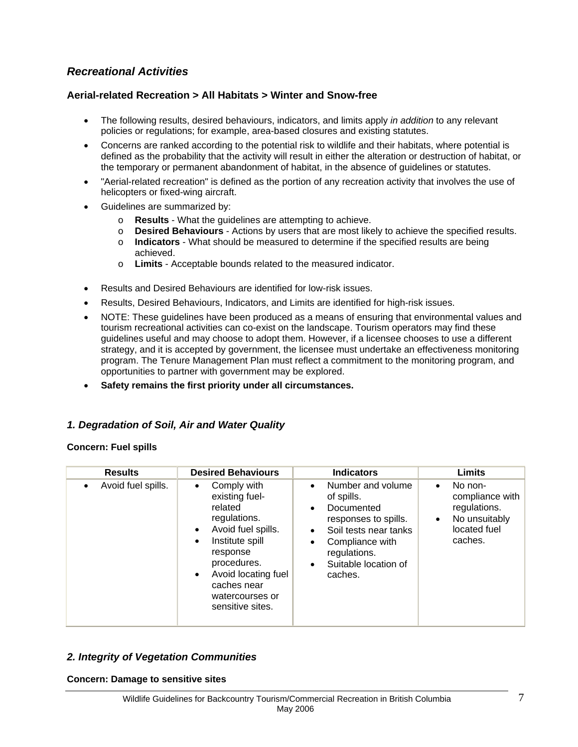## *Recreational Activities*

### Aerial-related Recreation > All Habitats > Winter and Snow-free

- The following results, desired behaviours, indicators, and limits apply *in addition* to any relevant policies or regulations; for example, area-based closures and existing statutes.
- Concerns are ranked according to the potential risk to wildlife and their habitats, where potential is defined as the probability that the activity will result in either the alteration or destruction of habitat, or the temporary or permanent abandonment of habitat, in the absence of guidelines or statutes.
- "Aerial-related recreation" is defined as the portion of any recreation activity that involves the use of helicopters or fixed-wing aircraft.
- Guidelines are summarized by:
  - **Results** - What the guidelines are attempting to achieve.
  - **Desired Behaviours** - Actions by users that are most likely to achieve the specified results.
  - **Indicators** - What should be measured to determine if the specified results are being achieved.
  - **Limits** - Acceptable bounds related to the measured indicator.
- Results and Desired Behaviours are identified for low-risk issues.
- Results, Desired Behaviours, Indicators, and Limits are identified for high-risk issues.
- NOTE: These guidelines have been produced as a means of ensuring that environmental values and tourism recreational activities can co-exist on the landscape. Tourism operators may find these guidelines useful and may choose to adopt them. However, if a licensee chooses to use a different strategy, and it is accepted by government, the licensee must undertake an effectiveness monitoring program. The Tenure Management Plan must reflect a commitment to the monitoring program, and opportunities to partner with government may be explored.
- **Safety remains the first priority under all circumstances.**

### *1. Degradation of Soil, Air and Water Quality*

**Concern: Fuel spills**

| Results | Desired Behaviours | Indicators | Limits |
|---|---|---|---|
| • Avoid fuel spills. | • Comply with existing fuel-related regulations.<br>• Avoid fuel spills.<br>• Institute spill response procedures.<br>• Avoid locating fuel caches near watercourses or sensitive sites. | • Number and volume of spills.<br>• Documented responses to spills.<br>• Soil tests near tanks<br>• Compliance with regulations.<br>• Suitable location of caches. | • No non-compliance with regulations.<br>• No unsuitably located fuel caches. |

### *2. Integrity of Vegetation Communities*

**Concern: Damage to sensitive sites**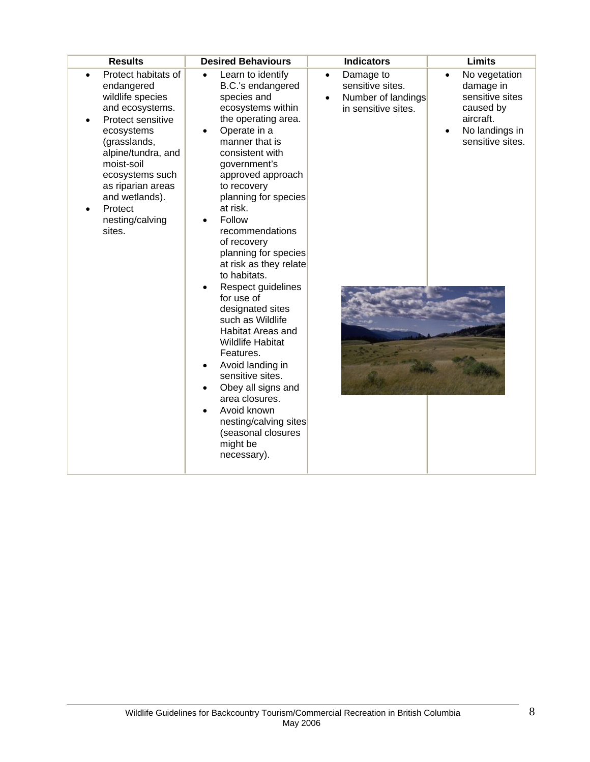| Results | Desired Behaviours | Indicators | Limits |
|---|---|---|---|
| • Protect habitats of endangered wildlife species and ecosystems.<br>• Protect sensitive ecosystems (grasslands, alpine/tundra, and moist-soil ecosystems such as riparian areas and wetlands).<br>• Protect nesting/calving sites. | • Learn to identify B.C.'s endangered species and ecosystems within the operating area.<br>• Operate in a manner that is consistent with government's approved approach to recovery planning for species at risk.<br>• Follow recommendations of recovery planning for species at risk as they relate to habitats.<br>• Respect guidelines for use of designated sites such as Wildlife Habitat Areas and Wildlife Habitat Features.<br>• Avoid landing in sensitive sites.<br>• Obey all signs and area closures.<br>• Avoid known nesting/calving sites (seasonal closures might be necessary). | • Damage to sensitive sites.<br>• Number of landings in sensitive sites. | • No vegetation damage in sensitive sites caused by aircraft.<br>• No landings in sensitive sites. |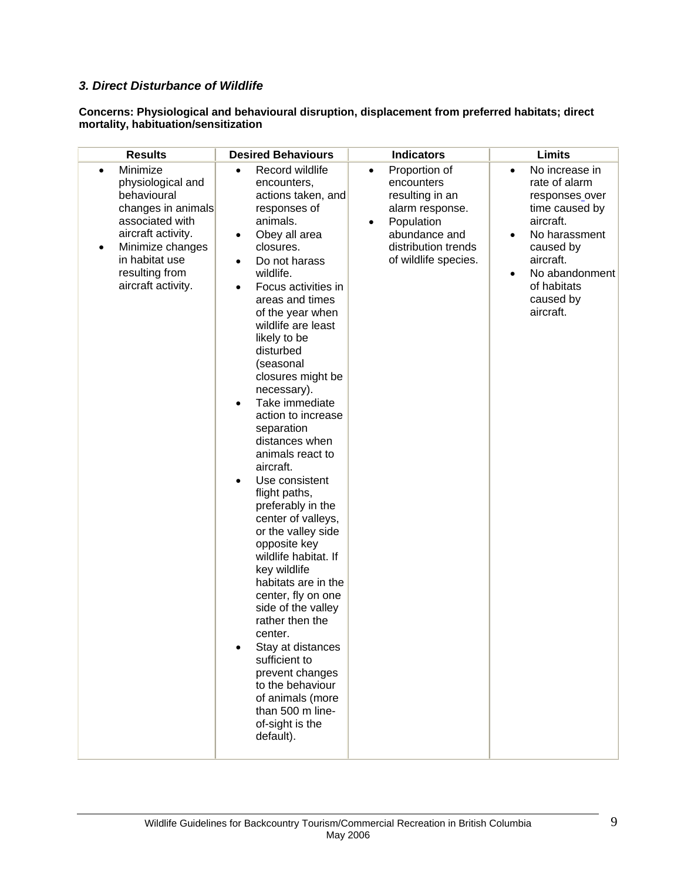### *3. Direct Disturbance of Wildlife*

**Concerns: Physiological and behavioural disruption, displacement from preferred habitats; direct mortality, habituation/sensitization**

| Results | Desired Behaviours | Indicators | Limits |
|---|---|---|---|
| • Minimize physiological and behavioural changes in animals associated with aircraft activity.<br>• Minimize changes in habitat use resulting from aircraft activity. | • Record wildlife encounters, actions taken, and responses of animals.<br>• Obey all area closures.<br>• Do not harass wildlife.<br>• Focus activities in areas and times of the year when wildlife are least likely to be disturbed (seasonal closures might be necessary).<br>• Take immediate action to increase separation distances when animals react to aircraft.<br>• Use consistent flight paths, preferably in the center of valleys, or the valley side opposite key wildlife habitat. If key wildlife habitats are in the center, fly on one side of the valley rather then the center.<br>• Stay at distances sufficient to prevent changes to the behaviour of animals (more than 500 m line-of-sight is the default). | • Proportion of encounters resulting in an alarm response.<br>• Population abundance and distribution trends of wildlife species. | • No increase in rate of alarm responses over time caused by aircraft.<br>• No harassment caused by aircraft.<br>• No abandonment of habitats caused by aircraft. |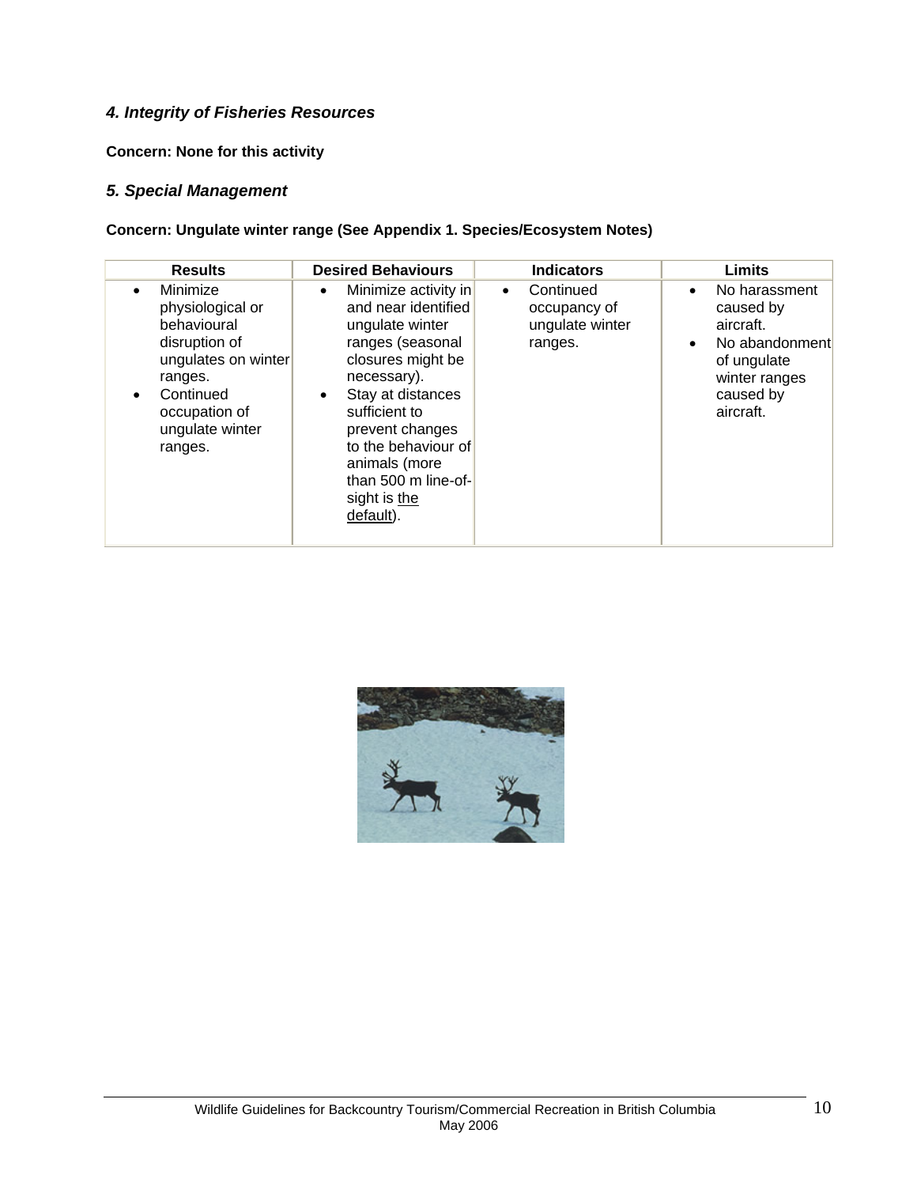### *4. Integrity of Fisheries Resources*

**Concern: None for this activity**

### *5. Special Management*

**Concern: Ungulate winter range (See Appendix 1. Species/Ecosystem Notes)**

| Results | Desired Behaviours | Indicators | Limits |
|---|---|---|---|
| • Minimize physiological or behavioural disruption of ungulates on winter ranges.<br>• Continued occupation of ungulate winter ranges. | • Minimize activity in and near identified ungulate winter ranges (seasonal closures might be necessary).<br>• Stay at distances sufficient to prevent changes to the behaviour of animals (more than 500 m line-of-sight is the default). | • Continued occupancy of ungulate winter ranges. | • No harassment caused by aircraft.<br>• No abandonment of ungulate winter ranges caused by aircraft. |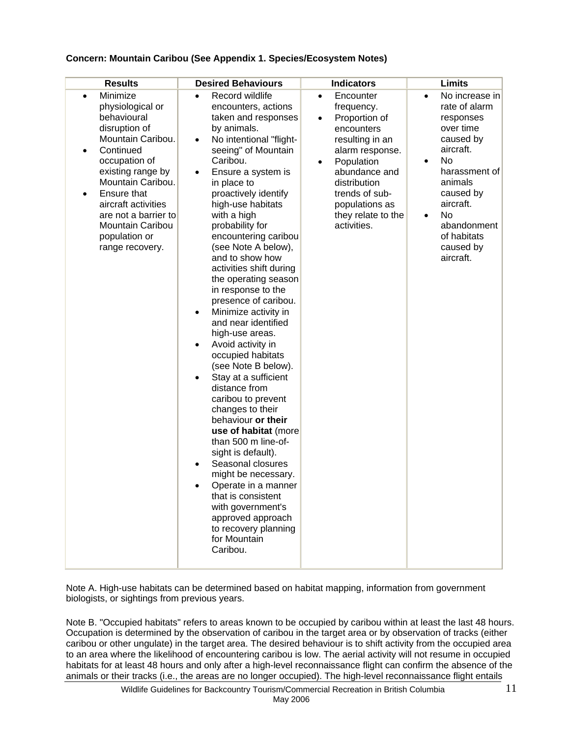**Concern: Mountain Caribou (See Appendix 1. Species/Ecosystem Notes)**

| Results | Desired Behaviours | Indicators | Limits |
|---|---|---|---|
| • Minimize physiological or behavioural disruption of Mountain Caribou.<br>• Continued occupation of existing range by Mountain Caribou.<br>• Ensure that aircraft activities are not a barrier to Mountain Caribou population or range recovery. | • Record wildlife encounters, actions taken and responses by animals.<br>• No intentional "flight-seeing" of Mountain Caribou.<br>• Ensure a system is in place to proactively identify high-use habitats with a high probability for encountering caribou (see Note A below), and to show how activities shift during the operating season in response to the presence of caribou.<br>• Minimize activity in and near identified high-use areas.<br>• Avoid activity in occupied habitats (see Note B below).<br>• Stay at a sufficient distance from caribou to prevent changes to their behaviour **or their use of habitat** (more than 500 m line-of-sight is default).<br>• Seasonal closures might be necessary.<br>• Operate in a manner that is consistent with government's approved approach to recovery planning for Mountain Caribou. | • Encounter frequency.<br>• Proportion of encounters resulting in an alarm response.<br>• Population abundance and distribution trends of sub-populations as they relate to the activities. | • No increase in rate of alarm responses over time caused by aircraft.<br>• No harassment of animals caused by aircraft.<br>• No abandonment of habitats caused by aircraft. |

Note A. High-use habitats can be determined based on habitat mapping, information from government biologists, or sightings from previous years.

Note B. "Occupied habitats" refers to areas known to be occupied by caribou within at least the last 48 hours. Occupation is determined by the observation of caribou in the target area or by observation of tracks (either caribou or other ungulate) in the target area. The desired behaviour is to shift activity from the occupied area to an area where the likelihood of encountering caribou is low. The aerial activity will not resume in occupied habitats for at least 48 hours and only after a high-level reconnaissance flight can confirm the absence of the animals or their tracks (i.e., the areas are no longer occupied). The high-level reconnaissance flight entails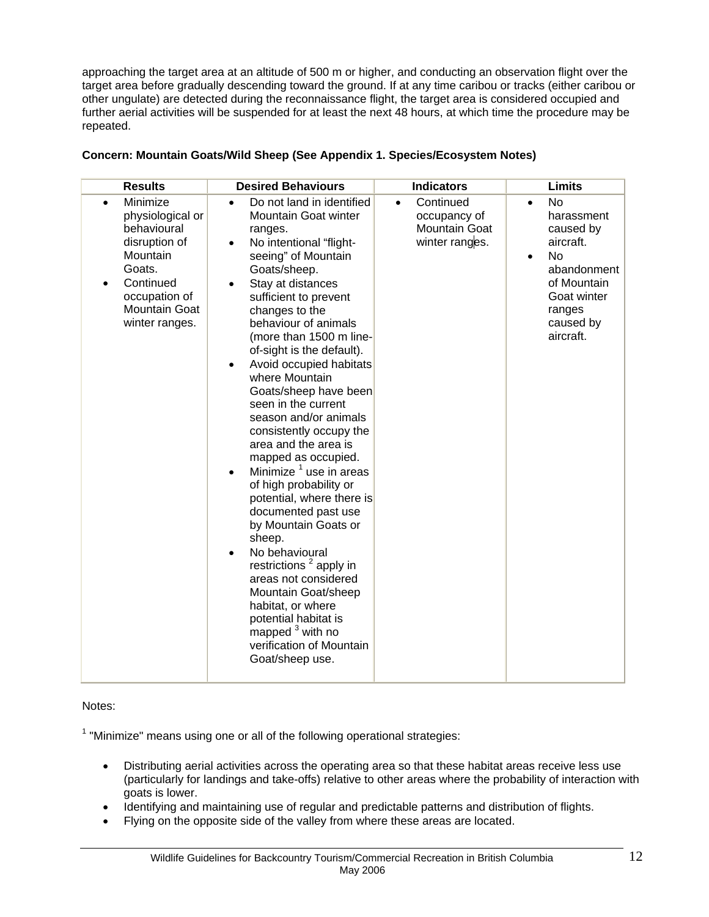approaching the target area at an altitude of 500 m or higher, and conducting an observation flight over the target area before gradually descending toward the ground. If at any time caribou or tracks (either caribou or other ungulate) are detected during the reconnaissance flight, the target area is considered occupied and further aerial activities will be suspended for at least the next 48 hours, at which time the procedure may be repeated.

**Concern: Mountain Goats/Wild Sheep (See Appendix 1. Species/Ecosystem Notes)**

| Results | Desired Behaviours | Indicators | Limits |
|---|---|---|---|
| • Minimize physiological or behavioural disruption of Mountain Goats.<br>• Continued occupation of Mountain Goat winter ranges. | • Do not land in identified Mountain Goat winter ranges.<br>• No intentional “flight-seeing” of Mountain Goats/sheep.<br>• Stay at distances sufficient to prevent changes to the behaviour of animals (more than 1500 m line-of-sight is the default).<br>• Avoid occupied habitats where Mountain Goats/sheep have been seen in the current season and/or animals consistently occupy the area and the area is mapped as occupied.<br>• Minimize [1] use in areas of high probability or potential, where there is documented past use by Mountain Goats or sheep.<br>• No behavioural restrictions [2] apply in areas not considered Mountain Goat/sheep habitat, or where potential habitat is mapped [3] with no verification of Mountain Goat/sheep use. | • Continued occupancy of Mountain Goat winter ranges. | • No harassment caused by aircraft.<br>• No abandonment of Mountain Goat winter ranges caused by aircraft. |

Notes:

[1] "Minimize" means using one or all of the following operational strategies:

- Distributing aerial activities across the operating area so that these habitat areas receive less use (particularly for landings and take-offs) relative to other areas where the probability of interaction with goats is lower.
- Identifying and maintaining use of regular and predictable patterns and distribution of flights.
- Flying on the opposite side of the valley from where these areas are located.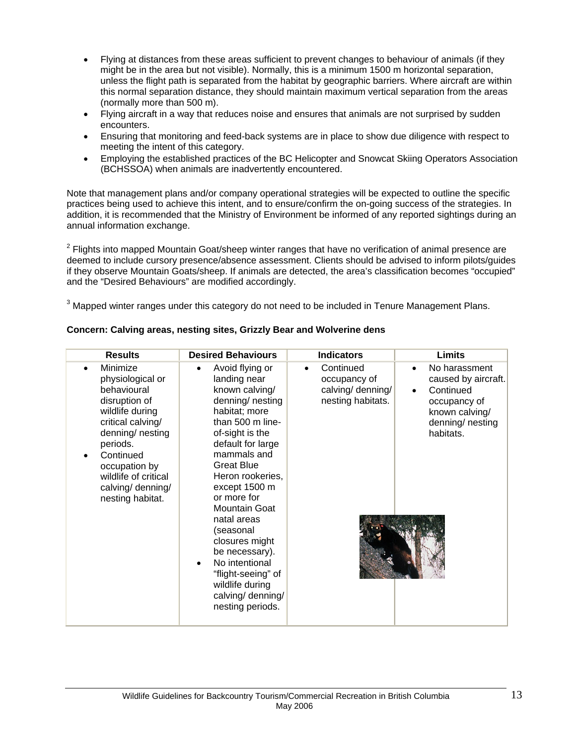- Flying at distances from these areas sufficient to prevent changes to behaviour of animals (if they might be in the area but not visible). Normally, this is a minimum 1500 m horizontal separation, unless the flight path is separated from the habitat by geographic barriers. Where aircraft are within this normal separation distance, they should maintain maximum vertical separation from the areas (normally more than 500 m).
- Flying aircraft in a way that reduces noise and ensures that animals are not surprised by sudden encounters.
- Ensuring that monitoring and feed-back systems are in place to show due diligence with respect to meeting the intent of this category.
- Employing the established practices of the BC Helicopter and Snowcat Skiing Operators Association (BCHSSOA) when animals are inadvertently encountered.

Note that management plans and/or company operational strategies will be expected to outline the specific practices being used to achieve this intent, and to ensure/confirm the on-going success of the strategies. In addition, it is recommended that the Ministry of Environment be informed of any reported sightings during an annual information exchange.

[2] Flights into mapped Mountain Goat/sheep winter ranges that have no verification of animal presence are deemed to include cursory presence/absence assessment. Clients should be advised to inform pilots/guides if they observe Mountain Goats/sheep. If animals are detected, the area's classification becomes "occupied" and the "Desired Behaviours" are modified accordingly.

[3] Mapped winter ranges under this category do not need to be included in Tenure Management Plans.

**Concern: Calving areas, nesting sites, Grizzly Bear and Wolverine dens**

| Results | Desired Behaviours | Indicators | Limits |
|---|---|---|---|
| • Minimize physiological or behavioural disruption of wildlife during critical calving/ denning/ nesting periods.<br>• Continued occupation by wildlife of critical calving/ denning/ nesting habitat. | • Avoid flying or landing near known calving/ denning/ nesting habitat; more than 500 m line-of-sight is the default for large mammals and Great Blue Heron rookeries, except 1500 m or more for Mountain Goat natal areas (seasonal closures might be necessary).<br>• No intentional "flight-seeing" of wildlife during calving/ denning/ nesting periods. | • Continued occupancy of calving/ denning/ nesting habitats. | • No harassment caused by aircraft.<br>• Continued occupancy of known calving/ denning/ nesting habitats. |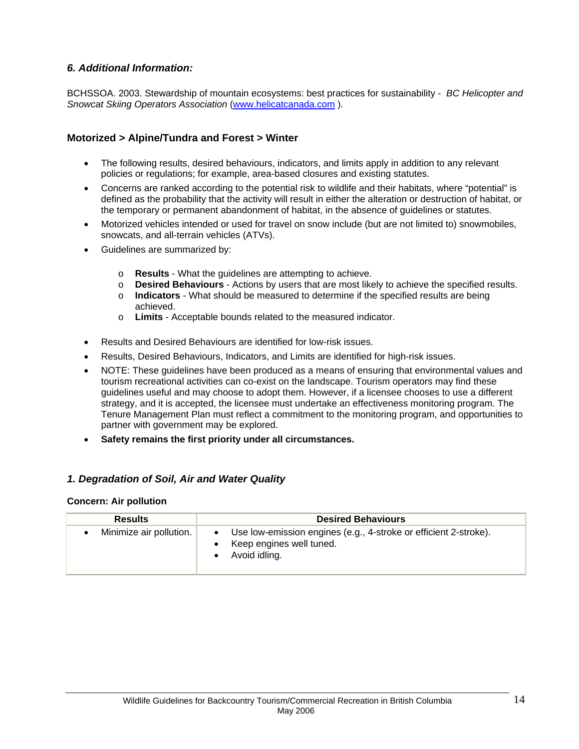### *6. Additional Information:*

BCHSSOA. 2003. Stewardship of mountain ecosystems: best practices for sustainability - *BC Helicopter and Snowcat Skiing Operators Association* (www.helicatcanada.com ).

### Motorized > Alpine/Tundra and Forest > Winter

- The following results, desired behaviours, indicators, and limits apply in addition to any relevant policies or regulations; for example, area-based closures and existing statutes.
- Concerns are ranked according to the potential risk to wildlife and their habitats, where "potential" is defined as the probability that the activity will result in either the alteration or destruction of habitat, or the temporary or permanent abandonment of habitat, in the absence of guidelines or statutes.
- Motorized vehicles intended or used for travel on snow include (but are not limited to) snowmobiles, snowcats, and all-terrain vehicles (ATVs).
- Guidelines are summarized by:
  - **Results** - What the guidelines are attempting to achieve.
  - **Desired Behaviours** - Actions by users that are most likely to achieve the specified results.
  - **Indicators** - What should be measured to determine if the specified results are being achieved.
  - **Limits** - Acceptable bounds related to the measured indicator.
- Results and Desired Behaviours are identified for low-risk issues.
- Results, Desired Behaviours, Indicators, and Limits are identified for high-risk issues.
- NOTE: These guidelines have been produced as a means of ensuring that environmental values and tourism recreational activities can co-exist on the landscape. Tourism operators may find these guidelines useful and may choose to adopt them. However, if a licensee chooses to use a different strategy, and it is accepted, the licensee must undertake an effectiveness monitoring program. The Tenure Management Plan must reflect a commitment to the monitoring program, and opportunities to partner with government may be explored.
- **Safety remains the first priority under all circumstances.**

### *1. Degradation of Soil, Air and Water Quality*

**Concern: Air pollution**

| Results | Desired Behaviours |
|---|---|
| • Minimize air pollution. | • Use low-emission engines (e.g., 4-stroke or efficient 2-stroke).<br>• Keep engines well tuned.<br>• Avoid idling. |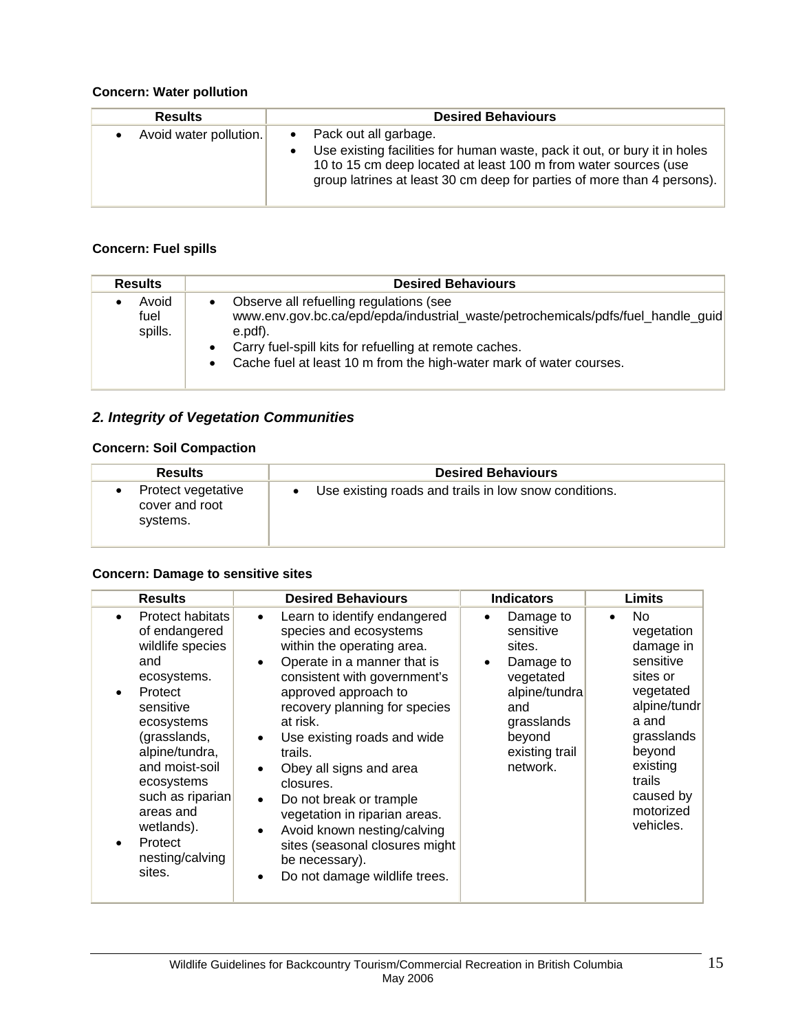**Concern: Water pollution**

| Results | Desired Behaviours |
|---|---|
| • Avoid water pollution. | • Pack out all garbage.<br>• Use existing facilities for human waste, pack it out, or bury it in holes 10 to 15 cm deep located at least 100 m from water sources (use group latrines at least 30 cm deep for parties of more than 4 persons). |

**Concern: Fuel spills**

| Results | Desired Behaviours |
|---|---|
| • Avoid fuel spills. | • Observe all refuelling regulations (see www.env.gov.bc.ca/epd/epda/industrial_waste/petrochemicals/pdfs/fuel_handle_guide.pdf).<br>• Carry fuel-spill kits for refuelling at remote caches.<br>• Cache fuel at least 10 m from the high-water mark of water courses. |

### *2. Integrity of Vegetation Communities*

**Concern: Soil Compaction**

| Results | Desired Behaviours |
|---|---|
| • Protect vegetative cover and root systems. | • Use existing roads and trails in low snow conditions. |

**Concern: Damage to sensitive sites**

| Results | Desired Behaviours | Indicators | Limits |
|---|---|---|---|
| • Protect habitats of endangered wildlife species and ecosystems.<br>• Protect sensitive ecosystems (grasslands, alpine/tundra, and moist-soil ecosystems such as riparian areas and wetlands).<br>• Protect nesting/calving sites. | • Learn to identify endangered species and ecosystems within the operating area.<br>• Operate in a manner that is consistent with government's approved approach to recovery planning for species at risk.<br>• Use existing roads and wide trails.<br>• Obey all signs and area closures.<br>• Do not break or trample vegetation in riparian areas.<br>• Avoid known nesting/calving sites (seasonal closures might be necessary).<br>• Do not damage wildlife trees. | • Damage to sensitive sites.<br>• Damage to vegetated alpine/tundra and grasslands beyond existing trail network. | • No vegetation damage in sensitive sites or vegetated alpine/tundra and grasslands beyond existing trails caused by motorized vehicles. |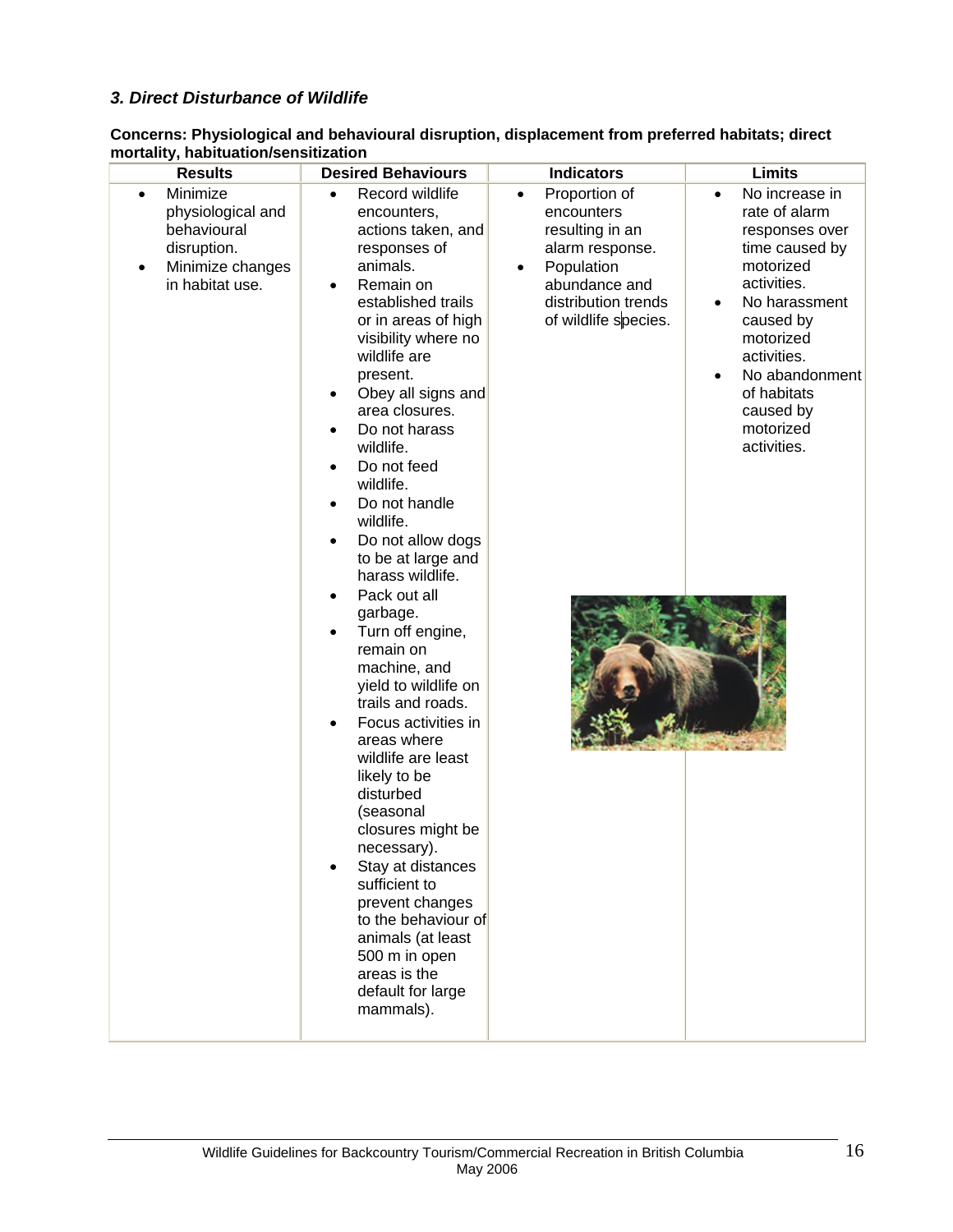### *3. Direct Disturbance of Wildlife*

**Concerns: Physiological and behavioural disruption, displacement from preferred habitats; direct mortality, habituation/sensitization**

| Results | Desired Behaviours | Indicators | Limits |
|---|---|---|---|
| • Minimize physiological and behavioural disruption.<br>• Minimize changes in habitat use. | • Record wildlife encounters, actions taken, and responses of animals.<br>• Remain on established trails or in areas of high visibility where no wildlife are present.<br>• Obey all signs and area closures.<br>• Do not harass wildlife.<br>• Do not feed wildlife.<br>• Do not handle wildlife.<br>• Do not allow dogs to be at large and harass wildlife.<br>• Pack out all garbage.<br>• Turn off engine, remain on machine, and yield to wildlife on trails and roads.<br>• Focus activities in areas where wildlife are least likely to be disturbed (seasonal closures might be necessary).<br>• Stay at distances sufficient to prevent changes to the behaviour of animals (at least 500 m in open areas is the default for large mammals). | • Proportion of encounters resulting in an alarm response.<br>• Population abundance and distribution trends of wildlife species. | • No increase in rate of alarm responses over time caused by motorized activities.<br>• No harassment caused by motorized activities.<br>• No abandonment of habitats caused by motorized activities. |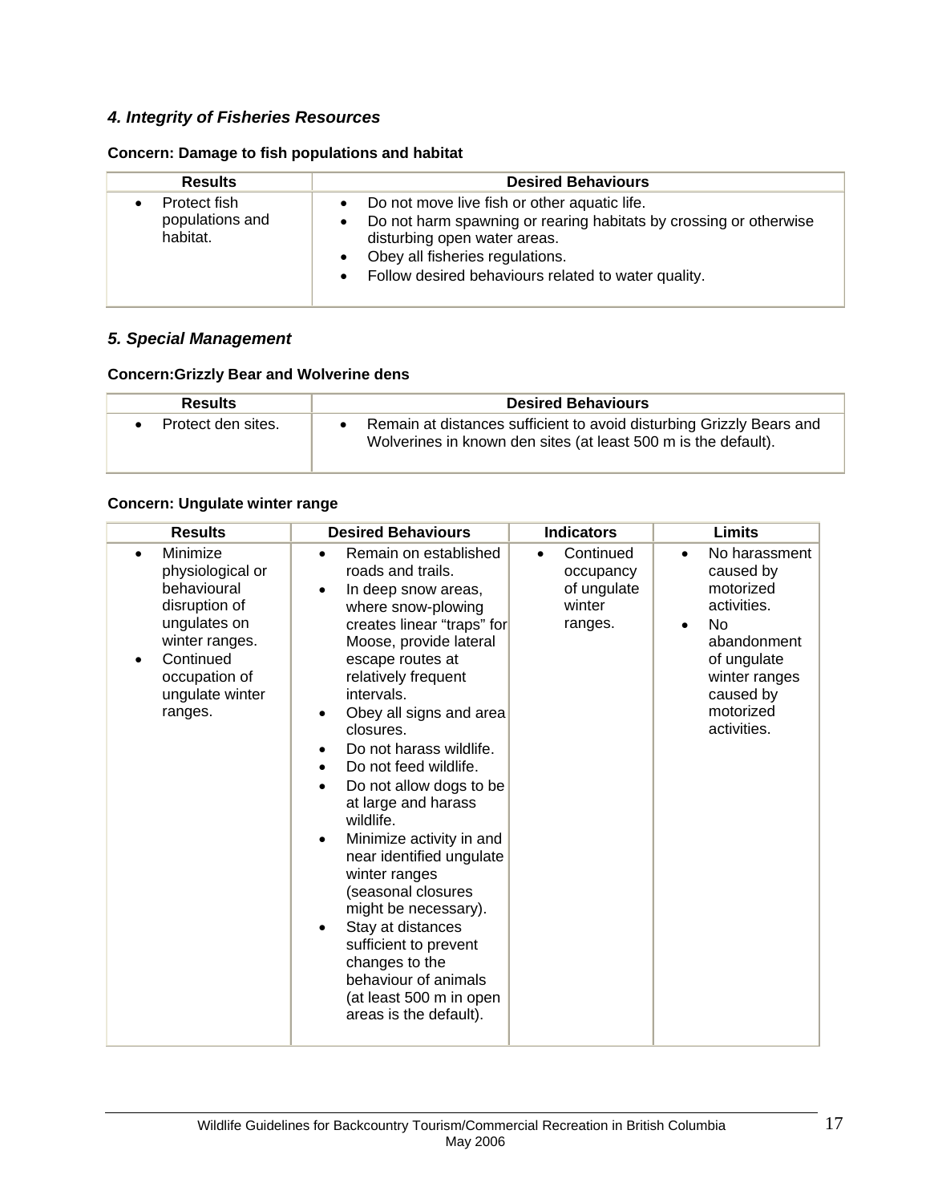### *4. Integrity of Fisheries Resources*

**Concern: Damage to fish populations and habitat**

| Results | Desired Behaviours |
|---|---|
| • Protect fish populations and habitat. | • Do not move live fish or other aquatic life.<br>• Do not harm spawning or rearing habitats by crossing or otherwise disturbing open water areas.<br>• Obey all fisheries regulations.<br>• Follow desired behaviours related to water quality. |

### *5. Special Management*

**Concern:Grizzly Bear and Wolverine dens**

| Results | Desired Behaviours |
|---|---|
| • Protect den sites. | • Remain at distances sufficient to avoid disturbing Grizzly Bears and Wolverines in known den sites (at least 500 m is the default). |

**Concern: Ungulate winter range**

| Results | Desired Behaviours | Indicators | Limits |
|---|---|---|---|
| • Minimize physiological or behavioural disruption of ungulates on winter ranges.<br>• Continued occupation of ungulate winter ranges. | • Remain on established roads and trails.<br>• In deep snow areas, where snow-plowing creates linear "traps" for Moose, provide lateral escape routes at relatively frequent intervals.<br>• Obey all signs and area closures.<br>• Do not harass wildlife.<br>• Do not feed wildlife.<br>• Do not allow dogs to be at large and harass wildlife.<br>• Minimize activity in and near identified ungulate winter ranges (seasonal closures might be necessary).<br>• Stay at distances sufficient to prevent changes to the behaviour of animals (at least 500 m in open areas is the default). | • Continued occupancy of ungulate winter ranges. | • No harassment caused by motorized activities.<br>• No abandonment of ungulate winter ranges caused by motorized activities. |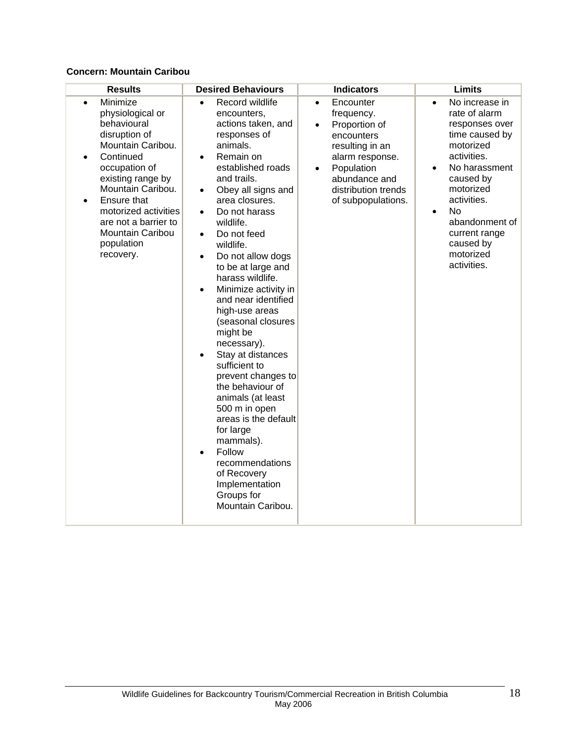**Concern: Mountain Caribou**

| Results | Desired Behaviours | Indicators | Limits |
|---|---|---|---|
| • Minimize physiological or behavioural disruption of Mountain Caribou.<br>• Continued occupation of existing range by Mountain Caribou.<br>• Ensure that motorized activities are not a barrier to Mountain Caribou population recovery. | • Record wildlife encounters, actions taken, and responses of animals.<br>• Remain on established roads and trails.<br>• Obey all signs and area closures.<br>• Do not harass wildlife.<br>• Do not feed wildlife.<br>• Do not allow dogs to be at large and harass wildlife.<br>• Minimize activity in and near identified high-use areas (seasonal closures might be necessary).<br>• Stay at distances sufficient to prevent changes to the behaviour of animals (at least 500 m in open areas is the default for large mammals).<br>• Follow recommendations of Recovery Implementation Groups for Mountain Caribou. | • Encounter frequency.<br>• Proportion of encounters resulting in an alarm response.<br>• Population abundance and distribution trends of subpopulations. | • No increase in rate of alarm responses over time caused by motorized activities.<br>• No harassment caused by motorized activities.<br>• No abandonment of current range caused by motorized activities. |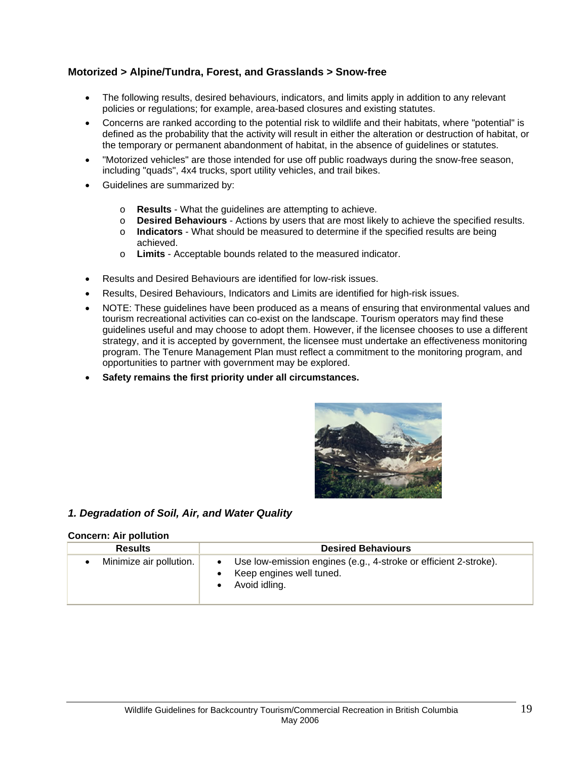## Motorized > Alpine/Tundra, Forest, and Grasslands > Snow-free

- The following results, desired behaviours, indicators, and limits apply in addition to any relevant policies or regulations; for example, area-based closures and existing statutes.
- Concerns are ranked according to the potential risk to wildlife and their habitats, where "potential" is defined as the probability that the activity will result in either the alteration or destruction of habitat, or the temporary or permanent abandonment of habitat, in the absence of guidelines or statutes.
- "Motorized vehicles" are those intended for use off public roadways during the snow-free season, including "quads", 4x4 trucks, sport utility vehicles, and trail bikes.
- Guidelines are summarized by:
  - **Results** - What the guidelines are attempting to achieve.
  - **Desired Behaviours** - Actions by users that are most likely to achieve the specified results.
  - **Indicators** - What should be measured to determine if the specified results are being achieved.
  - **Limits** - Acceptable bounds related to the measured indicator.
- Results and Desired Behaviours are identified for low-risk issues.
- Results, Desired Behaviours, Indicators and Limits are identified for high-risk issues.
- NOTE: These guidelines have been produced as a means of ensuring that environmental values and tourism recreational activities can co-exist on the landscape. Tourism operators may find these guidelines useful and may choose to adopt them. However, if the licensee chooses to use a different strategy, and it is accepted by government, the licensee must undertake an effectiveness monitoring program. The Tenure Management Plan must reflect a commitment to the monitoring program, and opportunities to partner with government may be explored.
- **Safety remains the first priority under all circumstances.**

### *1. Degradation of Soil, Air, and Water Quality*

**Concern: Air pollution**

| Results | Desired Behaviours |
|---|---|
| • Minimize air pollution. | • Use low-emission engines (e.g., 4-stroke or efficient 2-stroke).<br>• Keep engines well tuned.<br>• Avoid idling. |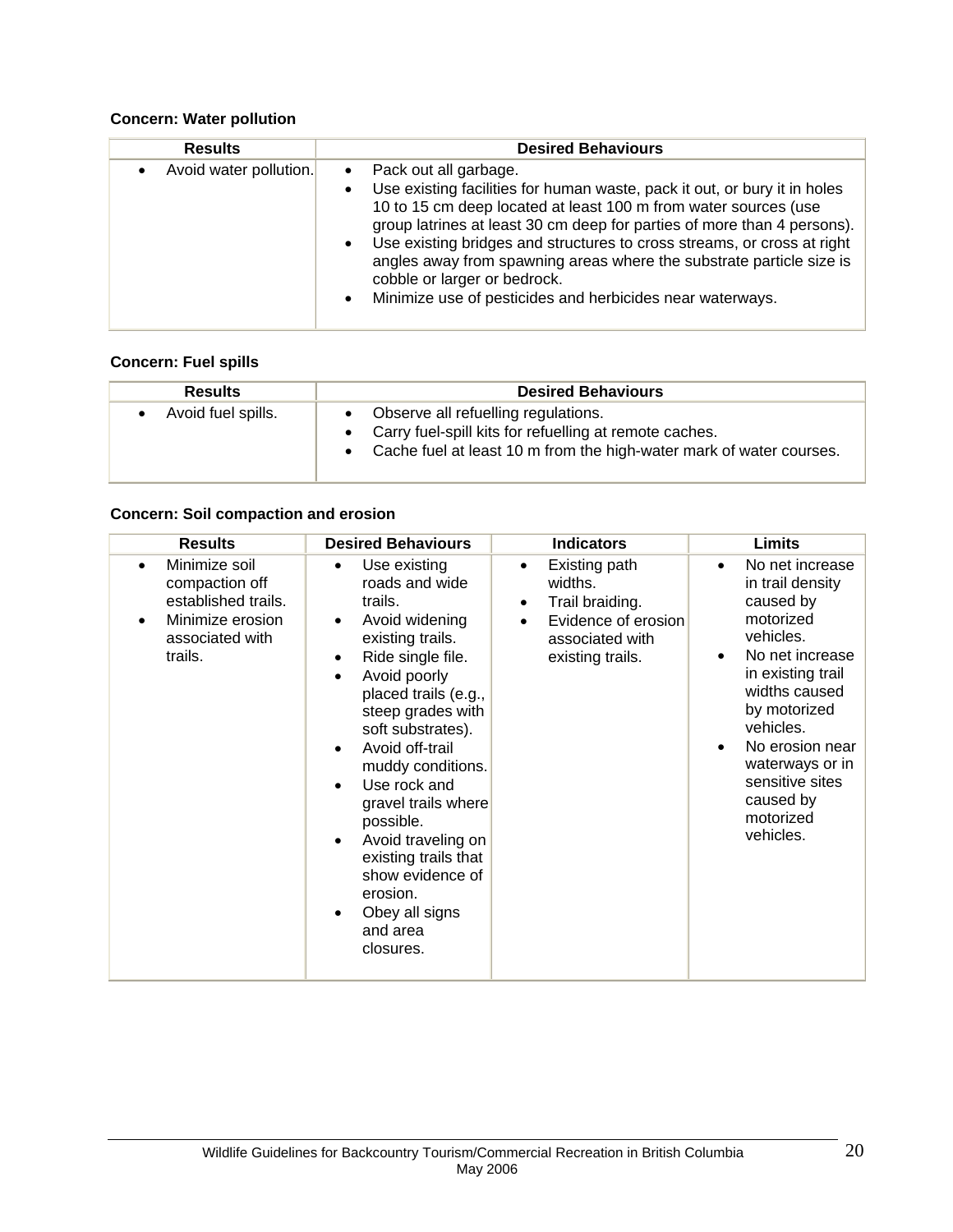**Concern: Water pollution**

| Results | Desired Behaviours |
|---|---|
| • Avoid water pollution. | • Pack out all garbage.<br>• Use existing facilities for human waste, pack it out, or bury it in holes 10 to 15 cm deep located at least 100 m from water sources (use group latrines at least 30 cm deep for parties of more than 4 persons).<br>• Use existing bridges and structures to cross streams, or cross at right angles away from spawning areas where the substrate particle size is cobble or larger or bedrock.<br>• Minimize use of pesticides and herbicides near waterways. |

**Concern: Fuel spills**

| Results | Desired Behaviours |
|---|---|
| • Avoid fuel spills. | • Observe all refuelling regulations.<br>• Carry fuel-spill kits for refuelling at remote caches.<br>• Cache fuel at least 10 m from the high-water mark of water courses. |

**Concern: Soil compaction and erosion**

| Results | Desired Behaviours | Indicators | Limits |
|---|---|---|---|
| • Minimize soil compaction off established trails.<br>• Minimize erosion associated with trails. | • Use existing roads and wide trails.<br>• Avoid widening existing trails.<br>• Ride single file.<br>• Avoid poorly placed trails (e.g., steep grades with soft substrates).<br>• Avoid off-trail muddy conditions.<br>• Use rock and gravel trails where possible.<br>• Avoid traveling on existing trails that show evidence of erosion.<br>• Obey all signs and area closures. | • Existing path widths.<br>• Trail braiding.<br>• Evidence of erosion associated with existing trails. | • No net increase in trail density caused by motorized vehicles.<br>• No net increase in existing trail widths caused by motorized vehicles.<br>• No erosion near waterways or in sensitive sites caused by motorized vehicles. |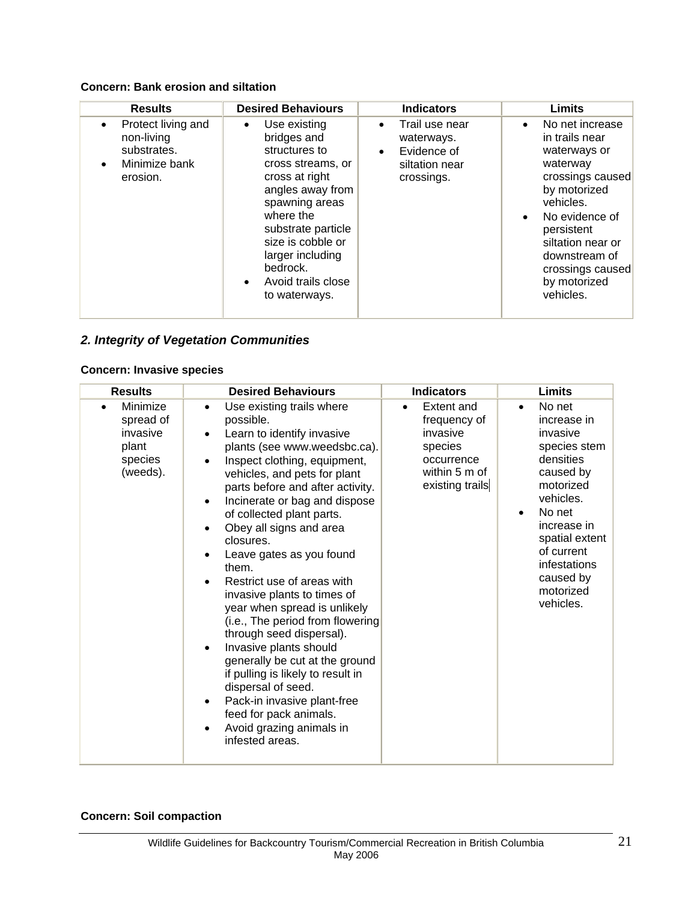**Concern: Bank erosion and siltation**

| Results | Desired Behaviours | Indicators | Limits |
|---|---|---|---|
| • Protect living and non-living substrates.<br>• Minimize bank erosion. | • Use existing bridges and structures to cross streams, or cross at right angles away from spawning areas where the substrate particle size is cobble or larger including bedrock.<br>• Avoid trails close to waterways. | • Trail use near waterways.<br>• Evidence of siltation near crossings. | • No net increase in trails near waterways or waterway crossings caused by motorized vehicles.<br>• No evidence of persistent siltation near or downstream of crossings caused by motorized vehicles. |

## *2. Integrity of Vegetation Communities*

**Concern: Invasive species**

| Results | Desired Behaviours | Indicators | Limits |
|---|---|---|---|
| • Minimize spread of invasive plant species (weeds). | • Use existing trails where possible.<br>• Learn to identify invasive plants (see www.weedsbc.ca).<br>• Inspect clothing, equipment, vehicles, and pets for plant parts before and after activity.<br>• Incinerate or bag and dispose of collected plant parts.<br>• Obey all signs and area closures.<br>• Leave gates as you found them.<br>• Restrict use of areas with invasive plants to times of year when spread is unlikely (i.e., The period from flowering through seed dispersal).<br>• Invasive plants should generally be cut at the ground if pulling is likely to result in dispersal of seed.<br>• Pack-in invasive plant-free feed for pack animals.<br>• Avoid grazing animals in infested areas. | • Extent and frequency of invasive species occurrence within 5 m of existing trails | • No net increase in invasive species stem densities caused by motorized vehicles.<br>• No net increase in spatial extent of current infestations caused by motorized vehicles. |

**Concern: Soil compaction**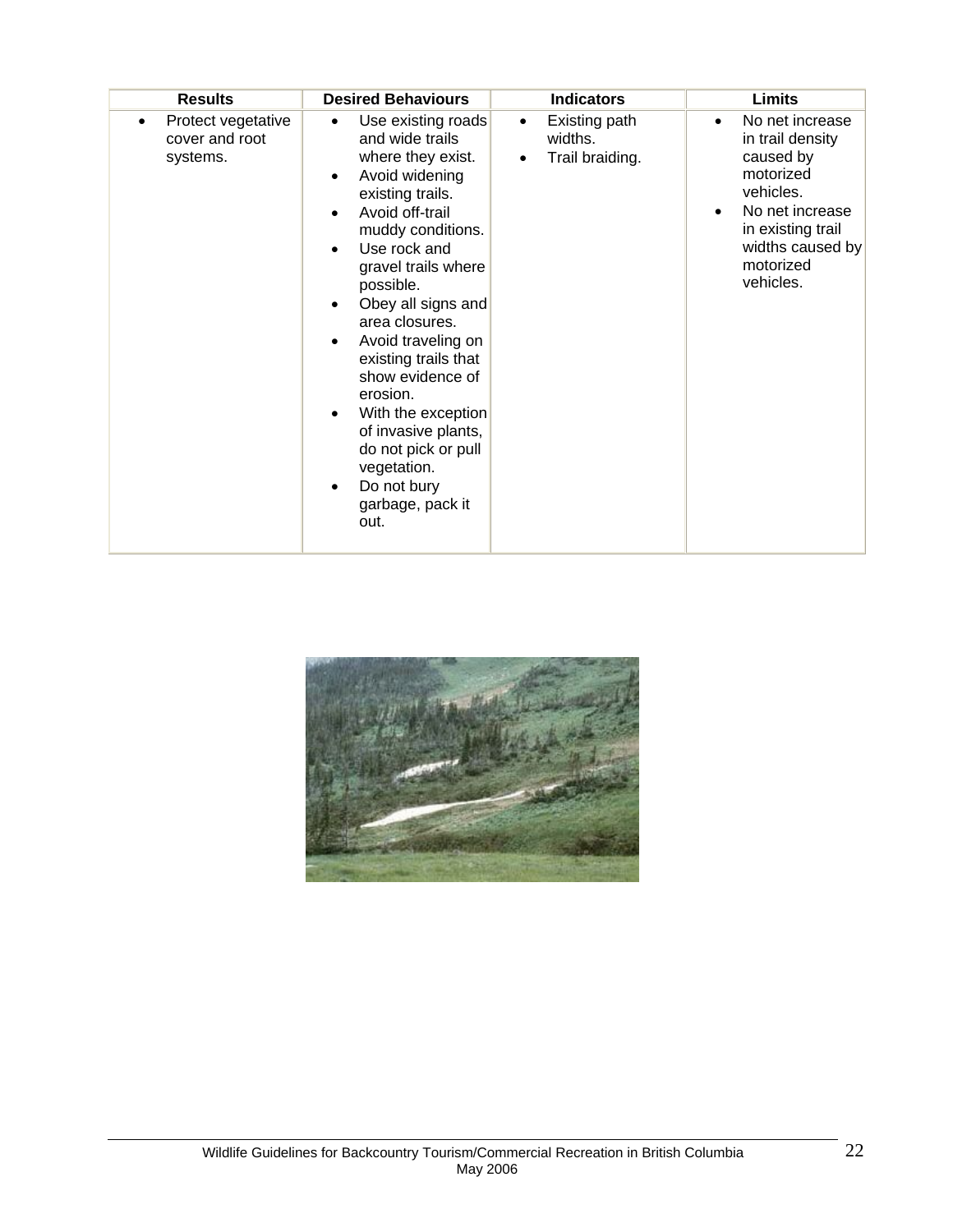| Results | Desired Behaviours | Indicators | Limits |
|---|---|---|---|
| • Protect vegetative cover and root systems. | • Use existing roads and wide trails where they exist.<br>• Avoid widening existing trails.<br>• Avoid off-trail muddy conditions.<br>• Use rock and gravel trails where possible.<br>• Obey all signs and area closures.<br>• Avoid traveling on existing trails that show evidence of erosion.<br>• With the exception of invasive plants, do not pick or pull vegetation.<br>• Do not bury garbage, pack it out. | • Existing path widths.<br>• Trail braiding. | • No net increase in trail density caused by motorized vehicles.<br>• No net increase in existing trail widths caused by motorized vehicles. |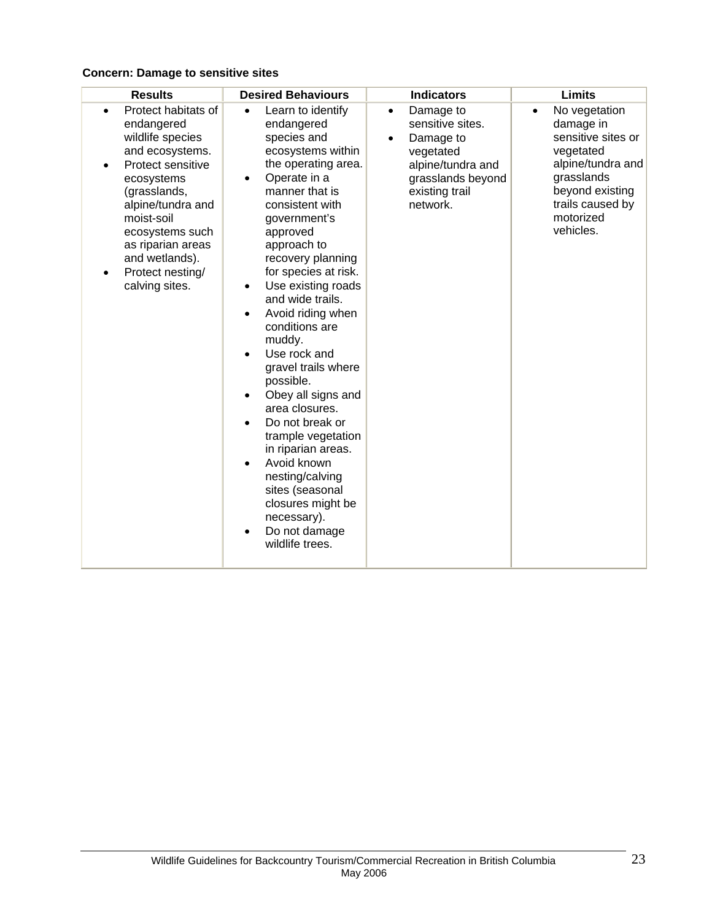**Concern: Damage to sensitive sites**

| Results | Desired Behaviours | Indicators | Limits |
|---|---|---|---|
| • Protect habitats of endangered wildlife species and ecosystems.<br>• Protect sensitive ecosystems (grasslands, alpine/tundra and moist-soil ecosystems such as riparian areas and wetlands).<br>• Protect nesting/ calving sites. | • Learn to identify endangered species and ecosystems within the operating area.<br>• Operate in a manner that is consistent with government's approved approach to recovery planning for species at risk.<br>• Use existing roads and wide trails.<br>• Avoid riding when conditions are muddy.<br>• Use rock and gravel trails where possible.<br>• Obey all signs and area closures.<br>• Do not break or trample vegetation in riparian areas.<br>• Avoid known nesting/calving sites (seasonal closures might be necessary).<br>• Do not damage wildlife trees. | • Damage to sensitive sites.<br>• Damage to vegetated alpine/tundra and grasslands beyond existing trail network. | • No vegetation damage in sensitive sites or vegetated alpine/tundra and grasslands beyond existing trails caused by motorized vehicles. |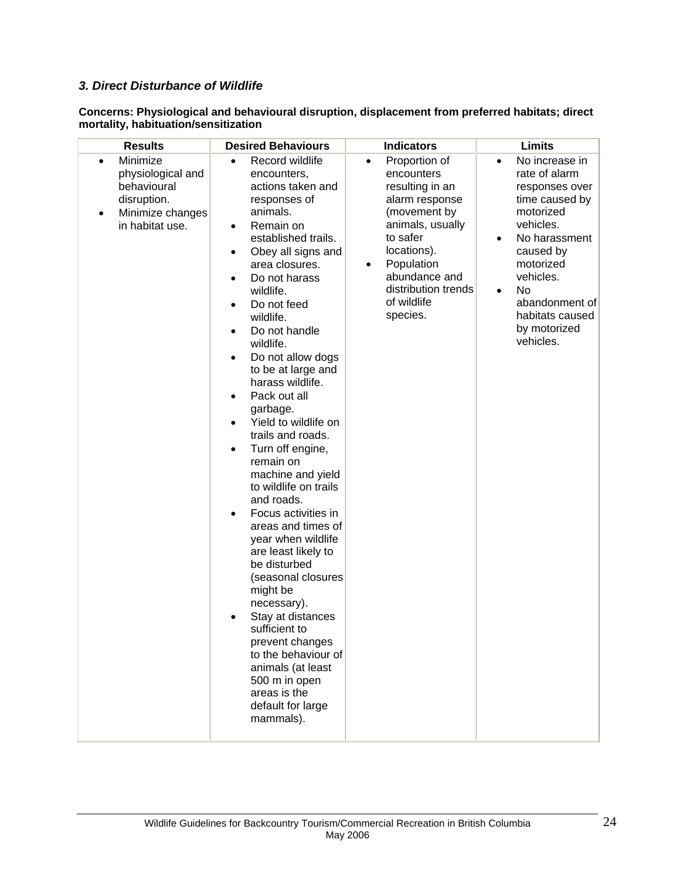### *3. Direct Disturbance of Wildlife*

**Concerns: Physiological and behavioural disruption, displacement from preferred habitats; direct mortality, habituation/sensitization**

| Results | Desired Behaviours | Indicators | Limits |
|---|---|---|---|
| • Minimize physiological and behavioural disruption.<br>• Minimize changes in habitat use. | • Record wildlife encounters, actions taken and responses of animals.<br>• Remain on established trails.<br>• Obey all signs and area closures.<br>• Do not harass wildlife.<br>• Do not feed wildlife.<br>• Do not handle wildlife.<br>• Do not allow dogs to be at large and harass wildlife.<br>• Pack out all garbage.<br>• Yield to wildlife on trails and roads.<br>• Turn off engine, remain on machine and yield to wildlife on trails and roads.<br>• Focus activities in areas and times of year when wildlife are least likely to be disturbed (seasonal closures might be necessary).<br>• Stay at distances sufficient to prevent changes to the behaviour of animals (at least 500 m in open areas is the default for large mammals). | • Proportion of encounters resulting in an alarm response (movement by animals, usually to safer locations).<br>• Population abundance and distribution trends of wildlife species. | • No increase in rate of alarm responses over time caused by motorized vehicles.<br>• No harassment caused by motorized vehicles.<br>• No abandonment of habitats caused by motorized vehicles. |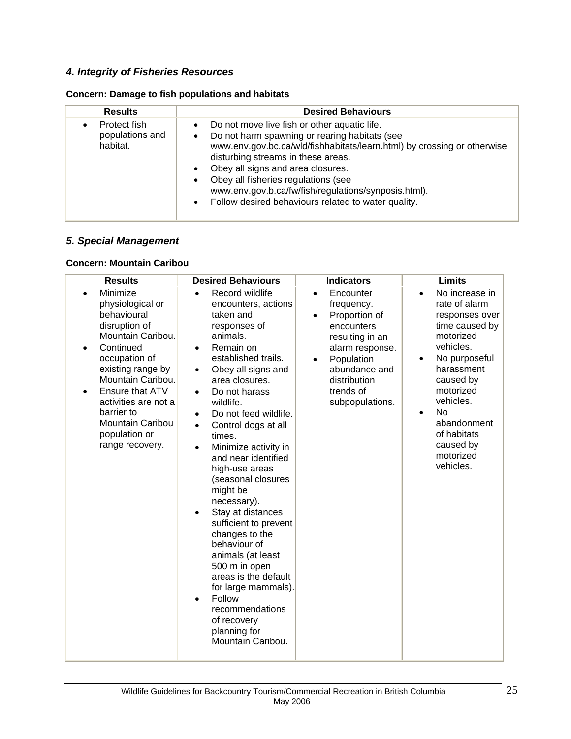### *4. Integrity of Fisheries Resources*

**Concern: Damage to fish populations and habitats**

| Results | Desired Behaviours |
|---|---|
| • Protect fish populations and habitat. | • Do not move live fish or other aquatic life.<br>• Do not harm spawning or rearing habitats (see www.env.gov.bc.ca/wld/fishhabitats/learn.html) by crossing or otherwise disturbing streams in these areas.<br>• Obey all signs and area closures.<br>• Obey all fisheries regulations (see www.env.gov.b.ca/fw/fish/regulations/synposis.html).<br>• Follow desired behaviours related to water quality. |

### *5. Special Management*

**Concern: Mountain Caribou**

| Results | Desired Behaviours | Indicators | Limits |
|---|---|---|---|
| • Minimize physiological or behavioural disruption of Mountain Caribou.<br>• Continued occupation of existing range by Mountain Caribou.<br>• Ensure that ATV activities are not a barrier to Mountain Caribou population or range recovery. | • Record wildlife encounters, actions taken and responses of animals.<br>• Remain on established trails.<br>• Obey all signs and area closures.<br>• Do not harass wildlife.<br>• Do not feed wildlife.<br>• Control dogs at all times.<br>• Minimize activity in and near identified high-use areas (seasonal closures might be necessary).<br>• Stay at distances sufficient to prevent changes to the behaviour of animals (at least 500 m in open areas is the default for large mammals).<br>• Follow recommendations of recovery planning for Mountain Caribou. | • Encounter frequency.<br>• Proportion of encounters resulting in an alarm response.<br>• Population abundance and distribution trends of subpopulations. | • No increase in rate of alarm responses over time caused by motorized vehicles.<br>• No purposeful harassment caused by motorized vehicles.<br>• No abandonment of habitats caused by motorized vehicles. |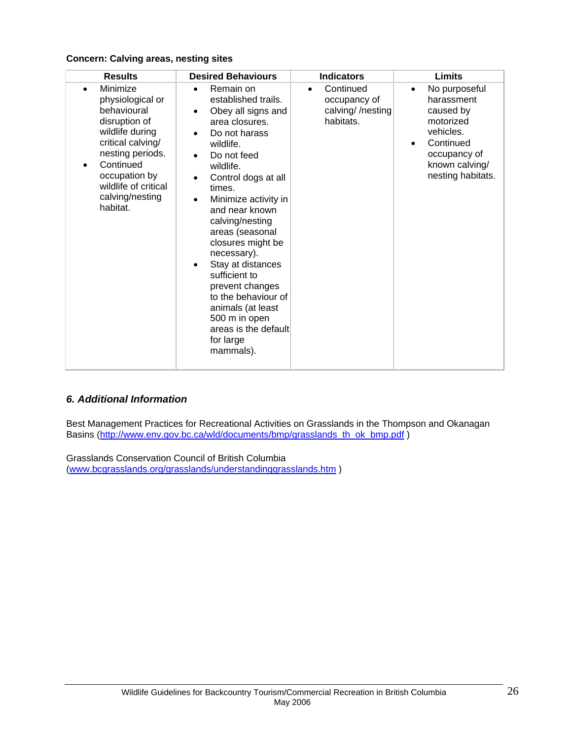**Concern: Calving areas, nesting sites**

| Results | Desired Behaviours | Indicators | Limits |
|---|---|---|---|
| • Minimize physiological or behavioural disruption of wildlife during critical calving/ nesting periods.<br>• Continued occupation by wildlife of critical calving/nesting habitat. | • Remain on established trails.<br>• Obey all signs and area closures.<br>• Do not harass wildlife.<br>• Do not feed wildlife.<br>• Control dogs at all times.<br>• Minimize activity in and near known calving/nesting areas (seasonal closures might be necessary).<br>• Stay at distances sufficient to prevent changes to the behaviour of animals (at least 500 m in open areas is the default for large mammals). | • Continued occupancy of calving/ /nesting habitats. | • No purposeful harassment caused by motorized vehicles.<br>• Continued occupancy of known calving/ nesting habitats. |

## *6. Additional Information*

Best Management Practices for Recreational Activities on Grasslands in the Thompson and Okanagan Basins (http://www.env.gov.bc.ca/wld/documents/bmp/grasslands_th_ok_bmp.pdf )

Grasslands Conservation Council of British Columbia (www.bcgrasslands.org/grasslands/understandinggrasslands.htm )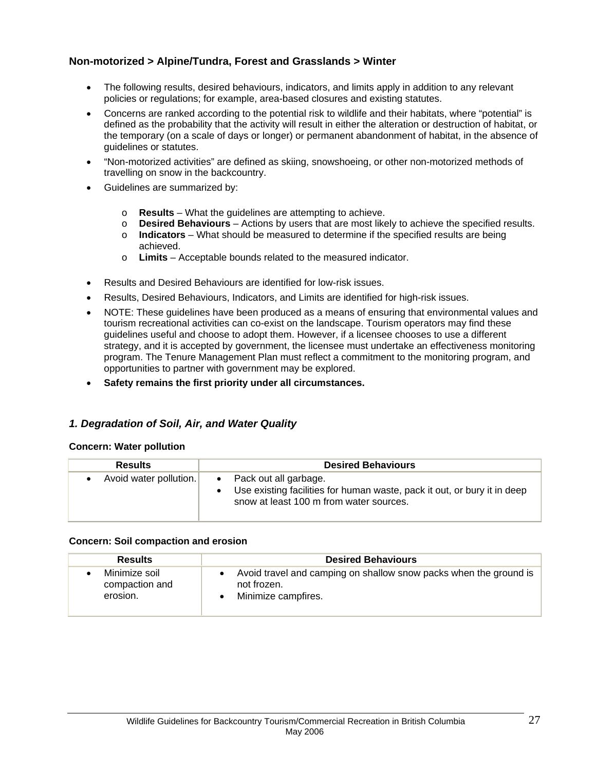### Non-motorized > Alpine/Tundra, Forest and Grasslands > Winter

- The following results, desired behaviours, indicators, and limits apply in addition to any relevant policies or regulations; for example, area-based closures and existing statutes.
- Concerns are ranked according to the potential risk to wildlife and their habitats, where "potential" is defined as the probability that the activity will result in either the alteration or destruction of habitat, or the temporary (on a scale of days or longer) or permanent abandonment of habitat, in the absence of guidelines or statutes.
- "Non-motorized activities" are defined as skiing, snowshoeing, or other non-motorized methods of travelling on snow in the backcountry.
- Guidelines are summarized by:
  - **Results** – What the guidelines are attempting to achieve.
  - **Desired Behaviours** – Actions by users that are most likely to achieve the specified results.
  - **Indicators** – What should be measured to determine if the specified results are being achieved.
  - **Limits** – Acceptable bounds related to the measured indicator.
- Results and Desired Behaviours are identified for low-risk issues.
- Results, Desired Behaviours, Indicators, and Limits are identified for high-risk issues.
- NOTE: These guidelines have been produced as a means of ensuring that environmental values and tourism recreational activities can co-exist on the landscape. Tourism operators may find these guidelines useful and choose to adopt them. However, if a licensee chooses to use a different strategy, and it is accepted by government, the licensee must undertake an effectiveness monitoring program. The Tenure Management Plan must reflect a commitment to the monitoring program, and opportunities to partner with government may be explored.
- **Safety remains the first priority under all circumstances.**

#### *1. Degradation of Soil, Air, and Water Quality*

**Concern: Water pollution**

| Results | Desired Behaviours |
|---|---|
| • Avoid water pollution. | • Pack out all garbage.<br>• Use existing facilities for human waste, pack it out, or bury it in deep snow at least 100 m from water sources. |

**Concern: Soil compaction and erosion**

| Results | Desired Behaviours |
|---|---|
| • Minimize soil compaction and erosion. | • Avoid travel and camping on shallow snow packs when the ground is not frozen.<br>• Minimize campfires. |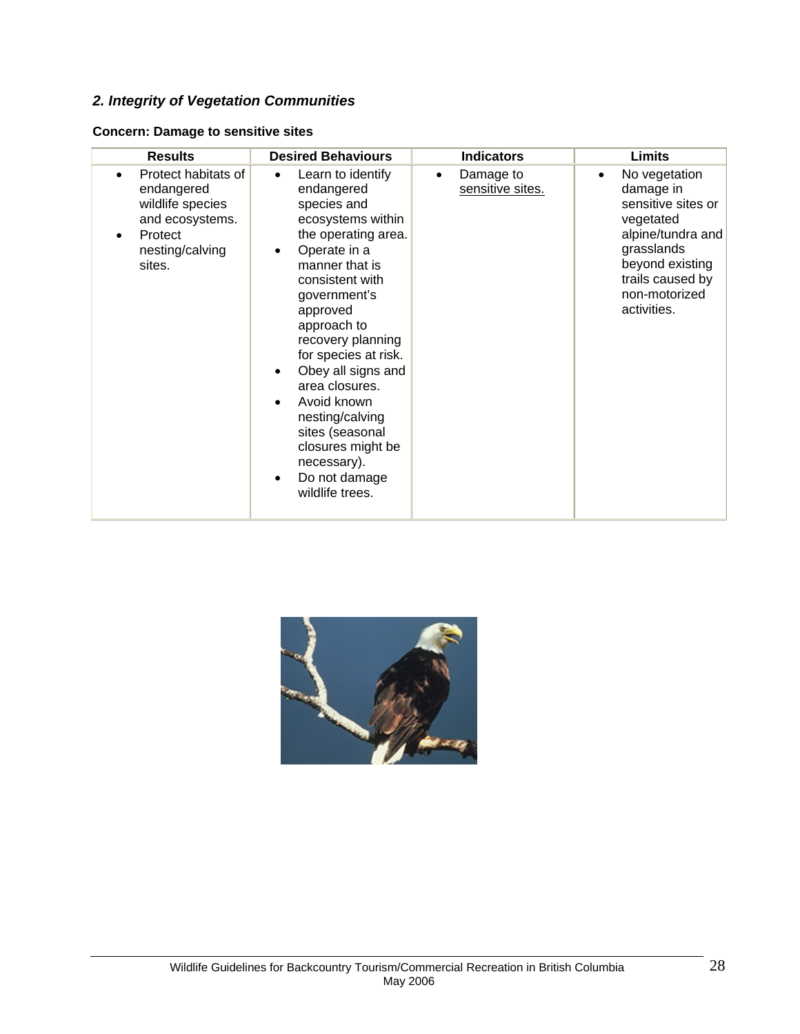### *2. Integrity of Vegetation Communities*

**Concern: Damage to sensitive sites**

| Results | Desired Behaviours | Indicators | Limits |
|---|---|---|---|
| • Protect habitats of endangered wildlife species and ecosystems.<br>• Protect nesting/calving sites. | • Learn to identify endangered species and ecosystems within the operating area.<br>• Operate in a manner that is consistent with government's approved approach to recovery planning for species at risk.<br>• Obey all signs and area closures.<br>• Avoid known nesting/calving sites (seasonal closures might be necessary).<br>• Do not damage wildlife trees. | • Damage to sensitive sites. | • No vegetation damage in sensitive sites or vegetated alpine/tundra and grasslands beyond existing trails caused by non-motorized activities. |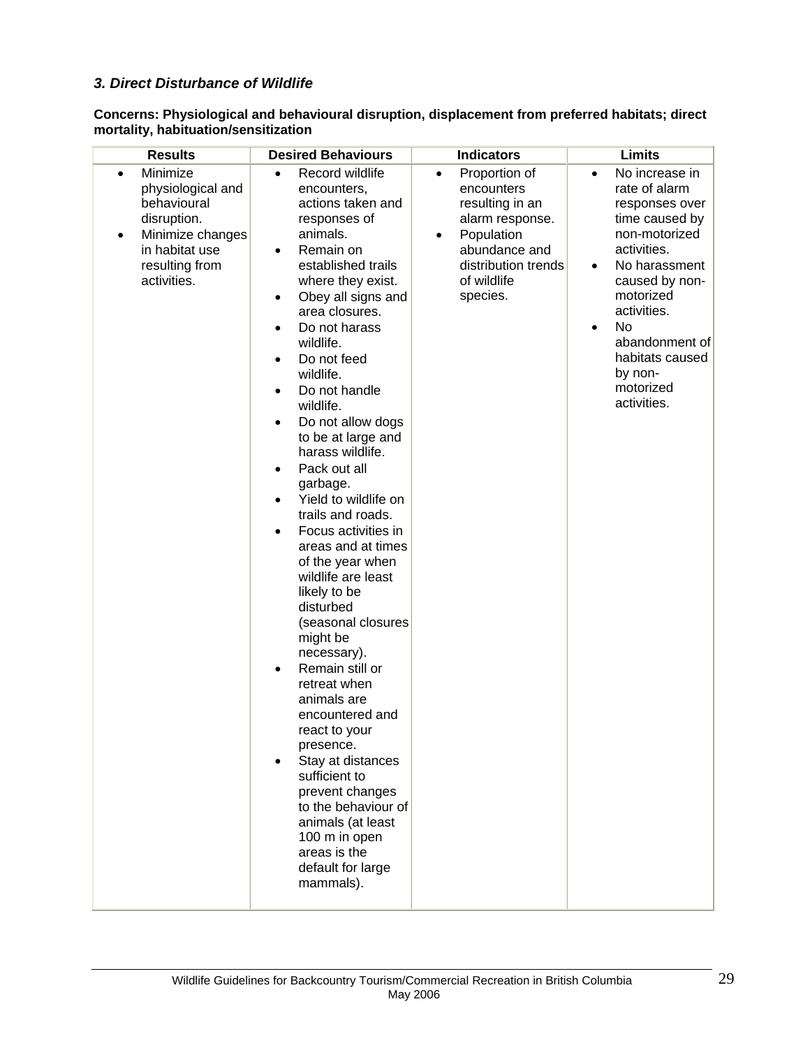### *3. Direct Disturbance of Wildlife*

**Concerns: Physiological and behavioural disruption, displacement from preferred habitats; direct mortality, habituation/sensitization**

| Results | Desired Behaviours | Indicators | Limits |
|---|---|---|---|
| • Minimize physiological and behavioural disruption.<br>• Minimize changes in habitat use resulting from activities. | • Record wildlife encounters, actions taken and responses of animals.<br>• Remain on established trails where they exist.<br>• Obey all signs and area closures.<br>• Do not harass wildlife.<br>• Do not feed wildlife.<br>• Do not handle wildlife.<br>• Do not allow dogs to be at large and harass wildlife.<br>• Pack out all garbage.<br>• Yield to wildlife on trails and roads.<br>• Focus activities in areas and at times of the year when wildlife are least likely to be disturbed (seasonal closures might be necessary).<br>• Remain still or retreat when animals are encountered and react to your presence.<br>• Stay at distances sufficient to prevent changes to the behaviour of animals (at least 100 m in open areas is the default for large mammals). | • Proportion of encounters resulting in an alarm response.<br>• Population abundance and distribution trends of wildlife species. | • No increase in rate of alarm responses over time caused by non-motorized activities.<br>• No harassment caused by non-motorized activities.<br>• No abandonment of habitats caused by non-motorized activities. |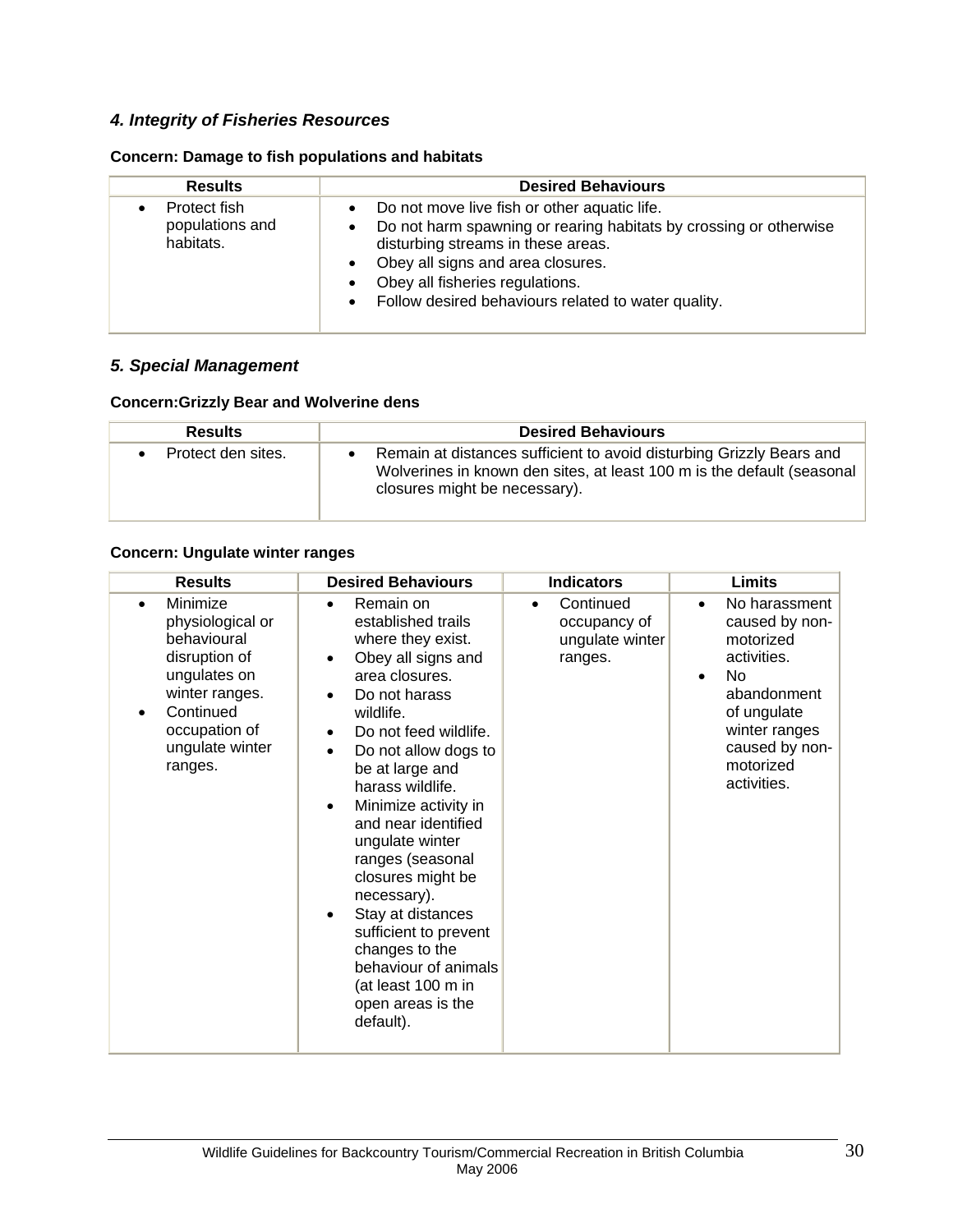### *4. Integrity of Fisheries Resources*

**Concern: Damage to fish populations and habitats**

| Results | Desired Behaviours |
|---|---|
| • Protect fish populations and habitats. | • Do not move live fish or other aquatic life.<br>• Do not harm spawning or rearing habitats by crossing or otherwise disturbing streams in these areas.<br>• Obey all signs and area closures.<br>• Obey all fisheries regulations.<br>• Follow desired behaviours related to water quality. |

### *5. Special Management*

**Concern:Grizzly Bear and Wolverine dens**

| Results | Desired Behaviours |
|---|---|
| • Protect den sites. | • Remain at distances sufficient to avoid disturbing Grizzly Bears and Wolverines in known den sites, at least 100 m is the default (seasonal closures might be necessary). |

**Concern: Ungulate winter ranges**

| Results | Desired Behaviours | Indicators | Limits |
|---|---|---|---|
| • Minimize physiological or behavioural disruption of ungulates on winter ranges.<br>• Continued occupation of ungulate winter ranges. | • Remain on established trails where they exist.<br>• Obey all signs and area closures.<br>• Do not harass wildlife.<br>• Do not feed wildlife.<br>• Do not allow dogs to be at large and harass wildlife.<br>• Minimize activity in and near identified ungulate winter ranges (seasonal closures might be necessary).<br>• Stay at distances sufficient to prevent changes to the behaviour of animals (at least 100 m in open areas is the default). | • Continued occupancy of ungulate winter ranges. | • No harassment caused by non-motorized activities.<br>• No abandonment of ungulate winter ranges caused by non-motorized activities. |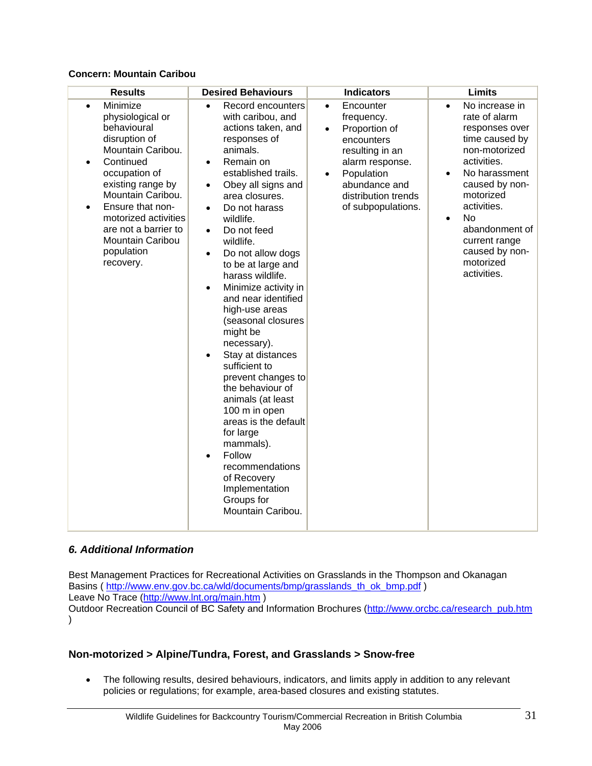**Concern: Mountain Caribou**

| Results | Desired Behaviours | Indicators | Limits |
|---|---|---|---|
| • Minimize physiological or behavioural disruption of Mountain Caribou.<br>• Continued occupation of existing range by Mountain Caribou.<br>• Ensure that non-motorized activities are not a barrier to Mountain Caribou population recovery. | • Record encounters with caribou, and actions taken, and responses of animals.<br>• Remain on established trails.<br>• Obey all signs and area closures.<br>• Do not harass wildlife.<br>• Do not feed wildlife.<br>• Do not allow dogs to be at large and harass wildlife.<br>• Minimize activity in and near identified high-use areas (seasonal closures might be necessary).<br>• Stay at distances sufficient to prevent changes to the behaviour of animals (at least 100 m in open areas is the default for large mammals).<br>• Follow recommendations of Recovery Implementation Groups for Mountain Caribou. | • Encounter frequency.<br>• Proportion of encounters resulting in an alarm response.<br>• Population abundance and distribution trends of subpopulations. | • No increase in rate of alarm responses over time caused by non-motorized activities.<br>• No harassment caused by non-motorized activities.<br>• No abandonment of current range caused by non-motorized activities. |

### *6. Additional Information*

Best Management Practices for Recreational Activities on Grasslands in the Thompson and Okanagan Basins ( http://www.env.gov.bc.ca/wld/documents/bmp/grasslands_th_ok_bmp.pdf )
Leave No Trace (http://www.lnt.org/main.htm )
Outdoor Recreation Council of BC Safety and Information Brochures (http://www.orcbc.ca/research_pub.htm )

## Non-motorized > Alpine/Tundra, Forest, and Grasslands > Snow-free

- The following results, desired behaviours, indicators, and limits apply in addition to any relevant policies or regulations; for example, area-based closures and existing statutes.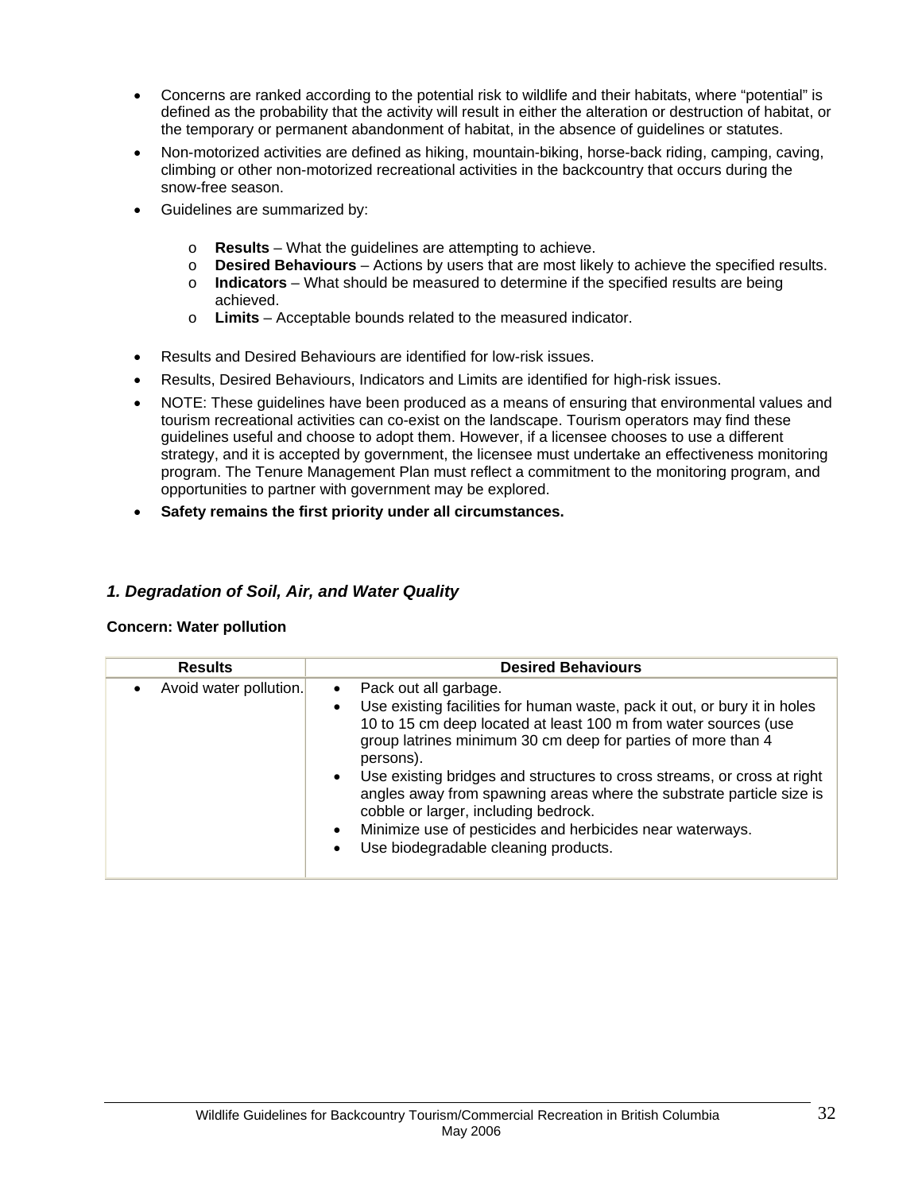- Concerns are ranked according to the potential risk to wildlife and their habitats, where "potential" is defined as the probability that the activity will result in either the alteration or destruction of habitat, or the temporary or permanent abandonment of habitat, in the absence of guidelines or statutes.
- Non-motorized activities are defined as hiking, mountain-biking, horse-back riding, camping, caving, climbing or other non-motorized recreational activities in the backcountry that occurs during the snow-free season.
- Guidelines are summarized by:
  - **Results** – What the guidelines are attempting to achieve.
  - **Desired Behaviours** – Actions by users that are most likely to achieve the specified results.
  - **Indicators** – What should be measured to determine if the specified results are being achieved.
  - **Limits** – Acceptable bounds related to the measured indicator.
- Results and Desired Behaviours are identified for low-risk issues.
- Results, Desired Behaviours, Indicators and Limits are identified for high-risk issues.
- NOTE: These guidelines have been produced as a means of ensuring that environmental values and tourism recreational activities can co-exist on the landscape. Tourism operators may find these guidelines useful and choose to adopt them. However, if a licensee chooses to use a different strategy, and it is accepted by government, the licensee must undertake an effectiveness monitoring program. The Tenure Management Plan must reflect a commitment to the monitoring program, and opportunities to partner with government may be explored.
- **Safety remains the first priority under all circumstances.**

### *1. Degradation of Soil, Air, and Water Quality*

**Concern: Water pollution**

| Results | Desired Behaviours |
|---|---|
| • Avoid water pollution. | • Pack out all garbage.<br>• Use existing facilities for human waste, pack it out, or bury it in holes 10 to 15 cm deep located at least 100 m from water sources (use group latrines minimum 30 cm deep for parties of more than 4 persons).<br>• Use existing bridges and structures to cross streams, or cross at right angles away from spawning areas where the substrate particle size is cobble or larger, including bedrock.<br>• Minimize use of pesticides and herbicides near waterways.<br>• Use biodegradable cleaning products. |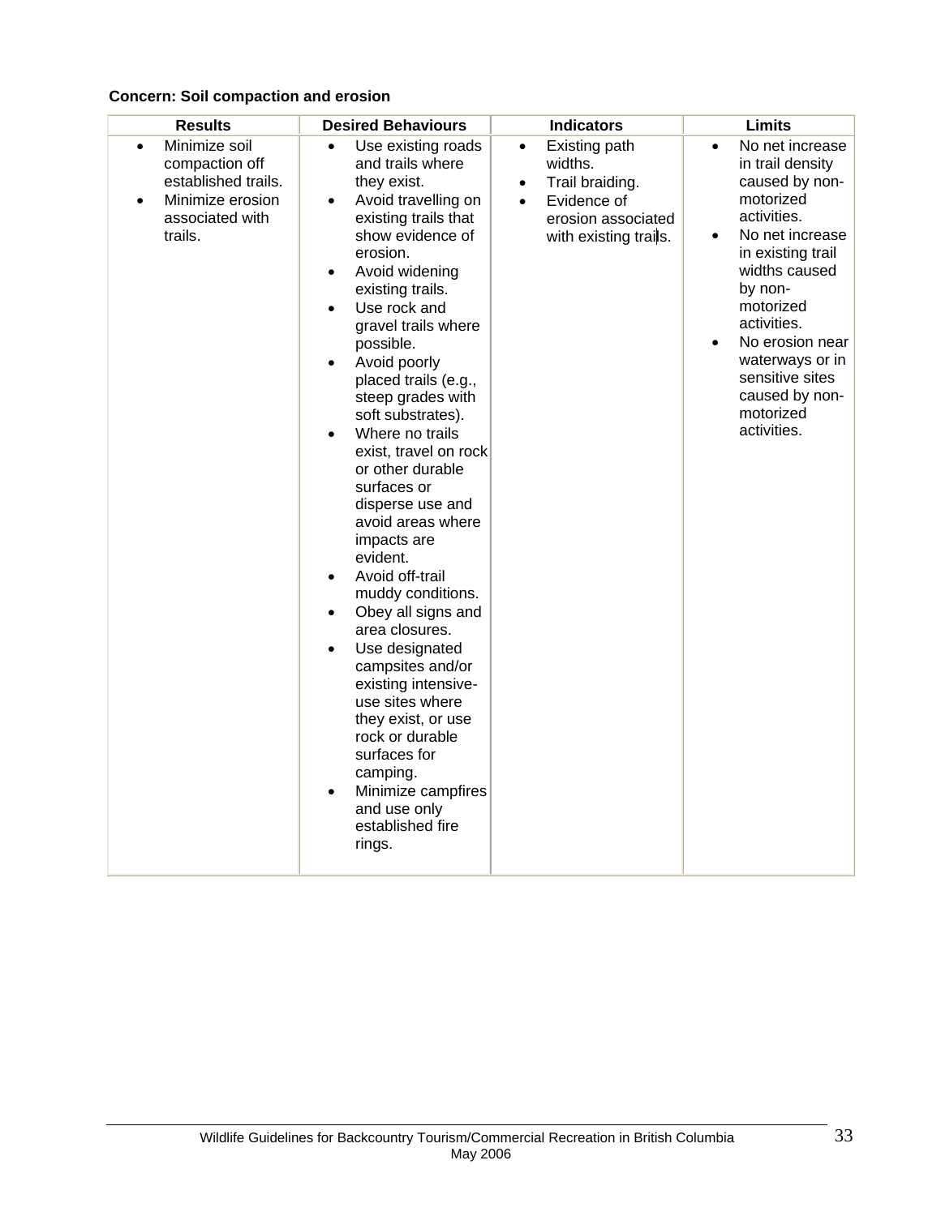**Concern: Soil compaction and erosion**

| Results | Desired Behaviours | Indicators | Limits |
|---|---|---|---|
| • Minimize soil compaction off established trails.<br>• Minimize erosion associated with trails. | • Use existing roads and trails where they exist.<br>• Avoid travelling on existing trails that show evidence of erosion.<br>• Avoid widening existing trails.<br>• Use rock and gravel trails where possible.<br>• Avoid poorly placed trails (e.g., steep grades with soft substrates).<br>• Where no trails exist, travel on rock or other durable surfaces or disperse use and avoid areas where impacts are evident.<br>• Avoid off-trail muddy conditions.<br>• Obey all signs and area closures.<br>• Use designated campsites and/or existing intensive-use sites where they exist, or use rock or durable surfaces for camping.<br>• Minimize campfires and use only established fire rings. | • Existing path widths.<br>• Trail braiding.<br>• Evidence of erosion associated with existing trails. | • No net increase in trail density caused by non-motorized activities.<br>• No net increase in existing trail widths caused by non-motorized activities.<br>• No erosion near waterways or in sensitive sites caused by non-motorized activities. |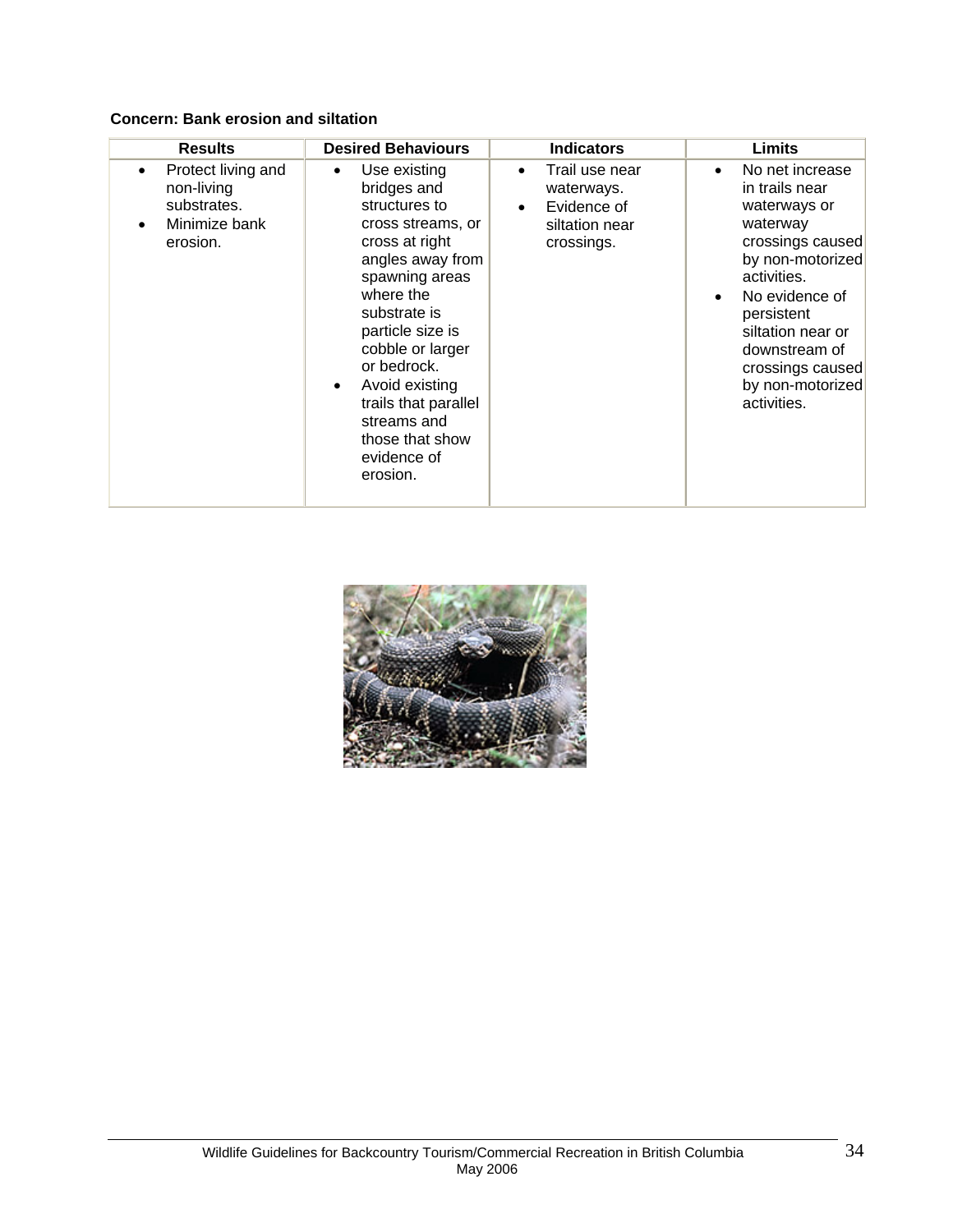**Concern: Bank erosion and siltation**

| Results | Desired Behaviours | Indicators | Limits |
|---|---|---|---|
| • Protect living and non-living substrates.<br>• Minimize bank erosion. | • Use existing bridges and structures to cross streams, or cross at right angles away from spawning areas where the substrate is particle size is cobble or larger or bedrock.<br>• Avoid existing trails that parallel streams and those that show evidence of erosion. | • Trail use near waterways.<br>• Evidence of siltation near crossings. | • No net increase in trails near waterways or waterway crossings caused by non-motorized activities.<br>• No evidence of persistent siltation near or downstream of crossings caused by non-motorized activities. |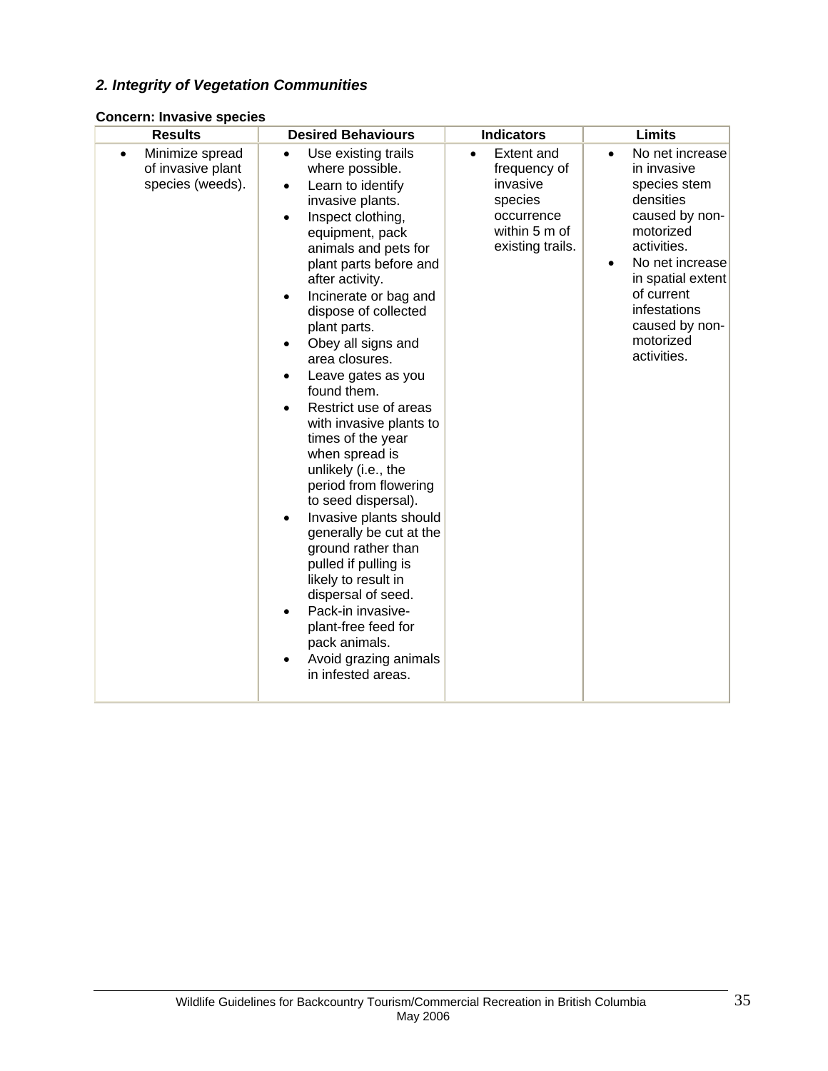### *2. Integrity of Vegetation Communities*

**Concern: Invasive species**

| Results | Desired Behaviours | Indicators | Limits |
|---|---|---|---|
| • Minimize spread of invasive plant species (weeds). | • Use existing trails where possible.<br>• Learn to identify invasive plants.<br>• Inspect clothing, equipment, pack animals and pets for plant parts before and after activity.<br>• Incinerate or bag and dispose of collected plant parts.<br>• Obey all signs and area closures.<br>• Leave gates as you found them.<br>• Restrict use of areas with invasive plants to times of the year when spread is unlikely (i.e., the period from flowering to seed dispersal).<br>• Invasive plants should generally be cut at the ground rather than pulled if pulling is likely to result in dispersal of seed.<br>• Pack-in invasive-plant-free feed for pack animals.<br>• Avoid grazing animals in infested areas. | • Extent and frequency of invasive species occurrence within 5 m of existing trails. | • No net increase in invasive species stem densities caused by non-motorized activities.<br>• No net increase in spatial extent of current infestations caused by non-motorized activities. |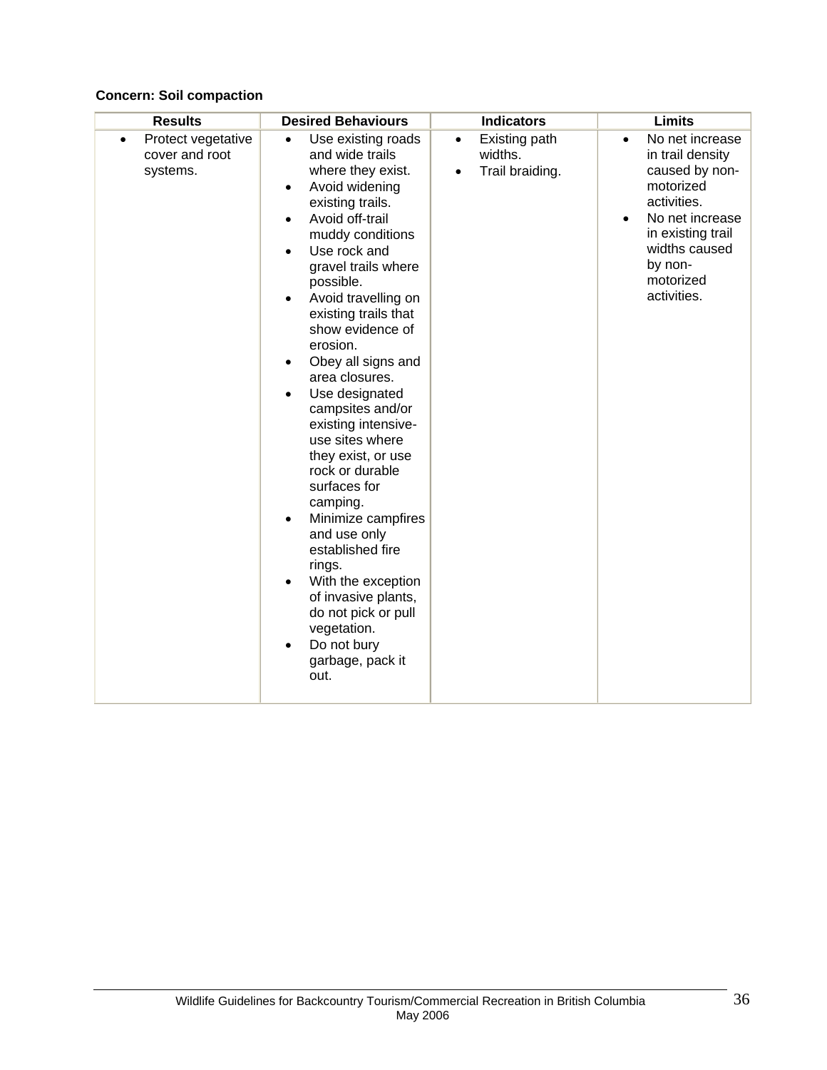**Concern: Soil compaction**

| Results | Desired Behaviours | Indicators | Limits |
|---|---|---|---|
| • Protect vegetative cover and root systems. | • Use existing roads and wide trails where they exist.<br>• Avoid widening existing trails.<br>• Avoid off-trail muddy conditions<br>• Use rock and gravel trails where possible.<br>• Avoid travelling on existing trails that show evidence of erosion.<br>• Obey all signs and area closures.<br>• Use designated campsites and/or existing intensive-use sites where they exist, or use rock or durable surfaces for camping.<br>• Minimize campfires and use only established fire rings.<br>• With the exception of invasive plants, do not pick or pull vegetation.<br>• Do not bury garbage, pack it out. | • Existing path widths.<br>• Trail braiding. | • No net increase in trail density caused by non-motorized activities.<br>• No net increase in existing trail widths caused by non-motorized activities. |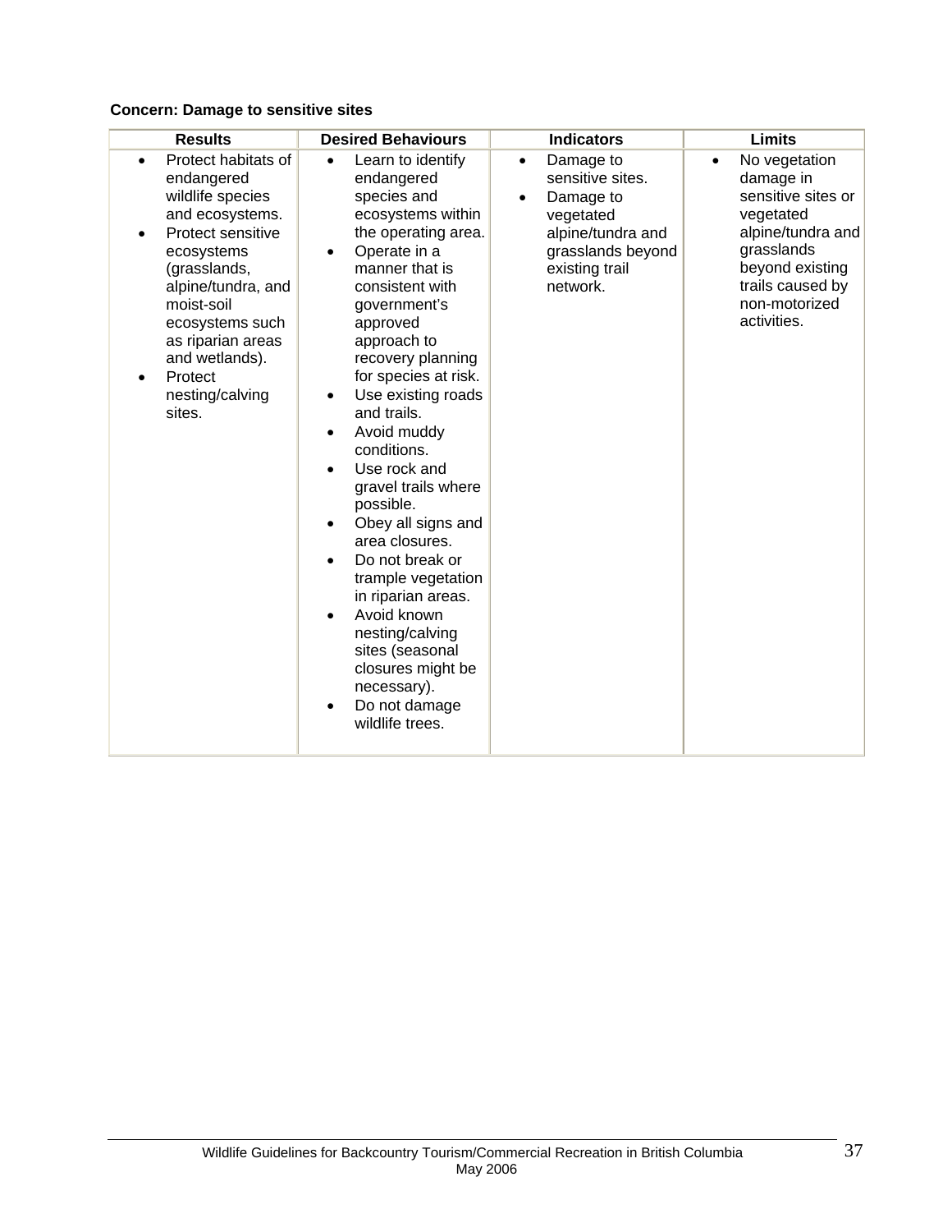**Concern: Damage to sensitive sites**

| Results | Desired Behaviours | Indicators | Limits |
|---|---|---|---|
| • Protect habitats of endangered wildlife species and ecosystems.<br>• Protect sensitive ecosystems (grasslands, alpine/tundra, and moist-soil ecosystems such as riparian areas and wetlands).<br>• Protect nesting/calving sites. | • Learn to identify endangered species and ecosystems within the operating area.<br>• Operate in a manner that is consistent with government's approved approach to recovery planning for species at risk.<br>• Use existing roads and trails.<br>• Avoid muddy conditions.<br>• Use rock and gravel trails where possible.<br>• Obey all signs and area closures.<br>• Do not break or trample vegetation in riparian areas.<br>• Avoid known nesting/calving sites (seasonal closures might be necessary).<br>• Do not damage wildlife trees. | • Damage to sensitive sites.<br>• Damage to vegetated alpine/tundra and grasslands beyond existing trail network. | • No vegetation damage in sensitive sites or vegetated alpine/tundra and grasslands beyond existing trails caused by non-motorized activities. |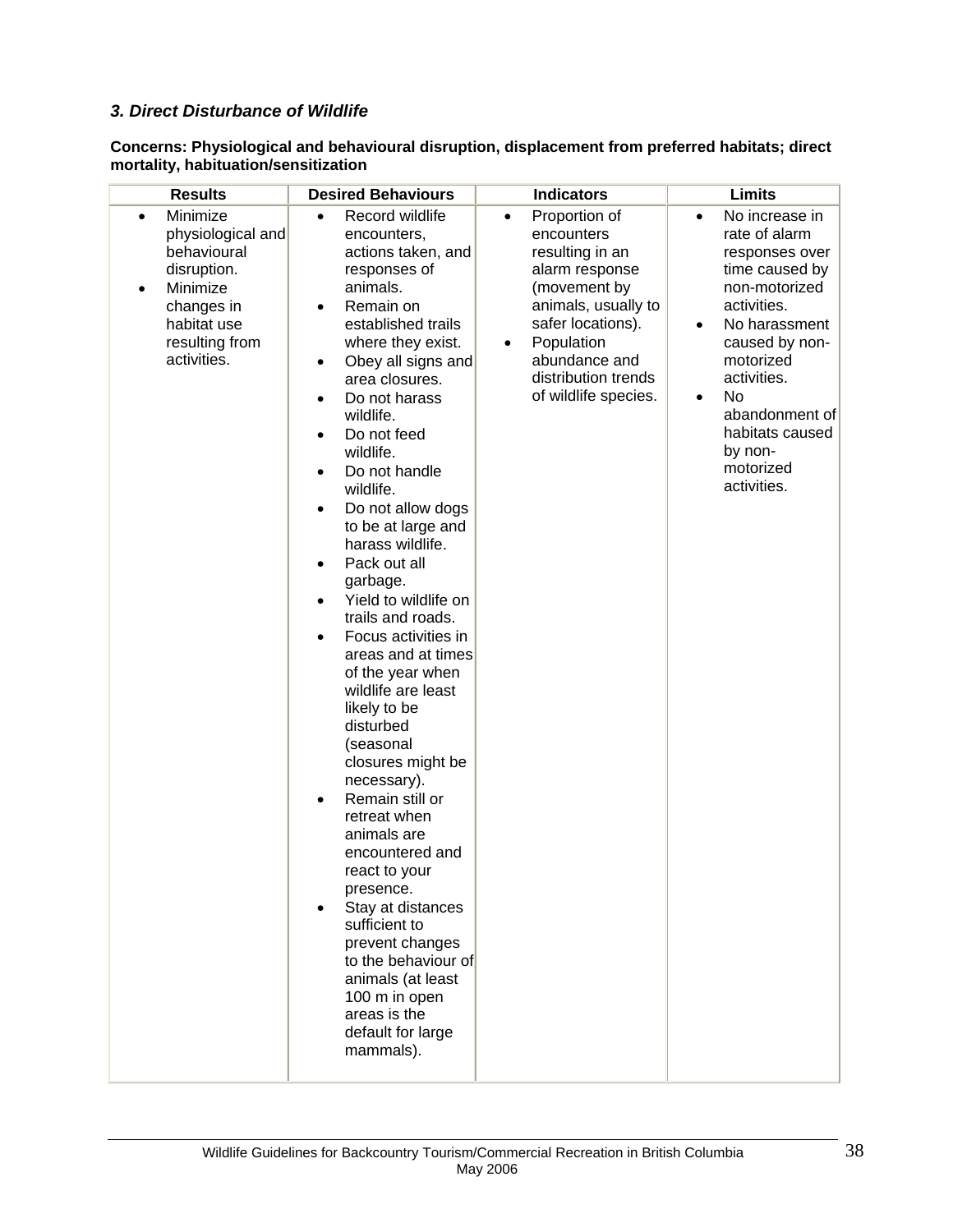### *3. Direct Disturbance of Wildlife*

**Concerns: Physiological and behavioural disruption, displacement from preferred habitats; direct mortality, habituation/sensitization**

| Results | Desired Behaviours | Indicators | Limits |
|---|---|---|---|
| • Minimize physiological and behavioural disruption.<br>• Minimize changes in habitat use resulting from activities. | • Record wildlife encounters, actions taken, and responses of animals.<br>• Remain on established trails where they exist.<br>• Obey all signs and area closures.<br>• Do not harass wildlife.<br>• Do not feed wildlife.<br>• Do not handle wildlife.<br>• Do not allow dogs to be at large and harass wildlife.<br>• Pack out all garbage.<br>• Yield to wildlife on trails and roads.<br>• Focus activities in areas and at times of the year when wildlife are least likely to be disturbed (seasonal closures might be necessary).<br>• Remain still or retreat when animals are encountered and react to your presence.<br>• Stay at distances sufficient to prevent changes to the behaviour of animals (at least 100 m in open areas is the default for large mammals). | • Proportion of encounters resulting in an alarm response (movement by animals, usually to safer locations).<br>• Population abundance and distribution trends of wildlife species. | • No increase in rate of alarm responses over time caused by non-motorized activities.<br>• No harassment caused by non-motorized activities.<br>• No abandonment of habitats caused by non-motorized activities. |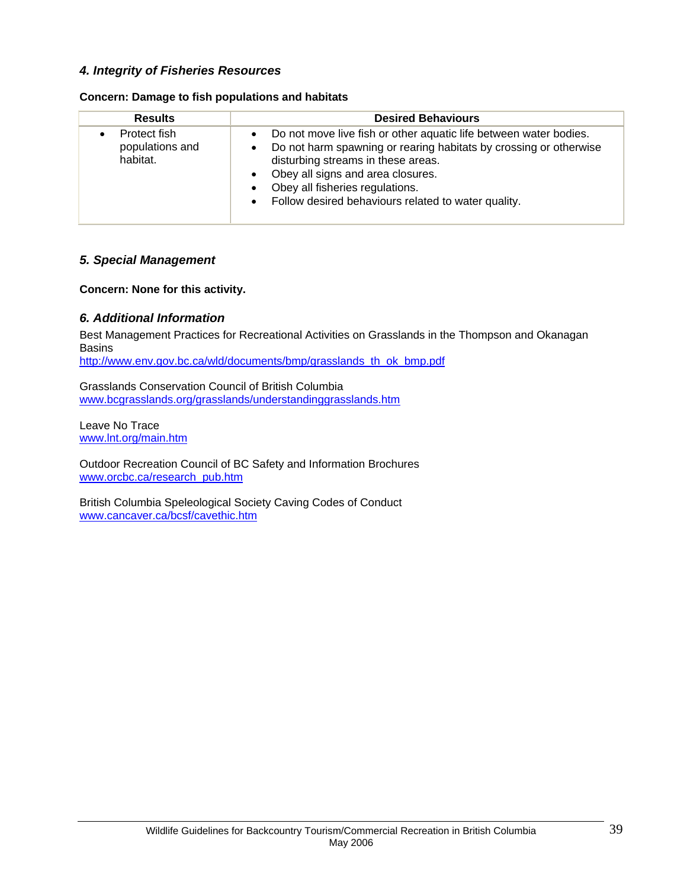### *4. Integrity of Fisheries Resources*

**Concern: Damage to fish populations and habitats**

| Results | Desired Behaviours |
|---|---|
| • Protect fish populations and habitat. | • Do not move live fish or other aquatic life between water bodies.<br>• Do not harm spawning or rearing habitats by crossing or otherwise disturbing streams in these areas.<br>• Obey all signs and area closures.<br>• Obey all fisheries regulations.<br>• Follow desired behaviours related to water quality. |

### *5. Special Management*

**Concern: None for this activity.**

### *6. Additional Information*

Best Management Practices for Recreational Activities on Grasslands in the Thompson and Okanagan Basins
http://www.env.gov.bc.ca/wld/documents/bmp/grasslands_th_ok_bmp.pdf

Grasslands Conservation Council of British Columbia
www.bcgrasslands.org/grasslands/understandinggrasslands.htm

Leave No Trace
www.lnt.org/main.htm

Outdoor Recreation Council of BC Safety and Information Brochures
www.orcbc.ca/research_pub.htm

British Columbia Speleological Society Caving Codes of Conduct
www.cancaver.ca/bcsf/cavethic.htm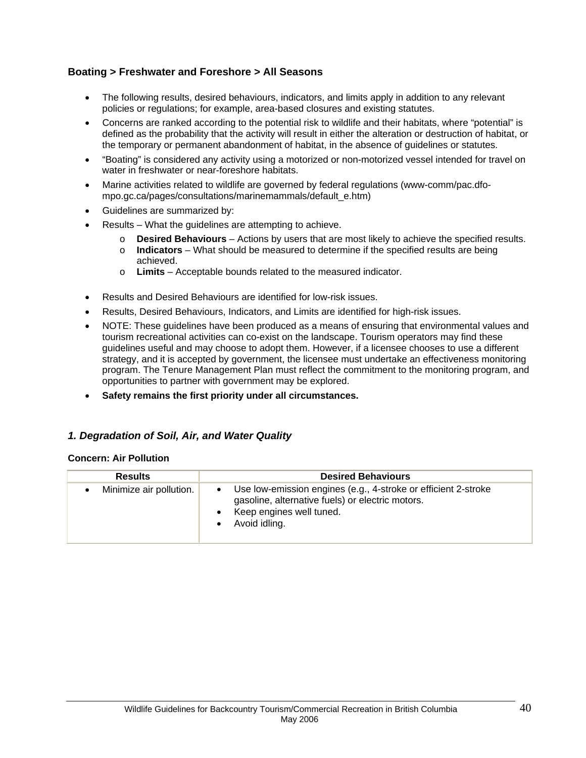### Boating > Freshwater and Foreshore > All Seasons

- The following results, desired behaviours, indicators, and limits apply in addition to any relevant policies or regulations; for example, area-based closures and existing statutes.
- Concerns are ranked according to the potential risk to wildlife and their habitats, where "potential" is defined as the probability that the activity will result in either the alteration or destruction of habitat, or the temporary or permanent abandonment of habitat, in the absence of guidelines or statutes.
- "Boating" is considered any activity using a motorized or non-motorized vessel intended for travel on water in freshwater or near-foreshore habitats.
- Marine activities related to wildlife are governed by federal regulations (www-comm/pac.dfo-mpo.gc.ca/pages/consultations/marinemammals/default_e.htm)
- Guidelines are summarized by:
- Results – What the guidelines are attempting to achieve.
    - **Desired Behaviours** – Actions by users that are most likely to achieve the specified results.
    - **Indicators** – What should be measured to determine if the specified results are being achieved.
    - **Limits** – Acceptable bounds related to the measured indicator.
- Results and Desired Behaviours are identified for low-risk issues.
- Results, Desired Behaviours, Indicators, and Limits are identified for high-risk issues.
- NOTE: These guidelines have been produced as a means of ensuring that environmental values and tourism recreational activities can co-exist on the landscape. Tourism operators may find these guidelines useful and may choose to adopt them. However, if a licensee chooses to use a different strategy, and it is accepted by government, the licensee must undertake an effectiveness monitoring program. The Tenure Management Plan must reflect the commitment to the monitoring program, and opportunities to partner with government may be explored.
- **Safety remains the first priority under all circumstances.**

### *1. Degradation of Soil, Air, and Water Quality*

**Concern: Air Pollution**

| Results | Desired Behaviours |
|---|---|
| • Minimize air pollution. | • Use low-emission engines (e.g., 4-stroke or efficient 2-stroke gasoline, alternative fuels) or electric motors.<br>• Keep engines well tuned.<br>• Avoid idling. |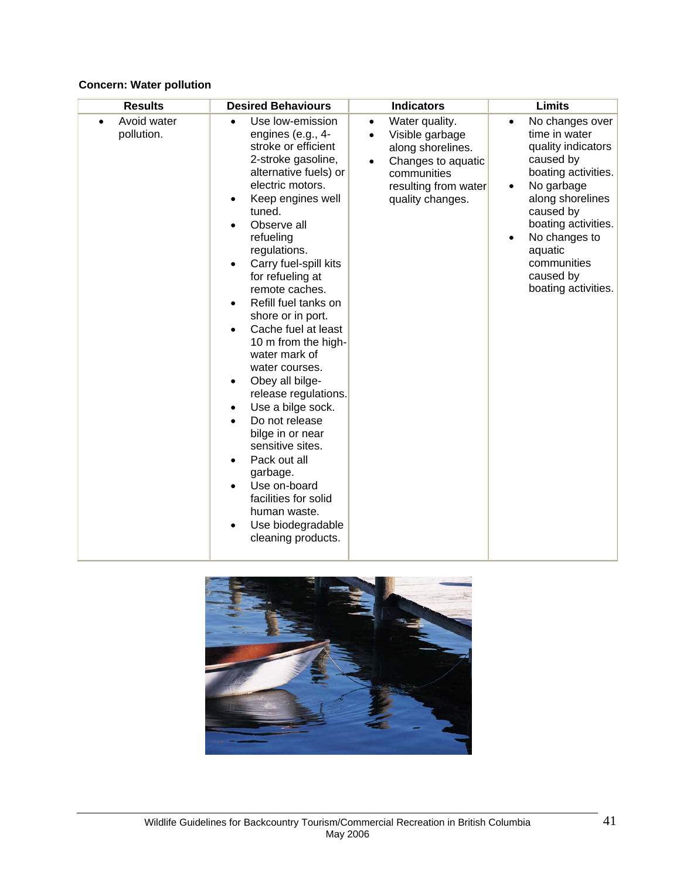**Concern: Water pollution**

| Results | Desired Behaviours | Indicators | Limits |
|---|---|---|---|
| • Avoid water pollution. | • Use low-emission engines (e.g., 4-stroke or efficient 2-stroke gasoline, alternative fuels) or electric motors.<br>• Keep engines well tuned.<br>• Observe all refueling regulations.<br>• Carry fuel-spill kits for refueling at remote caches.<br>• Refill fuel tanks on shore or in port.<br>• Cache fuel at least 10 m from the high-water mark of water courses.<br>• Obey all bilge-release regulations.<br>• Use a bilge sock.<br>• Do not release bilge in or near sensitive sites.<br>• Pack out all garbage.<br>• Use on-board facilities for solid human waste.<br>• Use biodegradable cleaning products. | • Water quality.<br>• Visible garbage along shorelines.<br>• Changes to aquatic communities resulting from water quality changes. | • No changes over time in water quality indicators caused by boating activities.<br>• No garbage along shorelines caused by boating activities.<br>• No changes to aquatic communities caused by boating activities. |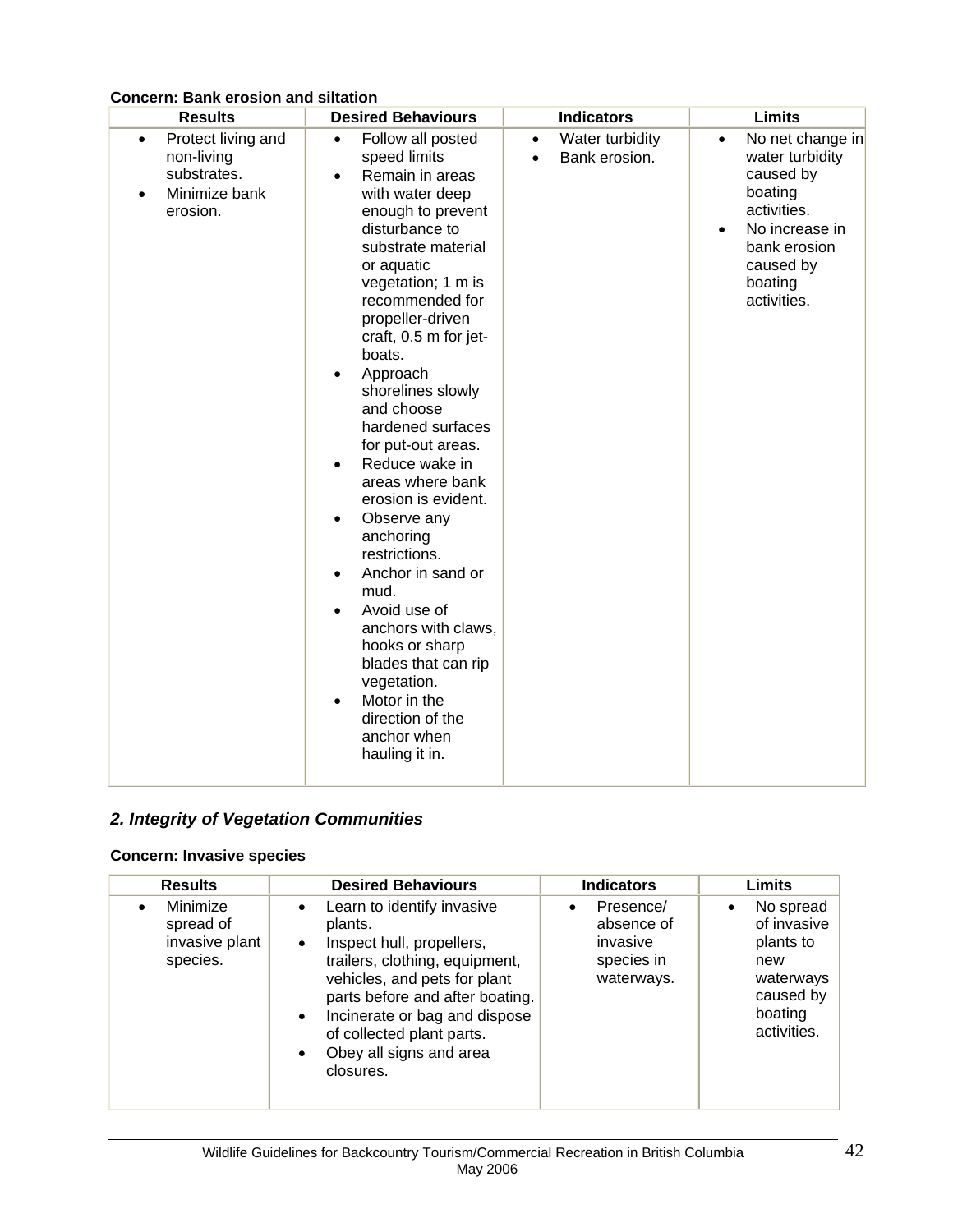**Concern: Bank erosion and siltation**

| Results | Desired Behaviours | Indicators | Limits |
|---|---|---|---|
| • Protect living and non-living substrates.<br>• Minimize bank erosion. | • Follow all posted speed limits<br>• Remain in areas with water deep enough to prevent disturbance to substrate material or aquatic vegetation; 1 m is recommended for propeller-driven craft, 0.5 m for jet-boats.<br>• Approach shorelines slowly and choose hardened surfaces for put-out areas.<br>• Reduce wake in areas where bank erosion is evident.<br>• Observe any anchoring restrictions.<br>• Anchor in sand or mud.<br>• Avoid use of anchors with claws, hooks or sharp blades that can rip vegetation.<br>• Motor in the direction of the anchor when hauling it in. | • Water turbidity<br>• Bank erosion. | • No net change in water turbidity caused by boating activities.<br>• No increase in bank erosion caused by boating activities. |

### *2. Integrity of Vegetation Communities*

**Concern: Invasive species**

| Results | Desired Behaviours | Indicators | Limits |
|---|---|---|---|
| • Minimize spread of invasive plant species. | • Learn to identify invasive plants.<br>• Inspect hull, propellers, trailers, clothing, equipment, vehicles, and pets for plant parts before and after boating.<br>• Incinerate or bag and dispose of collected plant parts.<br>• Obey all signs and area closures. | • Presence/ absence of invasive species in waterways. | • No spread of invasive plants to new waterways caused by boating activities. |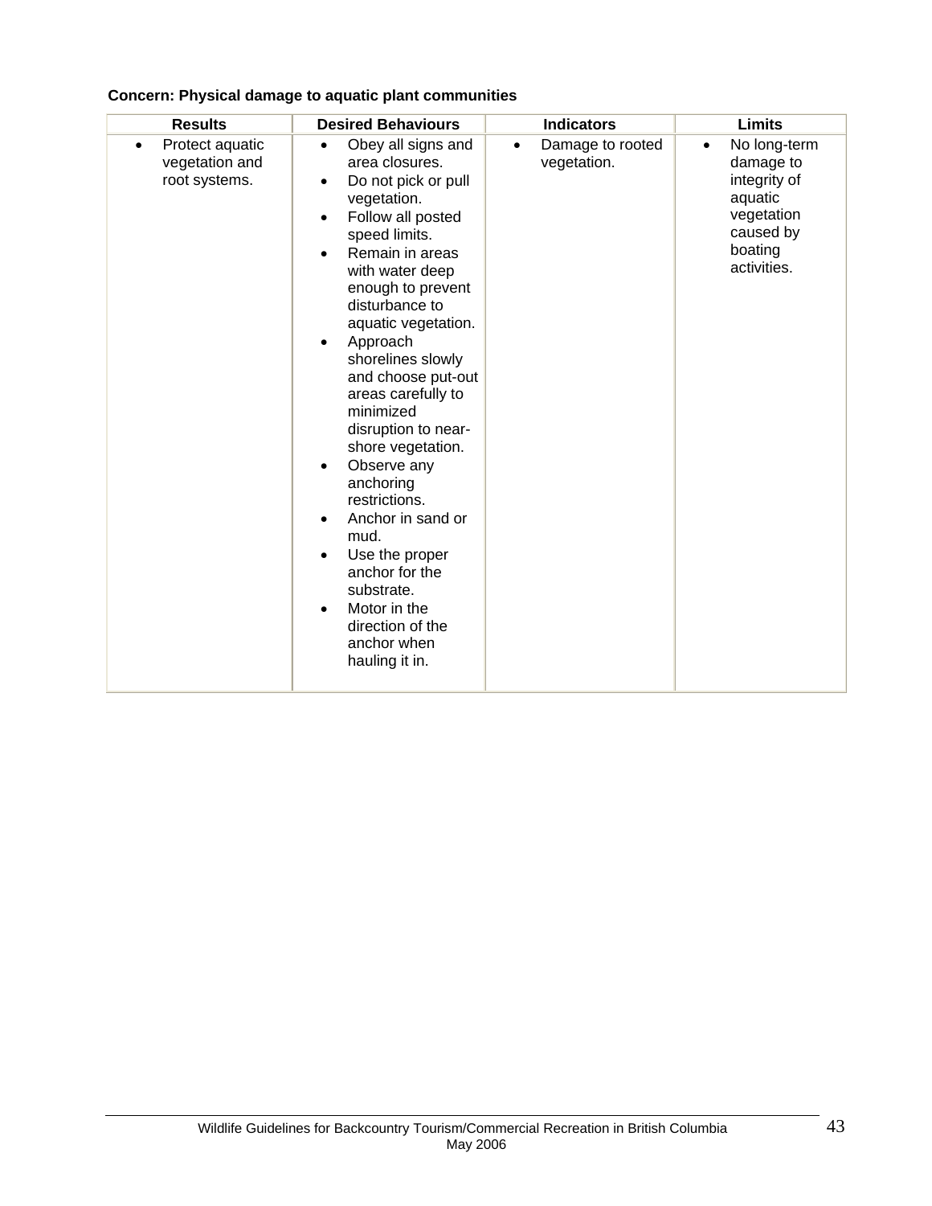**Concern: Physical damage to aquatic plant communities**

| Results | Desired Behaviours | Indicators | Limits |
|---|---|---|---|
| • Protect aquatic vegetation and root systems. | • Obey all signs and area closures.<br>• Do not pick or pull vegetation.<br>• Follow all posted speed limits.<br>• Remain in areas with water deep enough to prevent disturbance to aquatic vegetation.<br>• Approach shorelines slowly and choose put-out areas carefully to minimized disruption to near-shore vegetation.<br>• Observe any anchoring restrictions.<br>• Anchor in sand or mud.<br>• Use the proper anchor for the substrate.<br>• Motor in the direction of the anchor when hauling it in. | • Damage to rooted vegetation. | • No long-term damage to integrity of aquatic vegetation caused by boating activities. |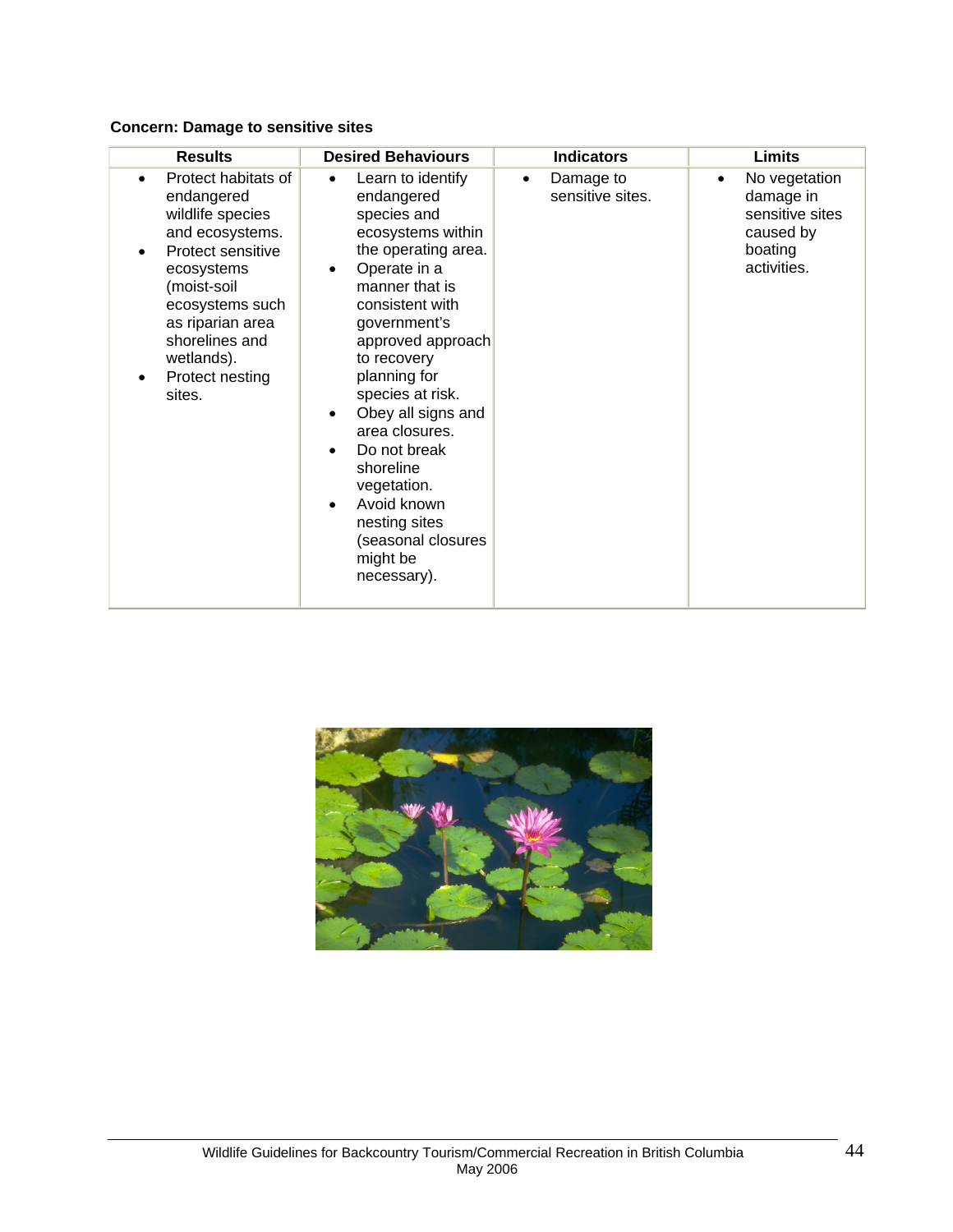**Concern: Damage to sensitive sites**

| Results | Desired Behaviours | Indicators | Limits |
|---|---|---|---|
| • Protect habitats of endangered wildlife species and ecosystems.<br>• Protect sensitive ecosystems (moist-soil ecosystems such as riparian area shorelines and wetlands).<br>• Protect nesting sites. | • Learn to identify endangered species and ecosystems within the operating area.<br>• Operate in a manner that is consistent with government's approved approach to recovery planning for species at risk.<br>• Obey all signs and area closures.<br>• Do not break shoreline vegetation.<br>• Avoid known nesting sites (seasonal closures might be necessary). | • Damage to sensitive sites. | • No vegetation damage in sensitive sites caused by boating activities. |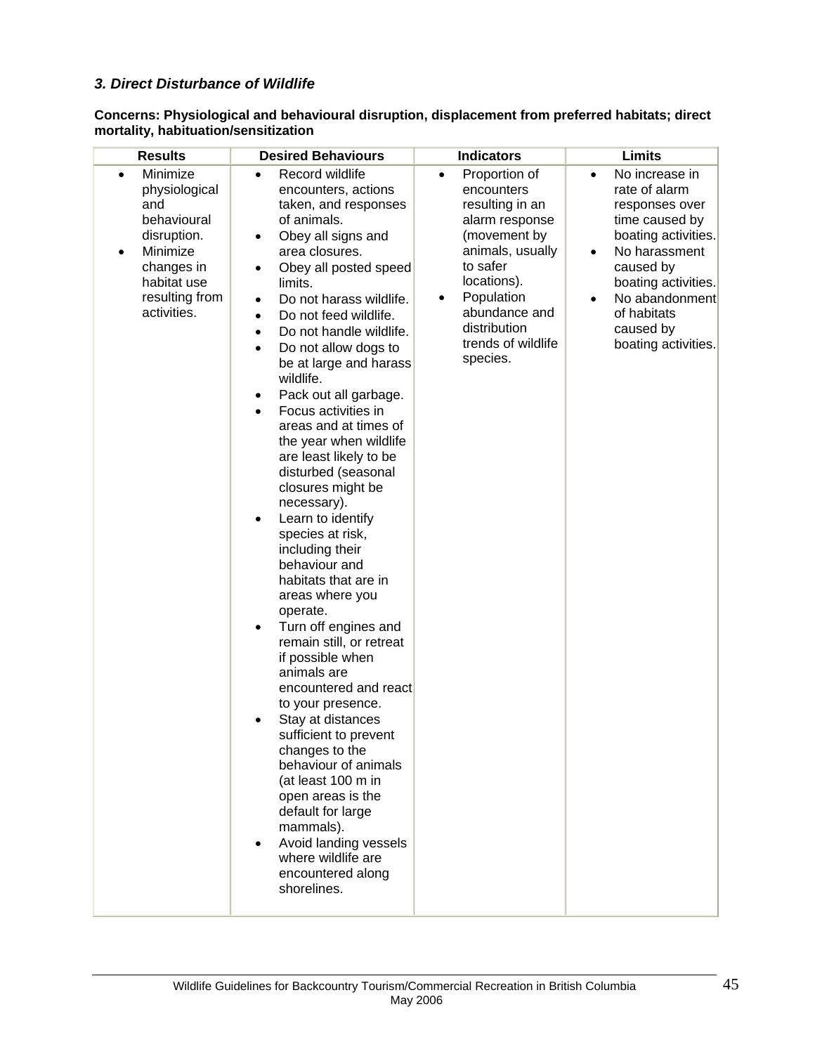### *3. Direct Disturbance of Wildlife*

**Concerns: Physiological and behavioural disruption, displacement from preferred habitats; direct mortality, habituation/sensitization**

| Results | Desired Behaviours | Indicators | Limits |
|---|---|---|---|
| • Minimize physiological and behavioural disruption.<br>• Minimize changes in habitat use resulting from activities. | • Record wildlife encounters, actions taken, and responses of animals.<br>• Obey all signs and area closures.<br>• Obey all posted speed limits.<br>• Do not harass wildlife.<br>• Do not feed wildlife.<br>• Do not handle wildlife.<br>• Do not allow dogs to be at large and harass wildlife.<br>• Pack out all garbage.<br>• Focus activities in areas and at times of the year when wildlife are least likely to be disturbed (seasonal closures might be necessary).<br>• Learn to identify species at risk, including their behaviour and habitats that are in areas where you operate.<br>• Turn off engines and remain still, or retreat if possible when animals are encountered and react to your presence.<br>• Stay at distances sufficient to prevent changes to the behaviour of animals (at least 100 m in open areas is the default for large mammals).<br>• Avoid landing vessels where wildlife are encountered along shorelines. | • Proportion of encounters resulting in an alarm response (movement by animals, usually to safer locations).<br>• Population abundance and distribution trends of wildlife species. | • No increase in rate of alarm responses over time caused by boating activities.<br>• No harassment caused by boating activities.<br>• No abandonment of habitats caused by boating activities. |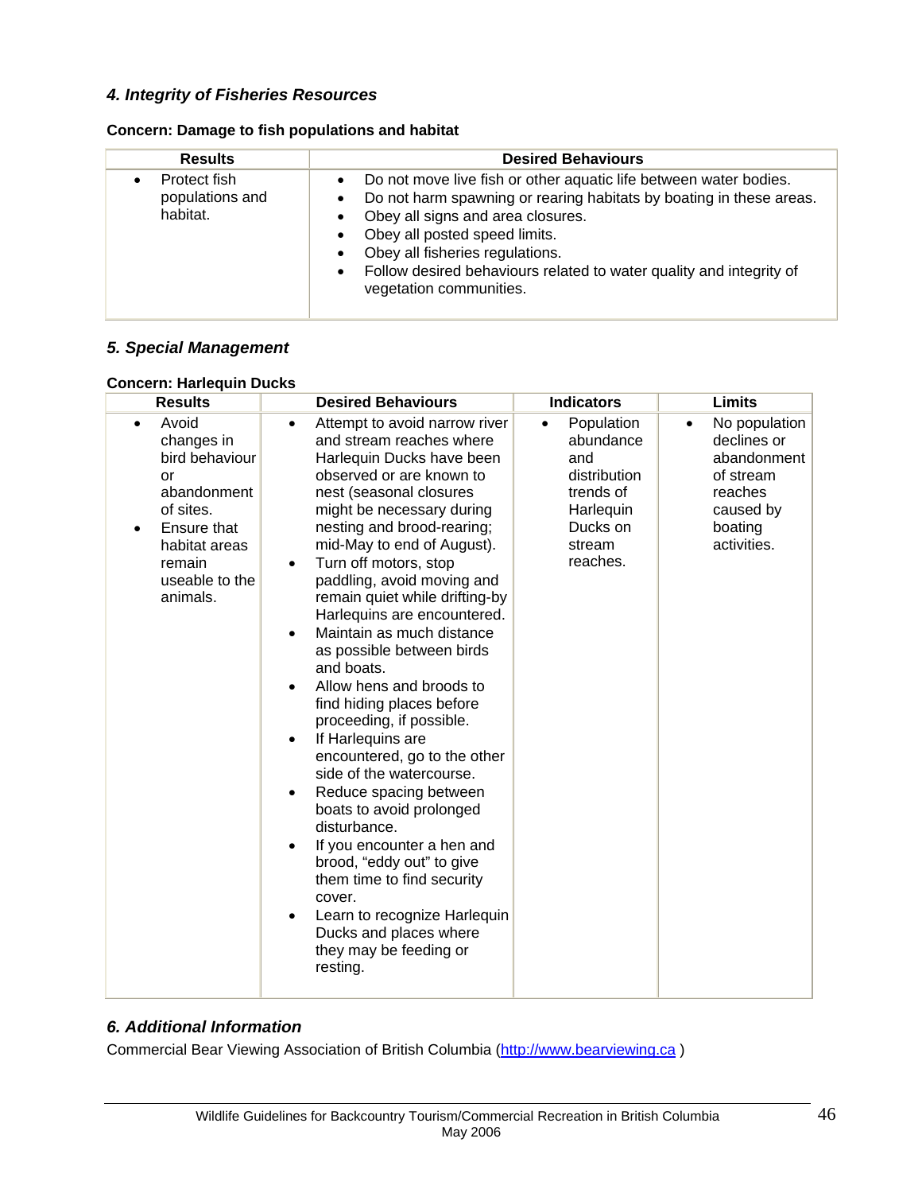### *4. Integrity of Fisheries Resources*

**Concern: Damage to fish populations and habitat**

| Results | Desired Behaviours |
|---|---|
| • Protect fish populations and habitat. | • Do not move live fish or other aquatic life between water bodies.<br>• Do not harm spawning or rearing habitats by boating in these areas.<br>• Obey all signs and area closures.<br>• Obey all posted speed limits.<br>• Obey all fisheries regulations.<br>• Follow desired behaviours related to water quality and integrity of vegetation communities. |

### *5. Special Management*

**Concern: Harlequin Ducks**

| Results | Desired Behaviours | Indicators | Limits |
|---|---|---|---|
| • Avoid changes in bird behaviour or abandonment of sites.<br>• Ensure that habitat areas remain useable to the animals. | • Attempt to avoid narrow river and stream reaches where Harlequin Ducks have been observed or are known to nest (seasonal closures might be necessary during nesting and brood-rearing; mid-May to end of August).<br>• Turn off motors, stop paddling, avoid moving and remain quiet while drifting-by Harlequins are encountered.<br>• Maintain as much distance as possible between birds and boats.<br>• Allow hens and broods to find hiding places before proceeding, if possible.<br>• If Harlequins are encountered, go to the other side of the watercourse.<br>• Reduce spacing between boats to avoid prolonged disturbance.<br>• If you encounter a hen and brood, "eddy out" to give them time to find security cover.<br>• Learn to recognize Harlequin Ducks and places where they may be feeding or resting. | • Population abundance and distribution trends of Harlequin Ducks on stream reaches. | • No population declines or abandonment of stream reaches caused by boating activities. |

### *6. Additional Information*

Commercial Bear Viewing Association of British Columbia (http://www.bearviewing.ca )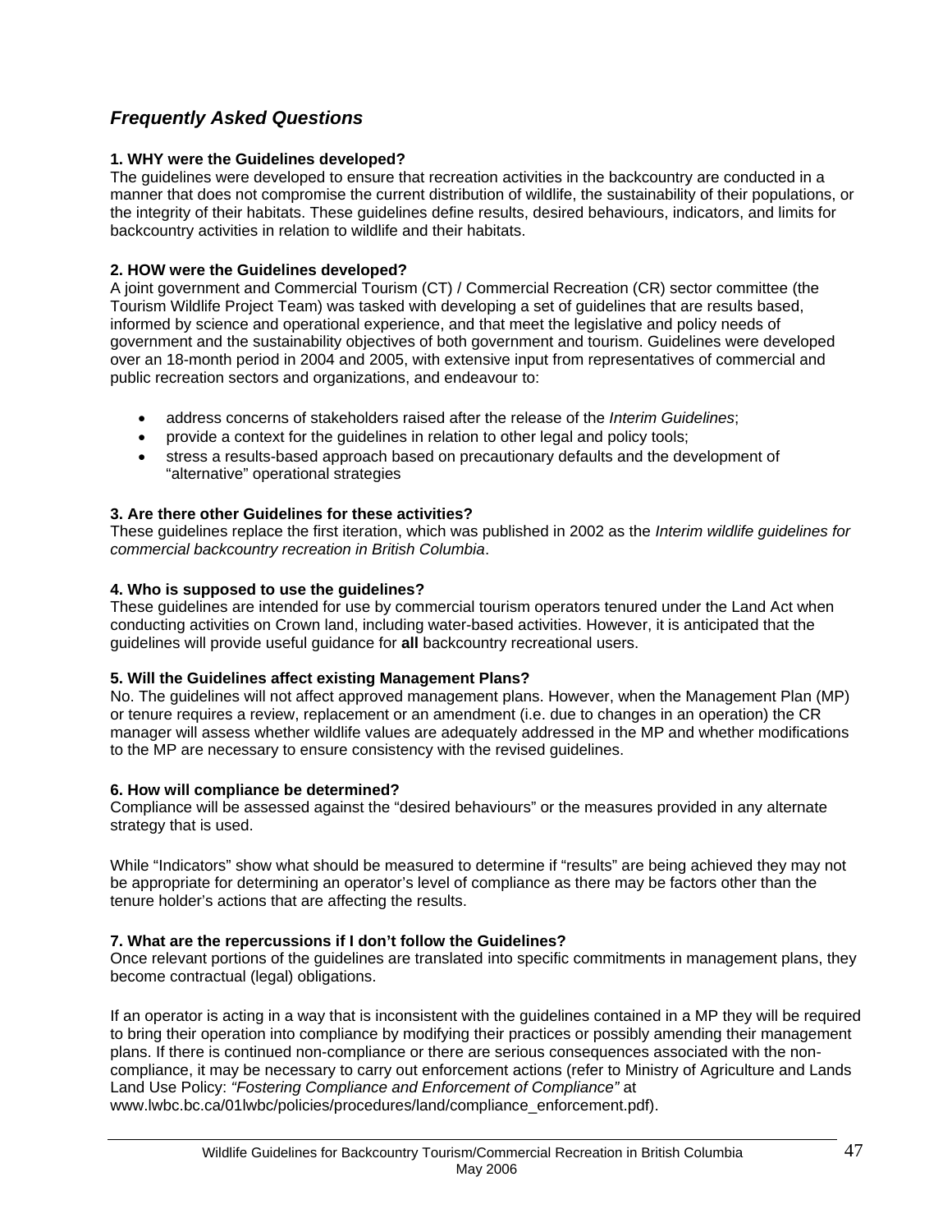## *Frequently Asked Questions*

**1. WHY were the Guidelines developed?**
The guidelines were developed to ensure that recreation activities in the backcountry are conducted in a manner that does not compromise the current distribution of wildlife, the sustainability of their populations, or the integrity of their habitats. These guidelines define results, desired behaviours, indicators, and limits for backcountry activities in relation to wildlife and their habitats.

**2. HOW were the Guidelines developed?**
A joint government and Commercial Tourism (CT) / Commercial Recreation (CR) sector committee (the Tourism Wildlife Project Team) was tasked with developing a set of guidelines that are results based, informed by science and operational experience, and that meet the legislative and policy needs of government and the sustainability objectives of both government and tourism. Guidelines were developed over an 18-month period in 2004 and 2005, with extensive input from representatives of commercial and public recreation sectors and organizations, and endeavour to:

- address concerns of stakeholders raised after the release of the *Interim Guidelines*;
- provide a context for the guidelines in relation to other legal and policy tools;
- stress a results-based approach based on precautionary defaults and the development of "alternative" operational strategies

**3. Are there other Guidelines for these activities?**
These guidelines replace the first iteration, which was published in 2002 as the *Interim wildlife guidelines for commercial backcountry recreation in British Columbia*.

**4. Who is supposed to use the guidelines?**
These guidelines are intended for use by commercial tourism operators tenured under the Land Act when conducting activities on Crown land, including water-based activities. However, it is anticipated that the guidelines will provide useful guidance for **all** backcountry recreational users.

**5. Will the Guidelines affect existing Management Plans?**
No. The guidelines will not affect approved management plans. However, when the Management Plan (MP) or tenure requires a review, replacement or an amendment (i.e. due to changes in an operation) the CR manager will assess whether wildlife values are adequately addressed in the MP and whether modifications to the MP are necessary to ensure consistency with the revised guidelines.

**6. How will compliance be determined?**
Compliance will be assessed against the "desired behaviours" or the measures provided in any alternate strategy that is used.

While "Indicators" show what should be measured to determine if "results" are being achieved they may not be appropriate for determining an operator's level of compliance as there may be factors other than the tenure holder's actions that are affecting the results.

**7. What are the repercussions if I don't follow the Guidelines?**
Once relevant portions of the guidelines are translated into specific commitments in management plans, they become contractual (legal) obligations.

If an operator is acting in a way that is inconsistent with the guidelines contained in a MP they will be required to bring their operation into compliance by modifying their practices or possibly amending their management plans. If there is continued non-compliance or there are serious consequences associated with the non-compliance, it may be necessary to carry out enforcement actions (refer to Ministry of Agriculture and Lands Land Use Policy: *"Fostering Compliance and Enforcement of Compliance"* at www.lwbc.bc.ca/01lwbc/policies/procedures/land/compliance_enforcement.pdf).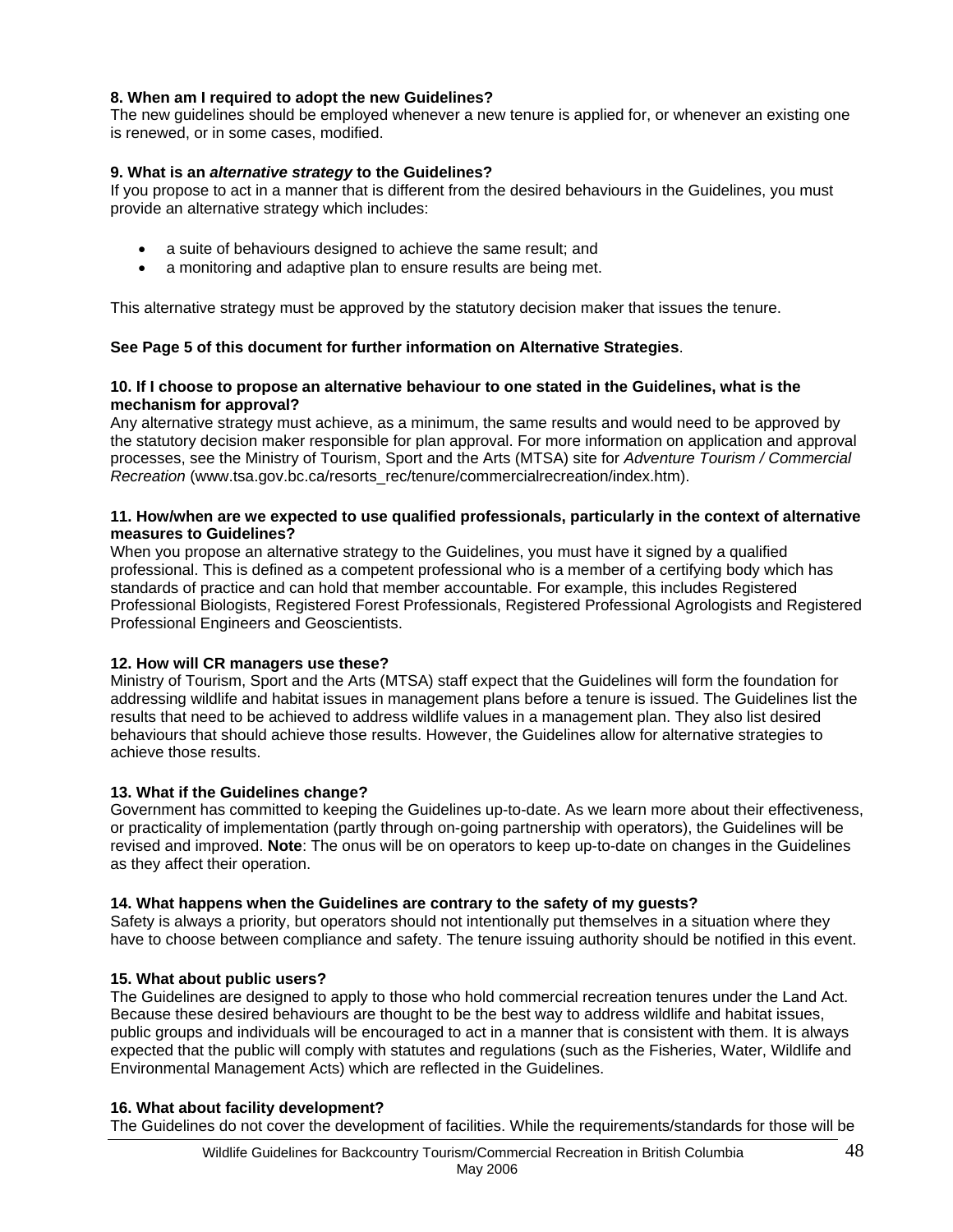**8. When am I required to adopt the new Guidelines?**
The new guidelines should be employed whenever a new tenure is applied for, or whenever an existing one is renewed, or in some cases, modified.

**9. What is an *alternative strategy* to the Guidelines?**
If you propose to act in a manner that is different from the desired behaviours in the Guidelines, you must provide an alternative strategy which includes:

- a suite of behaviours designed to achieve the same result; and
- a monitoring and adaptive plan to ensure results are being met.

This alternative strategy must be approved by the statutory decision maker that issues the tenure.

**See Page 5 of this document for further information on Alternative Strategies**.

**10. If I choose to propose an alternative behaviour to one stated in the Guidelines, what is the mechanism for approval?**
Any alternative strategy must achieve, as a minimum, the same results and would need to be approved by the statutory decision maker responsible for plan approval. For more information on application and approval processes, see the Ministry of Tourism, Sport and the Arts (MTSA) site for *Adventure Tourism / Commercial Recreation* (www.tsa.gov.bc.ca/resorts_rec/tenure/commercialrecreation/index.htm).

**11. How/when are we expected to use qualified professionals, particularly in the context of alternative measures to Guidelines?**
When you propose an alternative strategy to the Guidelines, you must have it signed by a qualified professional. This is defined as a competent professional who is a member of a certifying body which has standards of practice and can hold that member accountable. For example, this includes Registered Professional Biologists, Registered Forest Professionals, Registered Professional Agrologists and Registered Professional Engineers and Geoscientists.

**12. How will CR managers use these?**
Ministry of Tourism, Sport and the Arts (MTSA) staff expect that the Guidelines will form the foundation for addressing wildlife and habitat issues in management plans before a tenure is issued. The Guidelines list the results that need to be achieved to address wildlife values in a management plan. They also list desired behaviours that should achieve those results. However, the Guidelines allow for alternative strategies to achieve those results.

**13. What if the Guidelines change?**
Government has committed to keeping the Guidelines up-to-date. As we learn more about their effectiveness, or practicality of implementation (partly through on-going partnership with operators), the Guidelines will be revised and improved. **Note**: The onus will be on operators to keep up-to-date on changes in the Guidelines as they affect their operation.

**14. What happens when the Guidelines are contrary to the safety of my guests?**
Safety is always a priority, but operators should not intentionally put themselves in a situation where they have to choose between compliance and safety. The tenure issuing authority should be notified in this event.

**15. What about public users?**
The Guidelines are designed to apply to those who hold commercial recreation tenures under the Land Act. Because these desired behaviours are thought to be the best way to address wildlife and habitat issues, public groups and individuals will be encouraged to act in a manner that is consistent with them. It is always expected that the public will comply with statutes and regulations (such as the Fisheries, Water, Wildlife and Environmental Management Acts) which are reflected in the Guidelines.

**16. What about facility development?**
The Guidelines do not cover the development of facilities. While the requirements/standards for those will be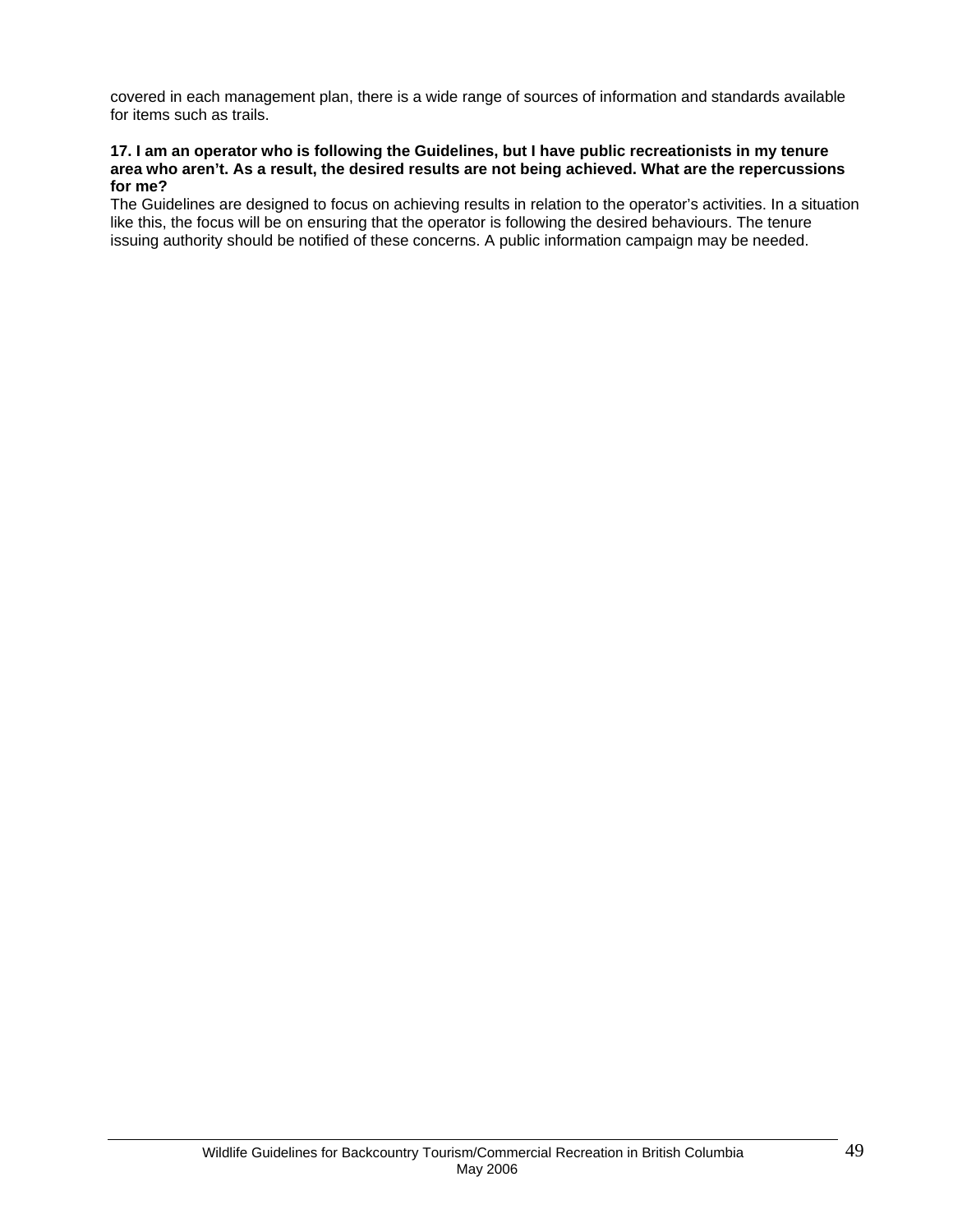covered in each management plan, there is a wide range of sources of information and standards available for items such as trails.

**17. I am an operator who is following the Guidelines, but I have public recreationists in my tenure area who aren't. As a result, the desired results are not being achieved. What are the repercussions for me?**

The Guidelines are designed to focus on achieving results in relation to the operator's activities. In a situation like this, the focus will be on ensuring that the operator is following the desired behaviours. The tenure issuing authority should be notified of these concerns. A public information campaign may be needed.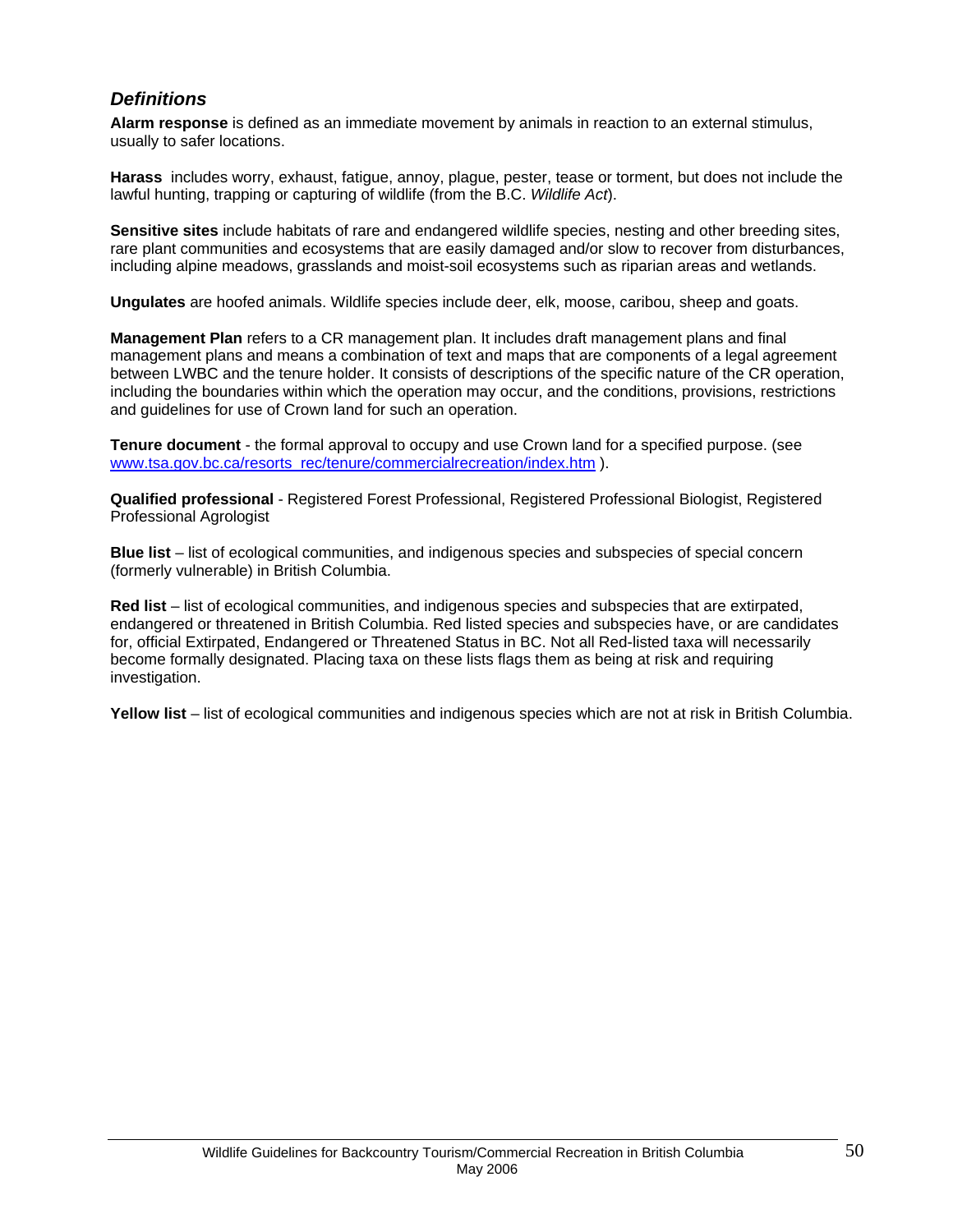## *Definitions*

**Alarm response** is defined as an immediate movement by animals in reaction to an external stimulus, usually to safer locations.

**Harass** includes worry, exhaust, fatigue, annoy, plague, pester, tease or torment, but does not include the lawful hunting, trapping or capturing of wildlife (from the B.C. *Wildlife Act*).

**Sensitive sites** include habitats of rare and endangered wildlife species, nesting and other breeding sites, rare plant communities and ecosystems that are easily damaged and/or slow to recover from disturbances, including alpine meadows, grasslands and moist-soil ecosystems such as riparian areas and wetlands.

**Ungulates** are hoofed animals. Wildlife species include deer, elk, moose, caribou, sheep and goats.

**Management Plan** refers to a CR management plan. It includes draft management plans and final management plans and means a combination of text and maps that are components of a legal agreement between LWBC and the tenure holder. It consists of descriptions of the specific nature of the CR operation, including the boundaries within which the operation may occur, and the conditions, provisions, restrictions and guidelines for use of Crown land for such an operation.

**Tenure document** - the formal approval to occupy and use Crown land for a specified purpose. (see [www.tsa.gov.bc.ca/resorts_rec/tenure/commercialrecreation/index.htm](www.tsa.gov.bc.ca/resorts_rec/tenure/commercialrecreation/index.htm) ).

**Qualified professional** - Registered Forest Professional, Registered Professional Biologist, Registered Professional Agrologist

**Blue list** – list of ecological communities, and indigenous species and subspecies of special concern (formerly vulnerable) in British Columbia.

**Red list** – list of ecological communities, and indigenous species and subspecies that are extirpated, endangered or threatened in British Columbia. Red listed species and subspecies have, or are candidates for, official Extirpated, Endangered or Threatened Status in BC. Not all Red-listed taxa will necessarily become formally designated. Placing taxa on these lists flags them as being at risk and requiring investigation.

**Yellow list** – list of ecological communities and indigenous species which are not at risk in British Columbia.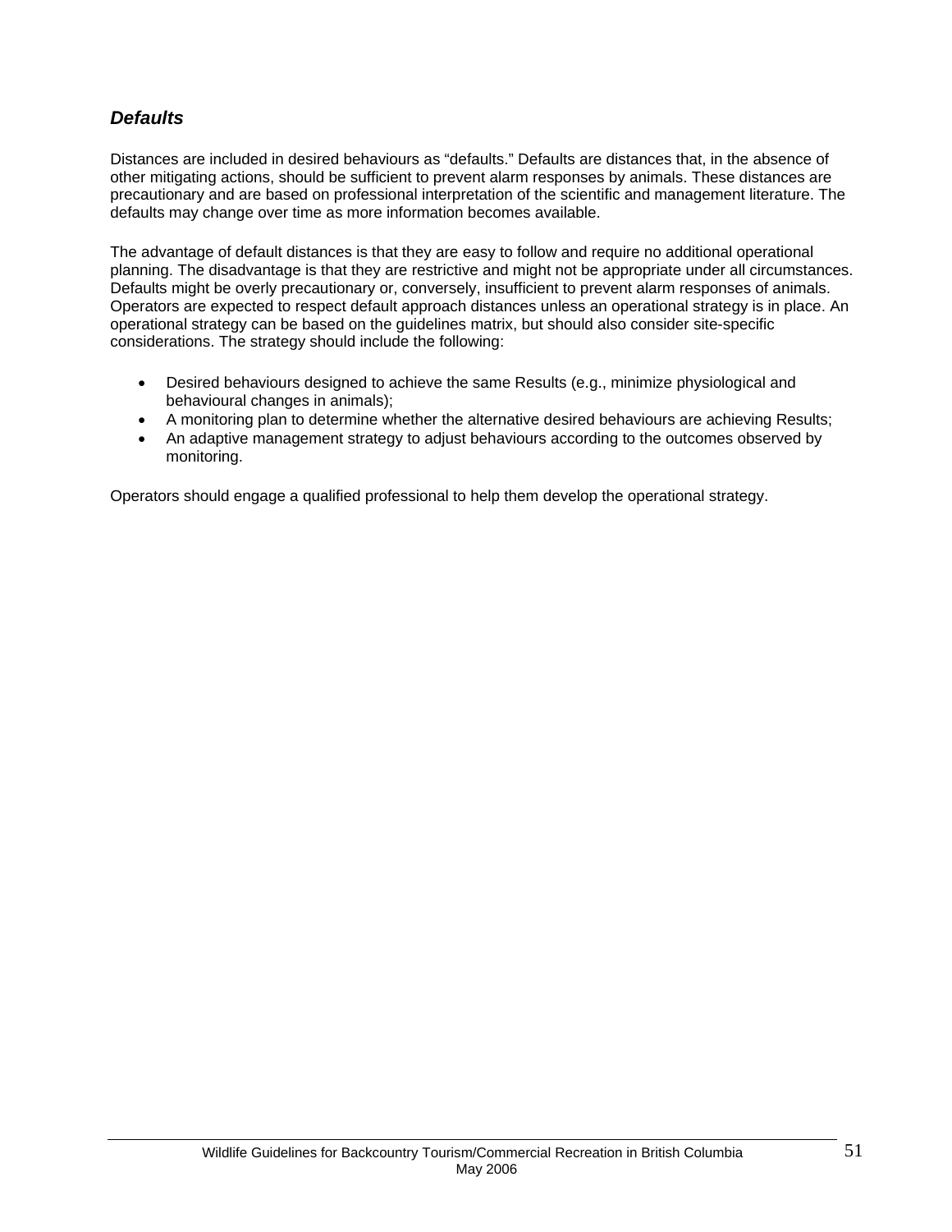### *Defaults*

Distances are included in desired behaviours as "defaults." Defaults are distances that, in the absence of other mitigating actions, should be sufficient to prevent alarm responses by animals. These distances are precautionary and are based on professional interpretation of the scientific and management literature. The defaults may change over time as more information becomes available.

The advantage of default distances is that they are easy to follow and require no additional operational planning. The disadvantage is that they are restrictive and might not be appropriate under all circumstances. Defaults might be overly precautionary or, conversely, insufficient to prevent alarm responses of animals. Operators are expected to respect default approach distances unless an operational strategy is in place. An operational strategy can be based on the guidelines matrix, but should also consider site-specific considerations. The strategy should include the following:

- Desired behaviours designed to achieve the same Results (e.g., minimize physiological and behavioural changes in animals);
- A monitoring plan to determine whether the alternative desired behaviours are achieving Results;
- An adaptive management strategy to adjust behaviours according to the outcomes observed by monitoring.

Operators should engage a qualified professional to help them develop the operational strategy.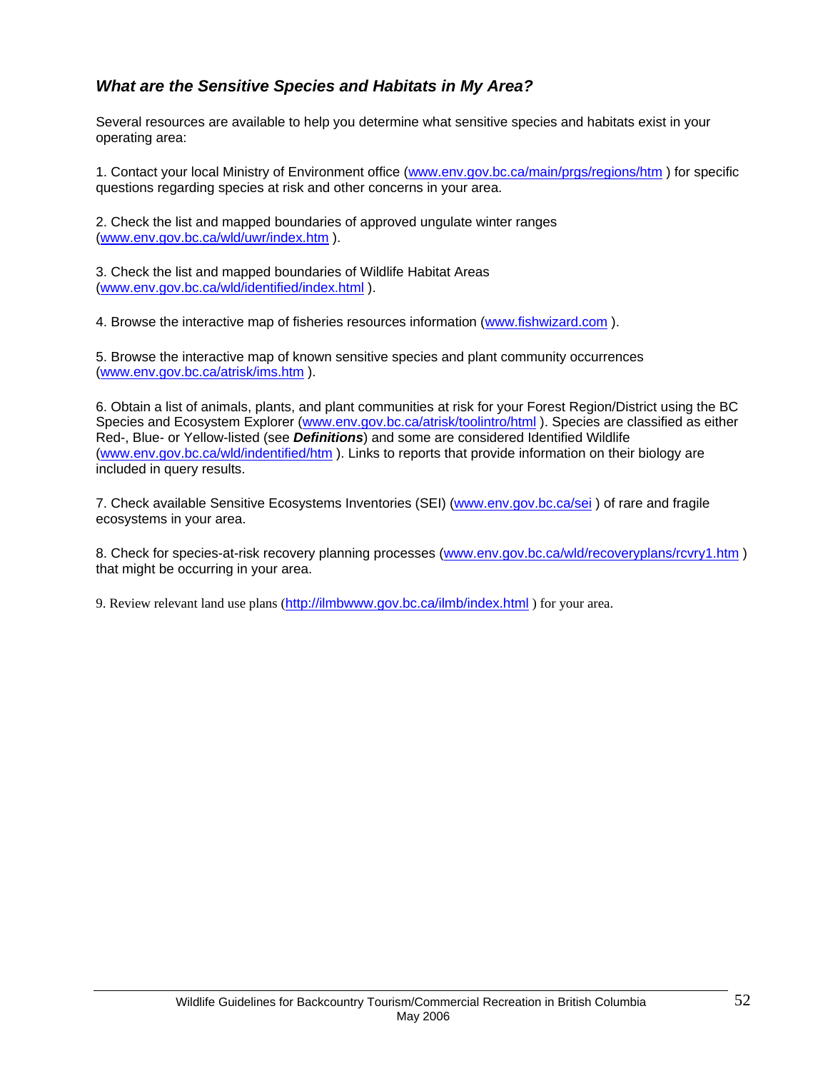### *What are the Sensitive Species and Habitats in My Area?*

Several resources are available to help you determine what sensitive species and habitats exist in your operating area:

1. Contact your local Ministry of Environment office (www.env.gov.bc.ca/main/prgs/regions/htm ) for specific questions regarding species at risk and other concerns in your area.

2. Check the list and mapped boundaries of approved ungulate winter ranges (www.env.gov.bc.ca/wld/uwr/index.htm ).

3. Check the list and mapped boundaries of Wildlife Habitat Areas (www.env.gov.bc.ca/wld/identified/index.html ).

4. Browse the interactive map of fisheries resources information (www.fishwizard.com ).

5. Browse the interactive map of known sensitive species and plant community occurrences (www.env.gov.bc.ca/atrisk/ims.htm ).

6. Obtain a list of animals, plants, and plant communities at risk for your Forest Region/District using the BC Species and Ecosystem Explorer (www.env.gov.bc.ca/atrisk/toolintro/html ). Species are classified as either Red-, Blue- or Yellow-listed (see ***Definitions***) and some are considered Identified Wildlife (www.env.gov.bc.ca/wld/indentified/htm ). Links to reports that provide information on their biology are included in query results.

7. Check available Sensitive Ecosystems Inventories (SEI) (www.env.gov.bc.ca/sei ) of rare and fragile ecosystems in your area.

8. Check for species-at-risk recovery planning processes (www.env.gov.bc.ca/wld/recoveryplans/rcvry1.htm ) that might be occurring in your area.

9. Review relevant land use plans (http://ilmbwww.gov.bc.ca/ilmb/index.html ) for your area.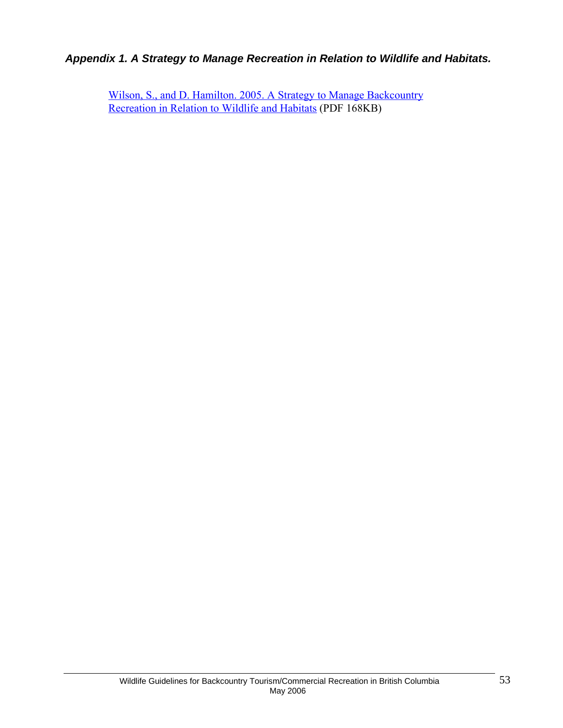### *Appendix 1. A Strategy to Manage Recreation in Relation to Wildlife and Habitats.*

Wilson, S., and D. Hamilton. 2005. A Strategy to Manage Backcountry Recreation in Relation to Wildlife and Habitats (PDF 168KB)